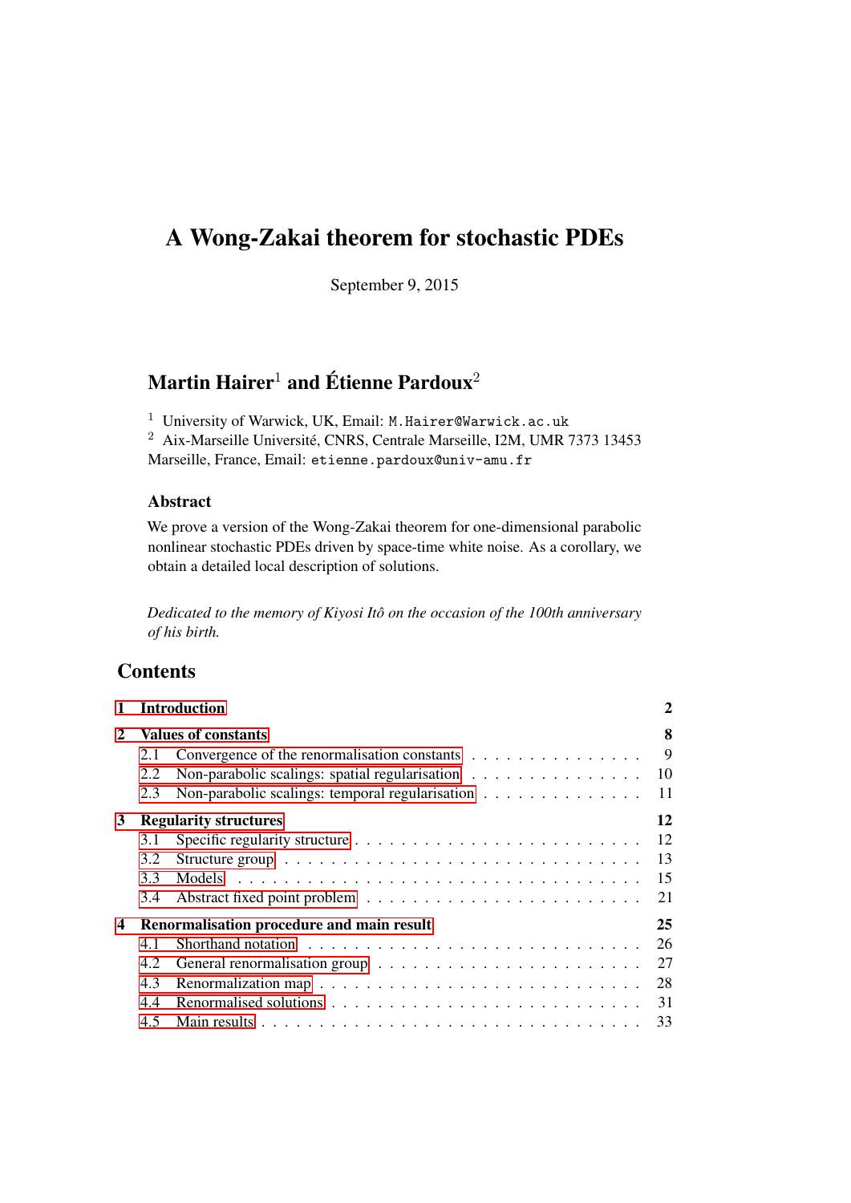# A Wong-Zakai theorem for stochastic PDEs

September 9, 2015

## Martin Hairer[1] and Étienne Pardoux[2]

[1] University of Warwick, UK, Email: `M.Hairer@Warwick.ac.uk`
[2] Aix-Marseille Université, CNRS, Centrale Marseille, I2M, UMR 7373 13453 Marseille, France, Email: `etienne.pardoux@univ-amu.fr`

### Abstract

We prove a version of the Wong-Zakai theorem for one-dimensional parabolic nonlinear stochastic PDEs driven by space-time white noise. As a corollary, we obtain a detailed local description of solutions.

*Dedicated to the memory of Kiyosi Itô on the occasion of the 100th anniversary of his birth.*

## Contents

- **1 Introduction** — 2
- **2 Values of constants** — 8
  - 2.1 Convergence of the renormalisation constants — 9
  - 2.2 Non-parabolic scalings: spatial regularisation — 10
  - 2.3 Non-parabolic scalings: temporal regularisation — 11
- **3 Regularity structures** — 12
  - 3.1 Specific regularity structure — 12
  - 3.2 Structure group — 13
  - 3.3 Models — 15
  - 3.4 Abstract fixed point problem — 21
- **4 Renormalisation procedure and main result** — 25
  - 4.1 Shorthand notation — 26
  - 4.2 General renormalisation group — 27
  - 4.3 Renormalization map — 28
  - 4.4 Renormalised solutions — 31
  - 4.5 Main results — 33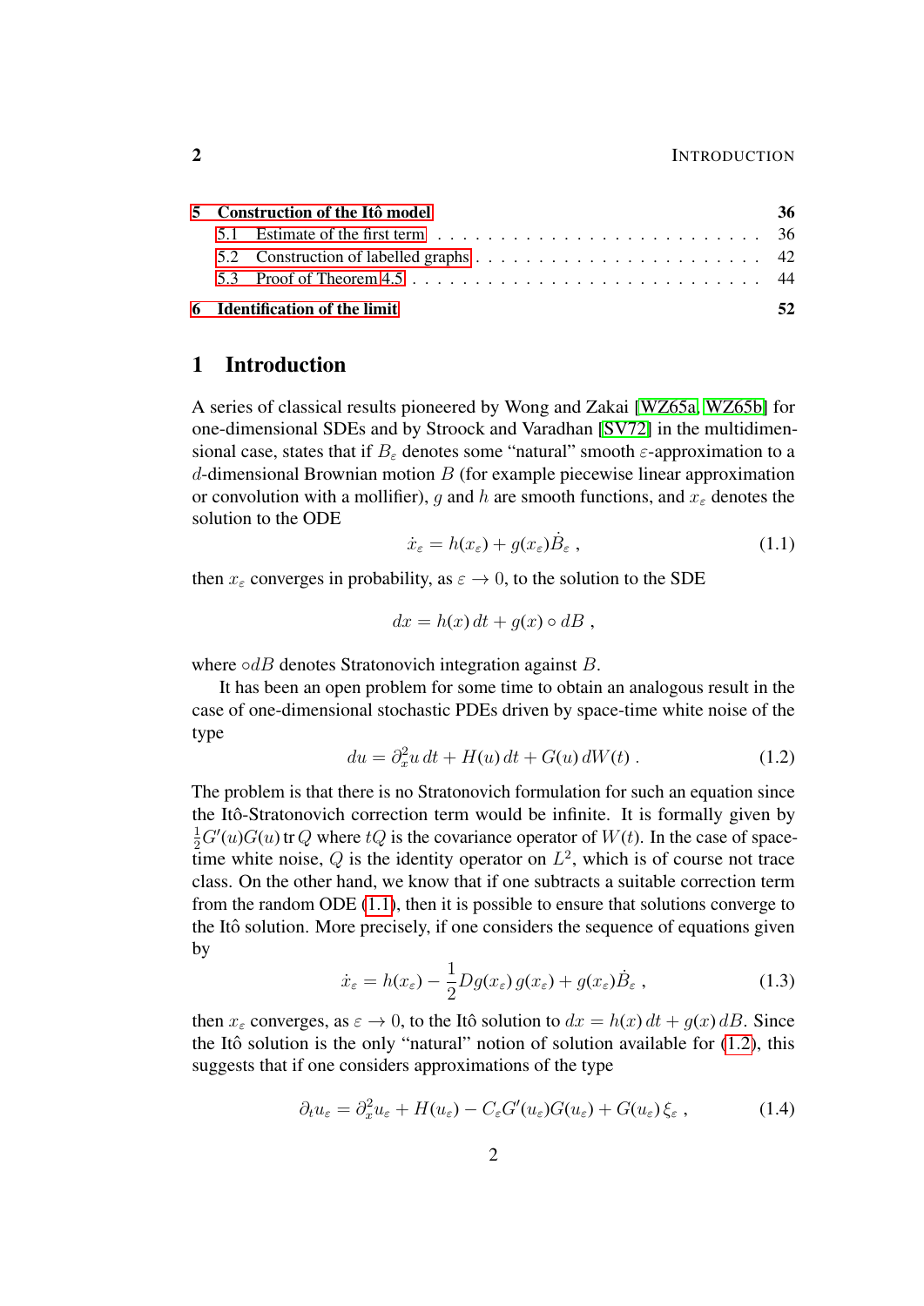| | | |
|---|---|---|
| **5** | **Construction of the Itô model** | **36** |
| 5.1 | Estimate of the first term | 36 |
| 5.2 | Construction of labelled graphs | 42 |
| 5.3 | Proof of Theorem 4.5 | 44 |
| **6** | **Identification of the limit** | **52** |

# 1 Introduction

A series of classical results pioneered by Wong and Zakai [WZ65a, WZ65b] for one-dimensional SDEs and by Stroock and Varadhan [SV72] in the multidimensional case, states that if $B_\varepsilon$ denotes some "natural" smooth $\varepsilon$-approximation to a $d$-dimensional Brownian motion $B$ (for example piecewise linear approximation or convolution with a mollifier), $g$ and $h$ are smooth functions, and $x_\varepsilon$ denotes the solution to the ODE

$$\dot{x}_\varepsilon = h(x_\varepsilon) + g(x_\varepsilon)\dot{B}_\varepsilon \;, \tag{1.1}$$

then $x_\varepsilon$ converges in probability, as $\varepsilon \to 0$, to the solution to the SDE

$$dx = h(x)\,dt + g(x) \circ dB \;,$$

where $\circ dB$ denotes Stratonovich integration against $B$.

It has been an open problem for some time to obtain an analogous result in the case of one-dimensional stochastic PDEs driven by space-time white noise of the type

$$du = \partial_x^2 u\,dt + H(u)\,dt + G(u)\,dW(t) \;. \tag{1.2}$$

The problem is that there is no Stratonovich formulation for such an equation since the Itô-Stratonovich correction term would be infinite. It is formally given by $\frac{1}{2}G'(u)G(u)\,\mathrm{tr}\,Q$ where $tQ$ is the covariance operator of $W(t)$. In the case of space-time white noise, $Q$ is the identity operator on $L^2$, which is of course not trace class. On the other hand, we know that if one subtracts a suitable correction term from the random ODE (1.1), then it is possible to ensure that solutions converge to the Itô solution. More precisely, if one considers the sequence of equations given by

$$\dot{x}_\varepsilon = h(x_\varepsilon) - \frac{1}{2}Dg(x_\varepsilon)\,g(x_\varepsilon) + g(x_\varepsilon)\dot{B}_\varepsilon \;, \tag{1.3}$$

then $x_\varepsilon$ converges, as $\varepsilon \to 0$, to the Itô solution to $dx = h(x)\,dt + g(x)\,dB$. Since the Itô solution is the only "natural" notion of solution available for (1.2), this suggests that if one considers approximations of the type

$$\partial_t u_\varepsilon = \partial_x^2 u_\varepsilon + H(u_\varepsilon) - C_\varepsilon G'(u_\varepsilon)G(u_\varepsilon) + G(u_\varepsilon)\,\xi_\varepsilon \;, \tag{1.4}$$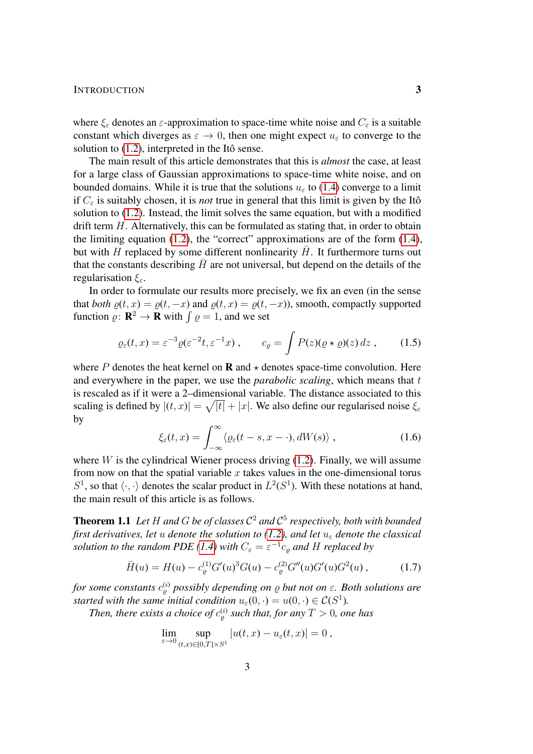where $\xi_\varepsilon$ denotes an $\varepsilon$-approximation to space-time white noise and $C_\varepsilon$ is a suitable constant which diverges as $\varepsilon \to 0$, then one might expect $u_\varepsilon$ to converge to the solution to (1.2), interpreted in the Itô sense.

The main result of this article demonstrates that this is *almost* the case, at least for a large class of Gaussian approximations to space-time white noise, and on bounded domains. While it is true that the solutions $u_\varepsilon$ to (1.4) converge to a limit if $C_\varepsilon$ is suitably chosen, it is *not* true in general that this limit is given by the Itô solution to (1.2). Instead, the limit solves the same equation, but with a modified drift term $H$. Alternatively, this can be formulated as stating that, in order to obtain the limiting equation (1.2), the "correct" approximations are of the form (1.4), but with $H$ replaced by some different nonlinearity $\bar H$. It furthermore turns out that the constants describing $\bar H$ are not universal, but depend on the details of the regularisation $\xi_\varepsilon$.

In order to formulate our results more precisely, we fix an even (in the sense that *both* $\varrho(t,x) = \varrho(t,-x)$ and $\varrho(t,x) = \varrho(t,-x)$), smooth, compactly supported function $\varrho\colon \mathbf{R}^2 \to \mathbf{R}$ with $\int \varrho = 1$, and we set

$$\varrho_\varepsilon(t,x) = \varepsilon^{-3}\varrho(\varepsilon^{-2}t, \varepsilon^{-1}x)\;, \qquad c_\varrho = \int P(z)(\varrho \star \varrho)(z)\,dz\;, \tag{1.5}$$

where $P$ denotes the heat kernel on $\mathbf{R}$ and $\star$ denotes space-time convolution. Here and everywhere in the paper, we use the *parabolic scaling*, which means that $t$ is rescaled as if it were a 2–dimensional variable. The distance associated to this scaling is defined by $|(t,x)| = \sqrt{|t|} + |x|$. We also define our regularised noise $\xi_\varepsilon$ by

$$\xi_\varepsilon(t,x) = \int_{-\infty}^{\infty} \langle \varrho_\varepsilon(t-s, x-\cdot), dW(s)\rangle\;, \tag{1.6}$$

where $W$ is the cylindrical Wiener process driving (1.2). Finally, we will assume from now on that the spatial variable $x$ takes values in the one-dimensional torus $S^1$, so that $\langle\cdot,\cdot\rangle$ denotes the scalar product in $L^2(S^1)$. With these notations at hand, the main result of this article is as follows.

**Theorem 1.1** *Let $H$ and $G$ be of classes $\mathcal{C}^2$ and $\mathcal{C}^5$ respectively, both with bounded first derivatives, let $u$ denote the solution to (1.2), and let $u_\varepsilon$ denote the classical solution to the random PDE (1.4) with $C_\varepsilon = \varepsilon^{-1}c_\varrho$ and $H$ replaced by*

$$\bar H(u) = H(u) - c_\varrho^{(1)} G'(u)^3 G(u) - c_\varrho^{(2)} G''(u)G'(u)G^2(u)\;, \tag{1.7}$$

*for some constants $c_\varrho^{(i)}$ possibly depending on $\varrho$ but not on $\varepsilon$. Both solutions are started with the same initial condition $u_\varepsilon(0,\cdot) = u(0,\cdot) \in \mathcal{C}(S^1)$.*

*Then, there exists a choice of $c_\varrho^{(i)}$ such that, for any $T > 0$, one has*

$$\lim_{\varepsilon\to 0} \sup_{(t,x)\in[0,T]\times S^1} |u(t,x) - u_\varepsilon(t,x)| = 0\;,$$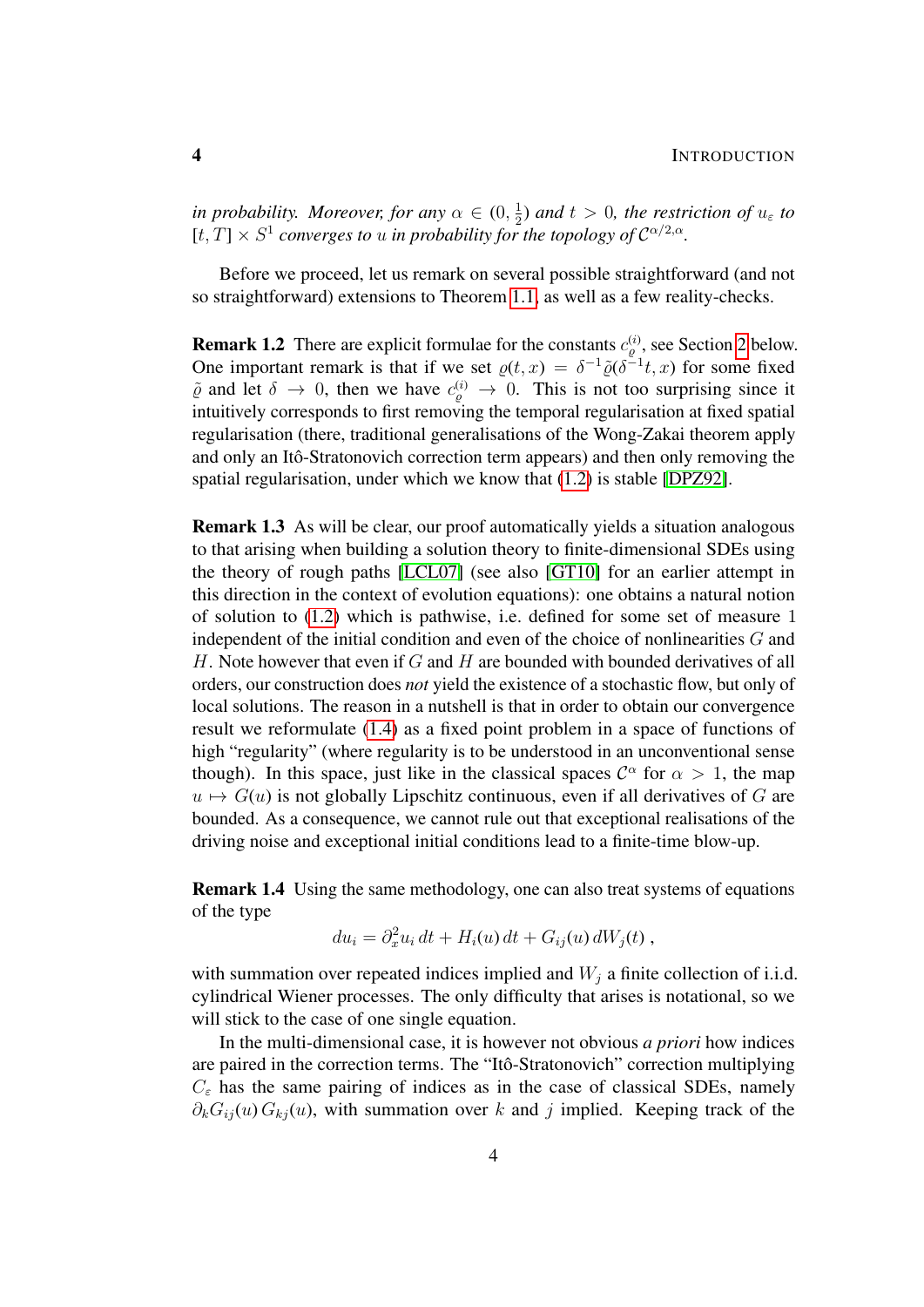*in probability. Moreover, for any $\alpha \in (0, \frac{1}{2})$ and $t > 0$, the restriction of $u_\varepsilon$ to $[t, T] \times S^1$ converges to $u$ in probability for the topology of $\mathcal{C}^{\alpha/2,\alpha}$.*

Before we proceed, let us remark on several possible straightforward (and not so straightforward) extensions to Theorem 1.1, as well as a few reality-checks.

**Remark 1.2** There are explicit formulae for the constants $c_\varrho^{(i)}$, see Section 2 below. One important remark is that if we set $\varrho(t, x) = \delta^{-1}\tilde{\varrho}(\delta^{-1}t, x)$ for some fixed $\tilde{\varrho}$ and let $\delta \to 0$, then we have $c_\varrho^{(i)} \to 0$. This is not too surprising since it intuitively corresponds to first removing the temporal regularisation at fixed spatial regularisation (there, traditional generalisations of the Wong-Zakai theorem apply and only an Itô-Stratonovich correction term appears) and then only removing the spatial regularisation, under which we know that (1.2) is stable [DPZ92].

**Remark 1.3** As will be clear, our proof automatically yields a situation analogous to that arising when building a solution theory to finite-dimensional SDEs using the theory of rough paths [LCL07] (see also [GT10] for an earlier attempt in this direction in the context of evolution equations): one obtains a natural notion of solution to (1.2) which is pathwise, i.e. defined for some set of measure 1 independent of the initial condition and even of the choice of nonlinearities $G$ and $H$. Note however that even if $G$ and $H$ are bounded with bounded derivatives of all orders, our construction does *not* yield the existence of a stochastic flow, but only of local solutions. The reason in a nutshell is that in order to obtain our convergence result we reformulate (1.4) as a fixed point problem in a space of functions of high "regularity" (where regularity is to be understood in an unconventional sense though). In this space, just like in the classical spaces $\mathcal{C}^\alpha$ for $\alpha > 1$, the map $u \mapsto G(u)$ is not globally Lipschitz continuous, even if all derivatives of $G$ are bounded. As a consequence, we cannot rule out that exceptional realisations of the driving noise and exceptional initial conditions lead to a finite-time blow-up.

**Remark 1.4** Using the same methodology, one can also treat systems of equations of the type

$$du_i = \partial_x^2 u_i \, dt + H_i(u) \, dt + G_{ij}(u) \, dW_j(t) \;,$$

with summation over repeated indices implied and $W_j$ a finite collection of i.i.d. cylindrical Wiener processes. The only difficulty that arises is notational, so we will stick to the case of one single equation.

In the multi-dimensional case, it is however not obvious *a priori* how indices are paired in the correction terms. The "Itô-Stratonovich" correction multiplying $C_\varepsilon$ has the same pairing of indices as in the case of classical SDEs, namely $\partial_k G_{ij}(u) \, G_{kj}(u)$, with summation over $k$ and $j$ implied. Keeping track of the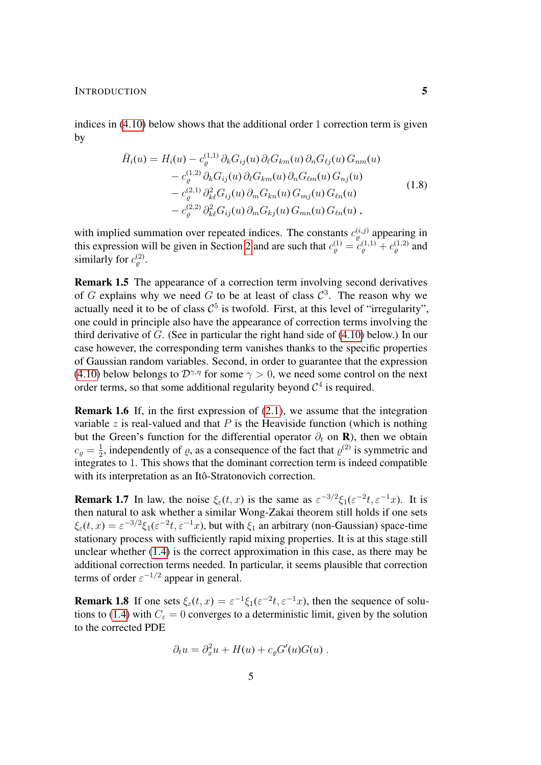indices in (4.10) below shows that the additional order 1 correction term is given by

$$
\begin{aligned}
\bar{H}_i(u) = H_i(u) &- c_\varrho^{(1,1)}\, \partial_k G_{ij}(u)\, \partial_\ell G_{km}(u)\, \partial_n G_{\ell j}(u)\, G_{nm}(u) \\
&- c_\varrho^{(1,2)}\, \partial_k G_{ij}(u)\, \partial_\ell G_{km}(u)\, \partial_n G_{\ell m}(u)\, G_{nj}(u) \\
&- c_\varrho^{(2,1)}\, \partial_{k\ell}^2 G_{ij}(u)\, \partial_m G_{kn}(u)\, G_{mj}(u)\, G_{\ell n}(u) \\
&- c_\varrho^{(2,2)}\, \partial_{k\ell}^2 G_{ij}(u)\, \partial_m G_{kj}(u)\, G_{mn}(u)\, G_{\ell n}(u)\;,
\end{aligned}
\tag{1.8}
$$

with implied summation over repeated indices. The constants $c_\varrho^{(i,j)}$ appearing in this expression will be given in Section 2 and are such that $c_\varrho^{(1)} = c_\varrho^{(1,1)} + c_\varrho^{(1,2)}$ and similarly for $c_\varrho^{(2)}$.

**Remark 1.5** The appearance of a correction term involving second derivatives of $G$ explains why we need $G$ to be at least of class $\mathcal{C}^3$. The reason why we actually need it to be of class $\mathcal{C}^5$ is twofold. First, at this level of "irregularity", one could in principle also have the appearance of correction terms involving the third derivative of $G$. (See in particular the right hand side of (4.10) below.) In our case however, the corresponding term vanishes thanks to the specific properties of Gaussian random variables. Second, in order to guarantee that the expression (4.10) below belongs to $\mathcal{D}^{\gamma,\eta}$ for some $\gamma > 0$, we need some control on the next order terms, so that some additional regularity beyond $\mathcal{C}^4$ is required.

**Remark 1.6** If, in the first expression of (2.1), we assume that the integration variable $z$ is real-valued and that $P$ is the Heaviside function (which is nothing but the Green's function for the differential operator $\partial_t$ on $\mathbf{R}$), then we obtain $c_\varrho = \frac{1}{2}$, independently of $\varrho$, as a consequence of the fact that $\varrho^{(2)}$ is symmetric and integrates to 1. This shows that the dominant correction term is indeed compatible with its interpretation as an Itô-Stratonovich correction.

**Remark 1.7** In law, the noise $\xi_\varepsilon(t,x)$ is the same as $\varepsilon^{-3/2}\xi_1(\varepsilon^{-2}t, \varepsilon^{-1}x)$. It is then natural to ask whether a similar Wong-Zakai theorem still holds if one sets $\xi_\varepsilon(t,x) = \varepsilon^{-3/2}\xi_1(\varepsilon^{-2}t, \varepsilon^{-1}x)$, but with $\xi_1$ an arbitrary (non-Gaussian) space-time stationary process with sufficiently rapid mixing properties. It is at this stage still unclear whether (1.4) is the correct approximation in this case, as there may be additional correction terms needed. In particular, it seems plausible that correction terms of order $\varepsilon^{-1/2}$ appear in general.

**Remark 1.8** If one sets $\xi_\varepsilon(t,x) = \varepsilon^{-1}\xi_1(\varepsilon^{-2}t, \varepsilon^{-1}x)$, then the sequence of solutions to (1.4) with $C_\varepsilon = 0$ converges to a deterministic limit, given by the solution to the corrected PDE

$$
\partial_t u = \partial_x^2 u + H(u) + c_\varrho G'(u)G(u)\;.
$$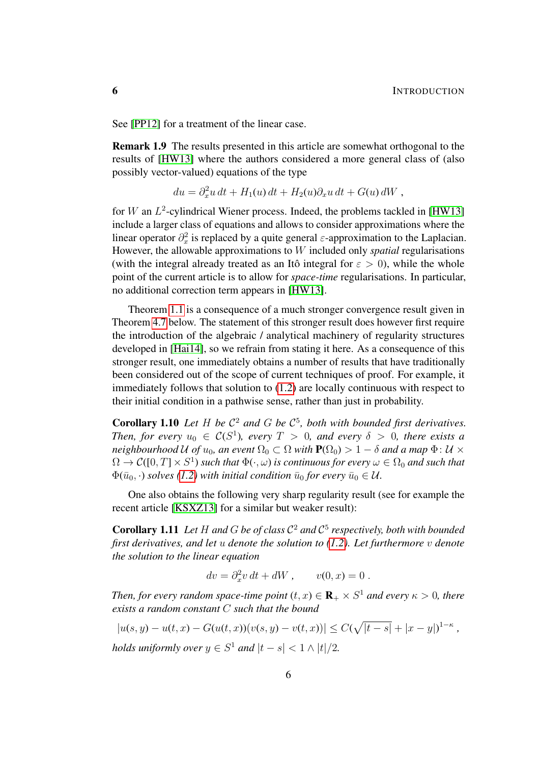See [PP12] for a treatment of the linear case.

**Remark 1.9** The results presented in this article are somewhat orthogonal to the results of [HW13] where the authors considered a more general class of (also possibly vector-valued) equations of the type

$$du = \partial_x^2 u\, dt + H_1(u)\, dt + H_2(u)\partial_x u\, dt + G(u)\, dW\;,$$

for $W$ an $L^2$-cylindrical Wiener process. Indeed, the problems tackled in [HW13] include a larger class of equations and allows to consider approximations where the linear operator $\partial_x^2$ is replaced by a quite general $\varepsilon$-approximation to the Laplacian. However, the allowable approximations to $W$ included only *spatial* regularisations (with the integral already treated as an Itô integral for $\varepsilon > 0$), while the whole point of the current article is to allow for *space-time* regularisations. In particular, no additional correction term appears in [HW13].

Theorem 1.1 is a consequence of a much stronger convergence result given in Theorem 4.7 below. The statement of this stronger result does however first require the introduction of the algebraic / analytical machinery of regularity structures developed in [Hai14], so we refrain from stating it here. As a consequence of this stronger result, one immediately obtains a number of results that have traditionally been considered out of the scope of current techniques of proof. For example, it immediately follows that solution to (1.2) are locally continuous with respect to their initial condition in a pathwise sense, rather than just in probability.

**Corollary 1.10** *Let $H$ be $\mathcal{C}^2$ and $G$ be $\mathcal{C}^5$, both with bounded first derivatives. Then, for every $u_0 \in \mathcal{C}(S^1)$, every $T > 0$, and every $\delta > 0$, there exists a neighbourhood $\mathcal{U}$ of $u_0$, an event $\Omega_0 \subset \Omega$ with $\mathbf{P}(\Omega_0) > 1 - \delta$ and a map $\Phi \colon \mathcal{U} \times \Omega \to \mathcal{C}([0,T] \times S^1)$ such that $\Phi(\cdot, \omega)$ is continuous for every $\omega \in \Omega_0$ and such that $\Phi(\bar u_0, \cdot)$ solves (1.2) with initial condition $\bar u_0$ for every $\bar u_0 \in \mathcal{U}$.*

One also obtains the following very sharp regularity result (see for example the recent article [KSXZ13] for a similar but weaker result):

**Corollary 1.11** *Let $H$ and $G$ be of class $\mathcal{C}^2$ and $\mathcal{C}^5$ respectively, both with bounded first derivatives, and let $u$ denote the solution to (1.2). Let furthermore $v$ denote the solution to the linear equation*

$$dv = \partial_x^2 v\, dt + dW\;, \qquad v(0,x) = 0\;.$$

*Then, for every random space-time point $(t,x) \in \mathbf{R}_+ \times S^1$ and every $\kappa > 0$, there exists a random constant $C$ such that the bound*

$$|u(s,y) - u(t,x) - G(u(t,x))(v(s,y) - v(t,x))| \le C(\sqrt{|t-s|} + |x-y|)^{1-\kappa}\;,$$

*holds uniformly over $y \in S^1$ and $|t-s| < 1 \wedge |t|/2$.*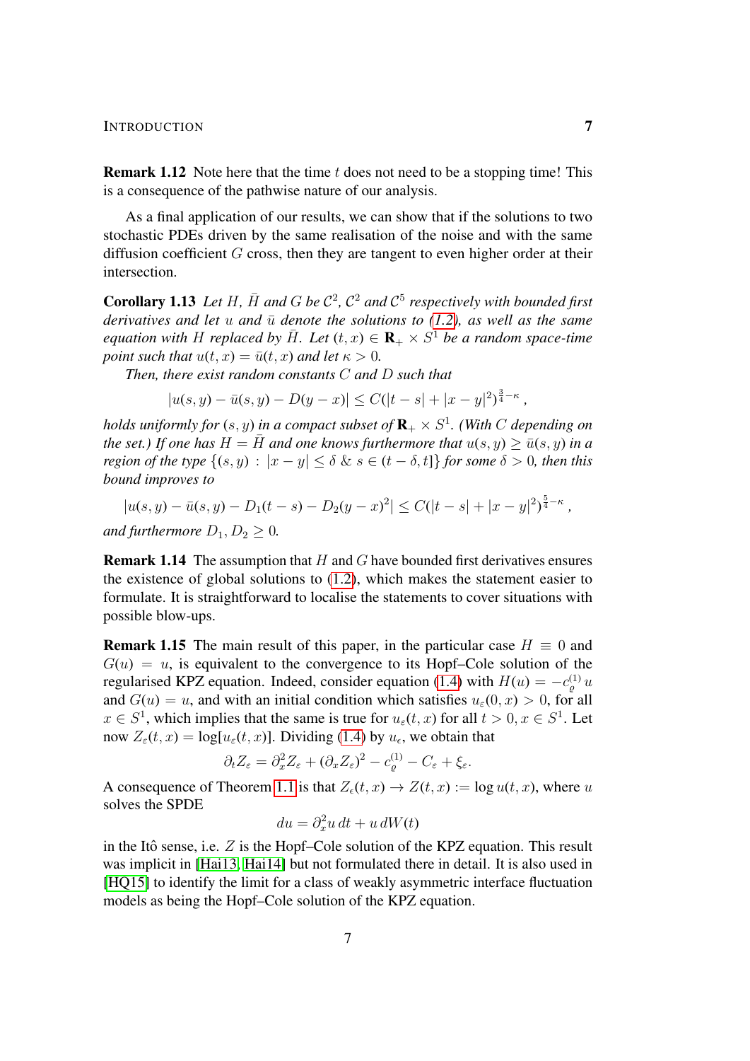**Remark 1.12** Note here that the time $t$ does not need to be a stopping time! This is a consequence of the pathwise nature of our analysis.

As a final application of our results, we can show that if the solutions to two stochastic PDEs driven by the same realisation of the noise and with the same diffusion coefficient $G$ cross, then they are tangent to even higher order at their intersection.

**Corollary 1.13** *Let $H$, $\bar{H}$ and $G$ be $\mathcal{C}^2$, $\mathcal{C}^2$ and $\mathcal{C}^5$ respectively with bounded first derivatives and let $u$ and $\bar{u}$ denote the solutions to (1.2), as well as the same equation with $H$ replaced by $\bar{H}$. Let $(t,x) \in \mathbf{R}_+ \times S^1$ be a random space-time point such that $u(t,x) = \bar{u}(t,x)$ and let $\kappa > 0$.*

*Then, there exist random constants $C$ and $D$ such that*

$$|u(s,y) - \bar{u}(s,y) - D(y-x)| \leq C(|t-s| + |x-y|^2)^{\frac{3}{4}-\kappa},$$

*holds uniformly for $(s,y)$ in a compact subset of $\mathbf{R}_+ \times S^1$. (With $C$ depending on the set.) If one has $H = \bar{H}$ and one knows furthermore that $u(s,y) \geq \bar{u}(s,y)$ in a region of the type $\{(s,y) : |x-y| \leq \delta \ \& \ s \in (t-\delta, t]\}$ for some $\delta > 0$, then this bound improves to*

$$|u(s,y) - \bar{u}(s,y) - D_1(t-s) - D_2(y-x)^2| \leq C(|t-s| + |x-y|^2)^{\frac{5}{4}-\kappa},$$

*and furthermore $D_1, D_2 \geq 0$.*

**Remark 1.14** The assumption that $H$ and $G$ have bounded first derivatives ensures the existence of global solutions to (1.2), which makes the statement easier to formulate. It is straightforward to localise the statements to cover situations with possible blow-ups.

**Remark 1.15** The main result of this paper, in the particular case $H \equiv 0$ and $G(u) = u$, is equivalent to the convergence to its Hopf–Cole solution of the regularised KPZ equation. Indeed, consider equation (1.4) with $H(u) = -c_\varrho^{(1)} u$ and $G(u) = u$, and with an initial condition which satisfies $u_\varepsilon(0,x) > 0$, for all $x \in S^1$, which implies that the same is true for $u_\varepsilon(t,x)$ for all $t > 0, x \in S^1$. Let now $Z_\varepsilon(t,x) = \log[u_\varepsilon(t,x)]$. Dividing (1.4) by $u_\epsilon$, we obtain that

$$\partial_t Z_\varepsilon = \partial_x^2 Z_\varepsilon + (\partial_x Z_\varepsilon)^2 - c_\varrho^{(1)} - C_\varepsilon + \xi_\varepsilon.$$

A consequence of Theorem 1.1 is that $Z_\epsilon(t,x) \to Z(t,x) := \log u(t,x)$, where $u$ solves the SPDE

$$du = \partial_x^2 u \, dt + u \, dW(t)$$

in the Itô sense, i.e. $Z$ is the Hopf–Cole solution of the KPZ equation. This result was implicit in [Hai13, Hai14] but not formulated there in detail. It is also used in [HQ15] to identify the limit for a class of weakly asymmetric interface fluctuation models as being the Hopf–Cole solution of the KPZ equation.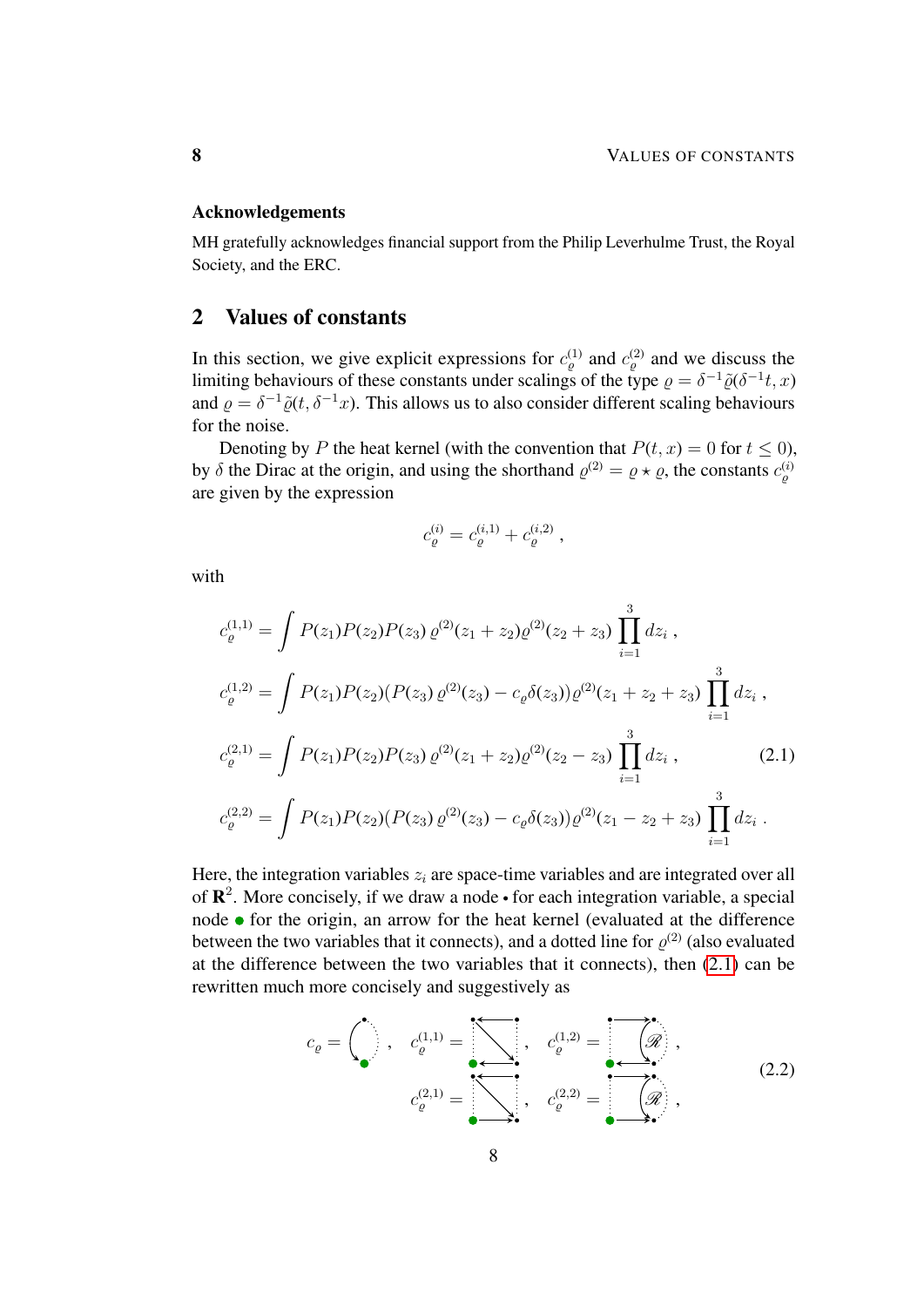### Acknowledgements

MH gratefully acknowledges financial support from the Philip Leverhulme Trust, the Royal Society, and the ERC.

## 2 Values of constants

In this section, we give explicit expressions for $c_\varrho^{(1)}$ and $c_\varrho^{(2)}$ and we discuss the limiting behaviours of these constants under scalings of the type $\varrho = \delta^{-1}\tilde\varrho(\delta^{-1}t, x)$ and $\varrho = \delta^{-1}\tilde\varrho(t, \delta^{-1}x)$. This allows us to also consider different scaling behaviours for the noise.

Denoting by $P$ the heat kernel (with the convention that $P(t,x) = 0$ for $t \le 0$), by $\delta$ the Dirac at the origin, and using the shorthand $\varrho^{(2)} = \varrho \star \varrho$, the constants $c_\varrho^{(i)}$ are given by the expression

$$c_\varrho^{(i)} = c_\varrho^{(i,1)} + c_\varrho^{(i,2)} ,$$

with

$$\begin{aligned}
c_\varrho^{(1,1)} &= \int P(z_1)P(z_2)P(z_3)\, \varrho^{(2)}(z_1+z_2)\varrho^{(2)}(z_2+z_3) \prod_{i=1}^3 dz_i ,\\
c_\varrho^{(1,2)} &= \int P(z_1)P(z_2)(P(z_3)\, \varrho^{(2)}(z_3) - c_\varrho \delta(z_3))\varrho^{(2)}(z_1+z_2+z_3) \prod_{i=1}^3 dz_i ,\\
c_\varrho^{(2,1)} &= \int P(z_1)P(z_2)P(z_3)\, \varrho^{(2)}(z_1+z_2)\varrho^{(2)}(z_2-z_3) \prod_{i=1}^3 dz_i ,\\
c_\varrho^{(2,2)} &= \int P(z_1)P(z_2)(P(z_3)\, \varrho^{(2)}(z_3) - c_\varrho \delta(z_3))\varrho^{(2)}(z_1-z_2+z_3) \prod_{i=1}^3 dz_i .
\end{aligned} \tag{2.1}$$

Here, the integration variables $z_i$ are space-time variables and are integrated over all of $\mathbf{R}^2$. More concisely, if we draw a node $\bullet$ for each integration variable, a special node $\color{green}\bullet$ for the origin, an arrow for the heat kernel (evaluated at the difference between the two variables that it connects), and a dotted line for $\varrho^{(2)}$ (also evaluated at the difference between the two variables that it connects), then (2.1) can be rewritten much more concisely and suggestively as

$$c_\varrho = [\text{graph}] , \quad c_\varrho^{(1,1)} = [\text{graph}] , \quad c_\varrho^{(1,2)} = [\text{graph with } \mathscr{R}] ,$$
$$c_\varrho^{(2,1)} = [\text{graph}] , \quad c_\varrho^{(2,2)} = [\text{graph with } \mathscr{R}] , \tag{2.2}$$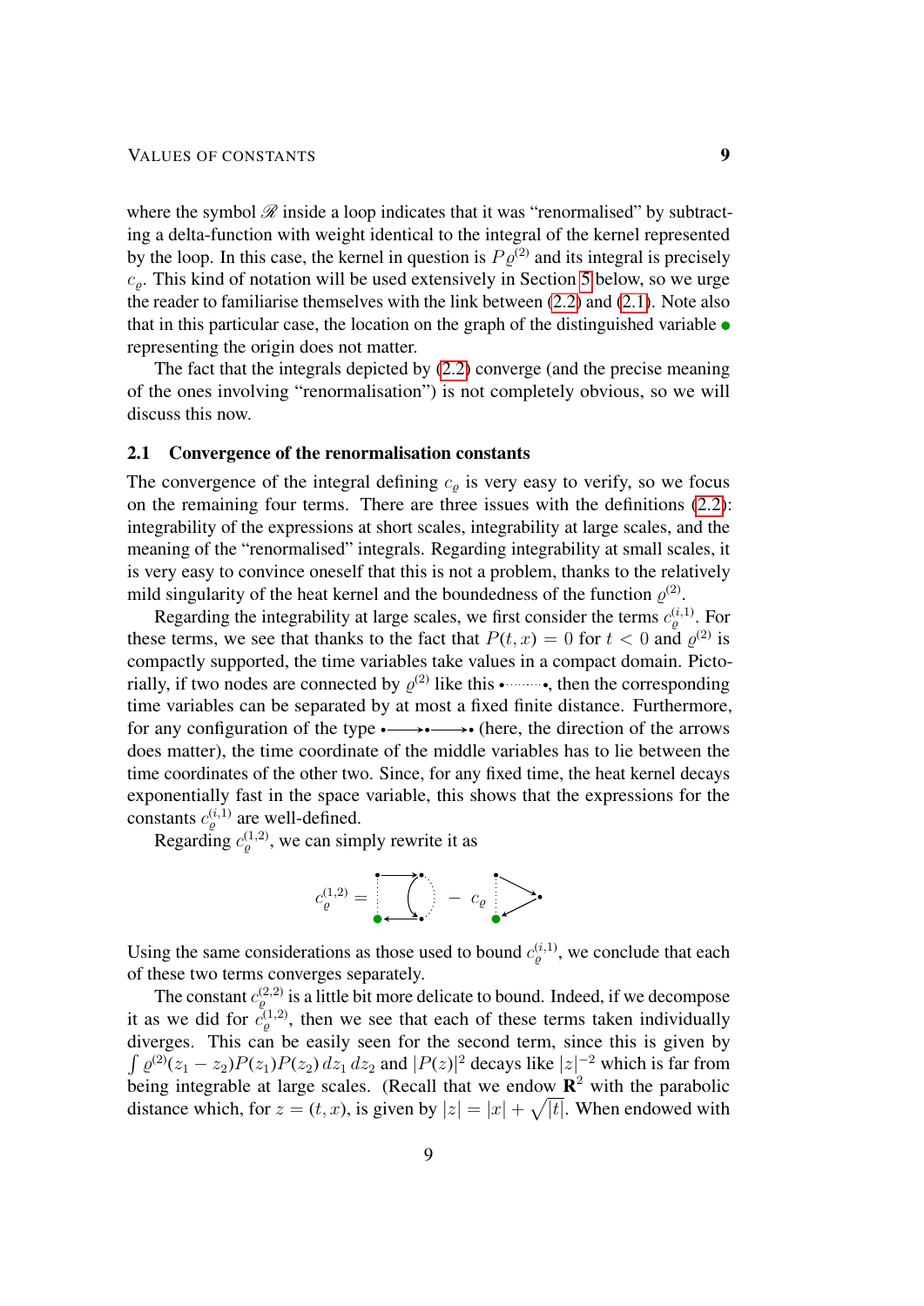where the symbol $\mathscr{R}$ inside a loop indicates that it was "renormalised" by subtracting a delta-function with weight identical to the integral of the kernel represented by the loop. In this case, the kernel in question is $P\varrho^{(2)}$ and its integral is precisely $c_\varrho$. This kind of notation will be used extensively in Section 5 below, so we urge the reader to familiarise themselves with the link between (2.2) and (2.1). Note also that in this particular case, the location on the graph of the distinguished variable $\bullet$ representing the origin does not matter.

The fact that the integrals depicted by (2.2) converge (and the precise meaning of the ones involving "renormalisation") is not completely obvious, so we will discuss this now.

## 2.1 Convergence of the renormalisation constants

The convergence of the integral defining $c_\varrho$ is very easy to verify, so we focus on the remaining four terms. There are three issues with the definitions (2.2): integrability of the expressions at short scales, integrability at large scales, and the meaning of the "renormalised" integrals. Regarding integrability at small scales, it is very easy to convince oneself that this is not a problem, thanks to the relatively mild singularity of the heat kernel and the boundedness of the function $\varrho^{(2)}$.

Regarding the integrability at large scales, we first consider the terms $c_\varrho^{(i,1)}$. For these terms, we see that thanks to the fact that $P(t,x) = 0$ for $t < 0$ and $\varrho^{(2)}$ is compactly supported, the time variables take values in a compact domain. Pictorially, if two nodes are connected by $\varrho^{(2)}$ like this $\bullet\cdots\cdots\bullet$, then the corresponding time variables can be separated by at most a fixed finite distance. Furthermore, for any configuration of the type $\bullet\!\longrightarrow\!\bullet\!\longrightarrow\!\bullet$ (here, the direction of the arrows does matter), the time coordinate of the middle variables has to lie between the time coordinates of the other two. Since, for any fixed time, the heat kernel decays exponentially fast in the space variable, this shows that the expressions for the constants $c_\varrho^{(i,1)}$ are well-defined.

Regarding $c_\varrho^{(1,2)}$, we can simply rewrite it as

$$c_\varrho^{(1,2)} = [\text{graph}] \; - \; c_\varrho \, [\text{graph}]$$

Using the same considerations as those used to bound $c_\varrho^{(i,1)}$, we conclude that each of these two terms converges separately.

The constant $c_\varrho^{(2,2)}$ is a little bit more delicate to bound. Indeed, if we decompose it as we did for $c_\varrho^{(1,2)}$, then we see that each of these terms taken individually diverges. This can be easily seen for the second term, since this is given by $\int \varrho^{(2)}(z_1 - z_2) P(z_1) P(z_2)\, dz_1\, dz_2$ and $|P(z)|^2$ decays like $|z|^{-2}$ which is far from being integrable at large scales. (Recall that we endow $\mathbf{R}^2$ with the parabolic distance which, for $z = (t,x)$, is given by $|z| = |x| + \sqrt{|t|}$. When endowed with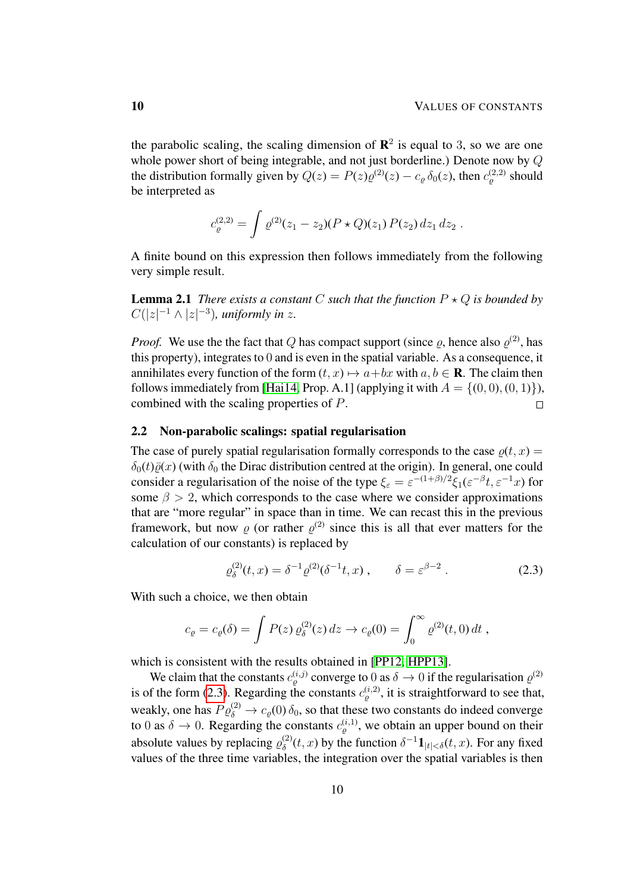the parabolic scaling, the scaling dimension of $\mathbf{R}^2$ is equal to 3, so we are one whole power short of being integrable, and not just borderline.) Denote now by $Q$ the distribution formally given by $Q(z) = P(z)\varrho^{(2)}(z) - c_\varrho\,\delta_0(z)$, then $c_\varrho^{(2,2)}$ should be interpreted as

$$c_\varrho^{(2,2)} = \int \varrho^{(2)}(z_1 - z_2)(P \star Q)(z_1)\,P(z_2)\,dz_1\,dz_2\;.$$

A finite bound on this expression then follows immediately from the following very simple result.

**Lemma 2.1** *There exists a constant $C$ such that the function $P \star Q$ is bounded by $C(|z|^{-1} \wedge |z|^{-3})$, uniformly in $z$.*

*Proof.* We use the the fact that $Q$ has compact support (since $\varrho$, hence also $\varrho^{(2)}$, has this property), integrates to 0 and is even in the spatial variable. As a consequence, it annihilates every function of the form $(t,x) \mapsto a+bx$ with $a,b \in \mathbf{R}$. The claim then follows immediately from [Hai14, Prop. A.1] (applying it with $A = \{(0,0),(0,1)\}$), combined with the scaling properties of $P$. $\square$

### 2.2 Non-parabolic scalings: spatial regularisation

The case of purely spatial regularisation formally corresponds to the case $\varrho(t,x) = \delta_0(t)\bar\varrho(x)$ (with $\delta_0$ the Dirac distribution centred at the origin). In general, one could consider a regularisation of the noise of the type $\xi_\varepsilon = \varepsilon^{-(1+\beta)/2}\xi_1(\varepsilon^{-\beta}t, \varepsilon^{-1}x)$ for some $\beta > 2$, which corresponds to the case where we consider approximations that are "more regular" in space than in time. We can recast this in the previous framework, but now $\varrho$ (or rather $\varrho^{(2)}$ since this is all that ever matters for the calculation of our constants) is replaced by

$$\varrho_\delta^{(2)}(t,x) = \delta^{-1}\varrho^{(2)}(\delta^{-1}t, x)\;, \qquad \delta = \varepsilon^{\beta-2}\;. \tag{2.3}$$

With such a choice, we then obtain

$$c_\varrho = c_\varrho(\delta) = \int P(z)\,\varrho_\delta^{(2)}(z)\,dz \to c_\varrho(0) = \int_0^\infty \varrho^{(2)}(t,0)\,dt\;,$$

which is consistent with the results obtained in [PP12, HPP13].

We claim that the constants $c_\varrho^{(i,j)}$ converge to 0 as $\delta \to 0$ if the regularisation $\varrho^{(2)}$ is of the form (2.3). Regarding the constants $c_\varrho^{(i,2)}$, it is straightforward to see that, weakly, one has $P\varrho_\delta^{(2)} \to c_\varrho(0)\,\delta_0$, so that these two constants do indeed converge to 0 as $\delta \to 0$. Regarding the constants $c_\varrho^{(i,1)}$, we obtain an upper bound on their absolute values by replacing $\varrho_\delta^{(2)}(t,x)$ by the function $\delta^{-1}\mathbf{1}_{|t|<\delta}(t,x)$. For any fixed values of the three time variables, the integration over the spatial variables is then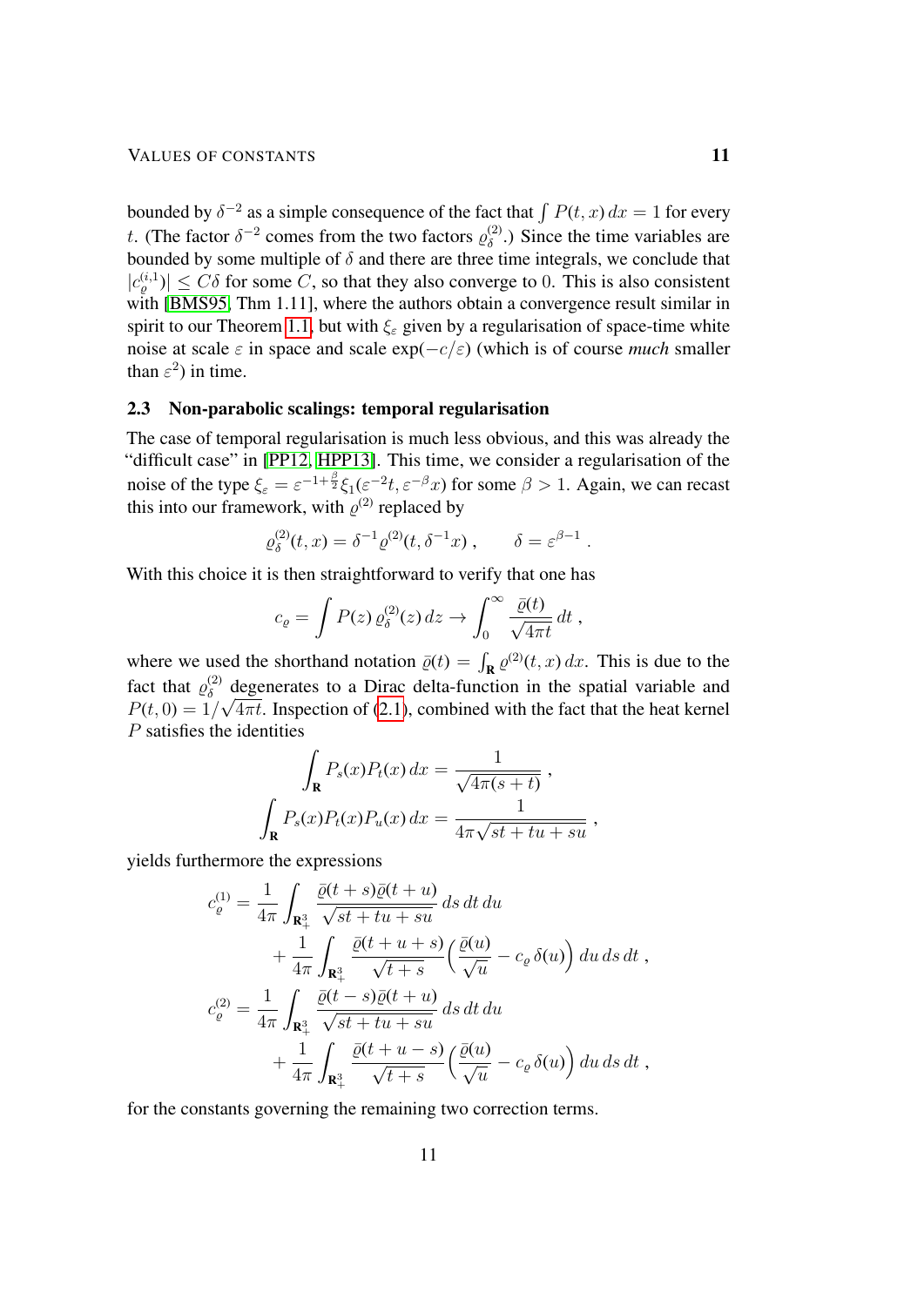bounded by $\delta^{-2}$ as a simple consequence of the fact that $\int P(t,x)\,dx = 1$ for every $t$. (The factor $\delta^{-2}$ comes from the two factors $\varrho_\delta^{(2)}$.) Since the time variables are bounded by some multiple of $\delta$ and there are three time integrals, we conclude that $|c_\varrho^{(i,1)}| \le C\delta$ for some $C$, so that they also converge to 0. This is also consistent with [BMS95, Thm 1.11], where the authors obtain a convergence result similar in spirit to our Theorem 1.1, but with $\xi_\varepsilon$ given by a regularisation of space-time white noise at scale $\varepsilon$ in space and scale $\exp(-c/\varepsilon)$ (which is of course *much* smaller than $\varepsilon^2$) in time.

### 2.3 Non-parabolic scalings: temporal regularisation

The case of temporal regularisation is much less obvious, and this was already the "difficult case" in [PP12, HPP13]. This time, we consider a regularisation of the noise of the type $\xi_\varepsilon = \varepsilon^{-1+\frac{\beta}{2}}\xi_1(\varepsilon^{-2}t, \varepsilon^{-\beta}x)$ for some $\beta > 1$. Again, we can recast this into our framework, with $\varrho^{(2)}$ replaced by

$$\varrho_\delta^{(2)}(t,x) = \delta^{-1}\varrho^{(2)}(t,\delta^{-1}x)\;, \qquad \delta = \varepsilon^{\beta-1}\;.$$

With this choice it is then straightforward to verify that one has

$$c_\varrho = \int P(z)\,\varrho_\delta^{(2)}(z)\,dz \to \int_0^\infty \frac{\bar\varrho(t)}{\sqrt{4\pi t}}\,dt\;,$$

where we used the shorthand notation $\bar\varrho(t) = \int_{\mathbf{R}} \varrho^{(2)}(t,x)\,dx$. This is due to the fact that $\varrho_\delta^{(2)}$ degenerates to a Dirac delta-function in the spatial variable and $P(t,0) = 1/\sqrt{4\pi t}$. Inspection of (2.1), combined with the fact that the heat kernel $P$ satisfies the identities

$$\int_{\mathbf{R}} P_s(x)P_t(x)\,dx = \frac{1}{\sqrt{4\pi(s+t)}}\;,$$
$$\int_{\mathbf{R}} P_s(x)P_t(x)P_u(x)\,dx = \frac{1}{4\pi\sqrt{st+tu+su}}\;,$$

yields furthermore the expressions

$$\begin{aligned}
c_\varrho^{(1)} &= \frac{1}{4\pi}\int_{\mathbf{R}_+^3} \frac{\bar\varrho(t+s)\bar\varrho(t+u)}{\sqrt{st+tu+su}}\,ds\,dt\,du \\
&\qquad + \frac{1}{4\pi}\int_{\mathbf{R}_+^3} \frac{\bar\varrho(t+u+s)}{\sqrt{t+s}}\Big(\frac{\bar\varrho(u)}{\sqrt{u}} - c_\varrho\,\delta(u)\Big)\,du\,ds\,dt\;,\\
c_\varrho^{(2)} &= \frac{1}{4\pi}\int_{\mathbf{R}_+^3} \frac{\bar\varrho(t-s)\bar\varrho(t+u)}{\sqrt{st+tu+su}}\,ds\,dt\,du \\
&\qquad + \frac{1}{4\pi}\int_{\mathbf{R}_+^3} \frac{\bar\varrho(t+u-s)}{\sqrt{t+s}}\Big(\frac{\bar\varrho(u)}{\sqrt{u}} - c_\varrho\,\delta(u)\Big)\,du\,ds\,dt\;,
\end{aligned}$$

for the constants governing the remaining two correction terms.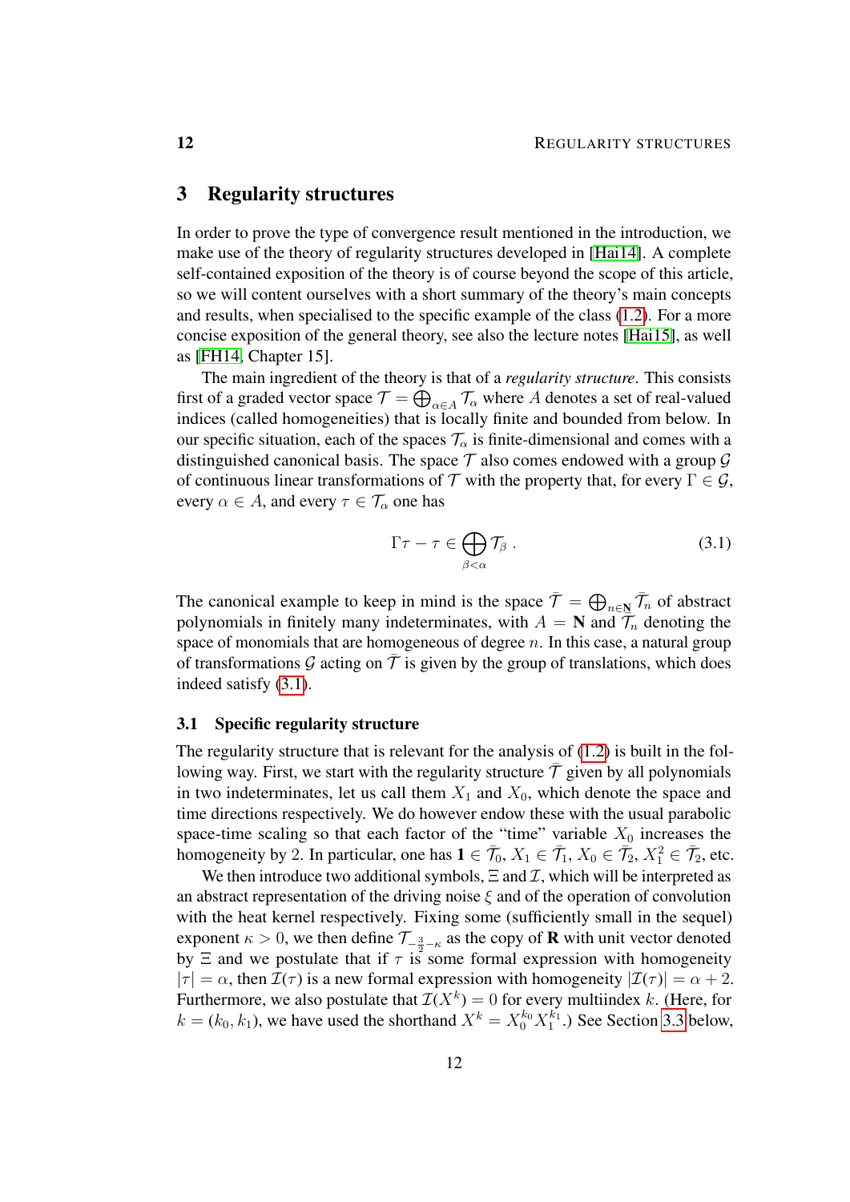# 3 Regularity structures

In order to prove the type of convergence result mentioned in the introduction, we make use of the theory of regularity structures developed in [Hai14]. A complete self-contained exposition of the theory is of course beyond the scope of this article, so we will content ourselves with a short summary of the theory's main concepts and results, when specialised to the specific example of the class (1.2). For a more concise exposition of the general theory, see also the lecture notes [Hai15], as well as [FH14, Chapter 15].

The main ingredient of the theory is that of a *regularity structure*. This consists first of a graded vector space $\mathcal{T} = \bigoplus_{\alpha\in A} \mathcal{T}_\alpha$ where $A$ denotes a set of real-valued indices (called homogeneities) that is locally finite and bounded from below. In our specific situation, each of the spaces $\mathcal{T}_\alpha$ is finite-dimensional and comes with a distinguished canonical basis. The space $\mathcal{T}$ also comes endowed with a group $\mathcal{G}$ of continuous linear transformations of $\mathcal{T}$ with the property that, for every $\Gamma \in \mathcal{G}$, every $\alpha \in A$, and every $\tau \in \mathcal{T}_\alpha$ one has

$$\Gamma\tau - \tau \in \bigoplus_{\beta<\alpha} \mathcal{T}_\beta\;. \tag{3.1}$$

The canonical example to keep in mind is the space $\bar{\mathcal{T}} = \bigoplus_{n\in\mathbf{N}} \bar{\mathcal{T}}_n$ of abstract polynomials in finitely many indeterminates, with $A = \mathbf{N}$ and $\bar{\mathcal{T}}_n$ denoting the space of monomials that are homogeneous of degree $n$. In this case, a natural group of transformations $\mathcal{G}$ acting on $\bar{\mathcal{T}}$ is given by the group of translations, which does indeed satisfy (3.1).

## 3.1 Specific regularity structure

The regularity structure that is relevant for the analysis of (1.2) is built in the following way. First, we start with the regularity structure $\bar{\mathcal{T}}$ given by all polynomials in two indeterminates, let us call them $X_1$ and $X_0$, which denote the space and time directions respectively. We do however endow these with the usual parabolic space-time scaling so that each factor of the "time" variable $X_0$ increases the homogeneity by $2$. In particular, one has $\mathbf{1} \in \bar{\mathcal{T}}_0$, $X_1 \in \bar{\mathcal{T}}_1$, $X_0 \in \bar{\mathcal{T}}_2$, $X_1^2 \in \bar{\mathcal{T}}_2$, etc.

We then introduce two additional symbols, $\Xi$ and $\mathcal{I}$, which will be interpreted as an abstract representation of the driving noise $\xi$ and of the operation of convolution with the heat kernel respectively. Fixing some (sufficiently small in the sequel) exponent $\kappa > 0$, we then define $\mathcal{T}_{-\frac{3}{2}-\kappa}$ as the copy of $\mathbf{R}$ with unit vector denoted by $\Xi$ and we postulate that if $\tau$ is some formal expression with homogeneity $|\tau| = \alpha$, then $\mathcal{I}(\tau)$ is a new formal expression with homogeneity $|\mathcal{I}(\tau)| = \alpha + 2$. Furthermore, we also postulate that $\mathcal{I}(X^k) = 0$ for every multiindex $k$. (Here, for $k = (k_0, k_1)$, we have used the shorthand $X^k = X_0^{k_0} X_1^{k_1}$.) See Section 3.3 below,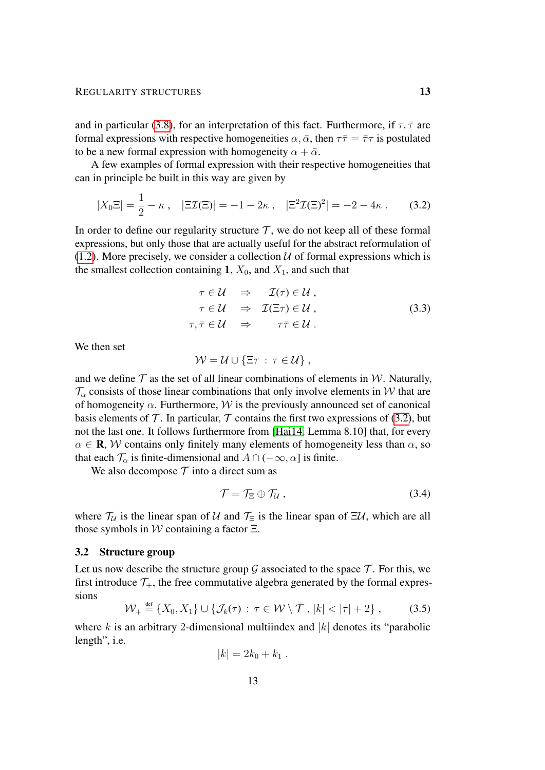and in particular (3.8), for an interpretation of this fact. Furthermore, if $\tau, \bar\tau$ are formal expressions with respective homogeneities $\alpha, \bar\alpha$, then $\tau\bar\tau = \bar\tau\tau$ is postulated to be a new formal expression with homogeneity $\alpha + \bar\alpha$.

A few examples of formal expression with their respective homogeneities that can in principle be built in this way are given by

$$|X_0\Xi| = \frac{1}{2} - \kappa\;, \quad |\Xi\mathcal{I}(\Xi)| = -1 - 2\kappa\;, \quad |\Xi^2\mathcal{I}(\Xi)^2| = -2 - 4\kappa\;. \tag{3.2}$$

In order to define our regularity structure $\mathcal{T}$, we do not keep all of these formal expressions, but only those that are actually useful for the abstract reformulation of (1.2). More precisely, we consider a collection $\mathcal{U}$ of formal expressions which is the smallest collection containing $\mathbf{1}$, $X_0$, and $X_1$, and such that

$$\begin{aligned} \tau \in \mathcal{U} \quad &\Rightarrow \quad \mathcal{I}(\tau) \in \mathcal{U}\;, \\ \tau \in \mathcal{U} \quad &\Rightarrow \quad \mathcal{I}(\Xi\tau) \in \mathcal{U}\;, \\ \tau, \bar\tau \in \mathcal{U} \quad &\Rightarrow \quad \tau\bar\tau \in \mathcal{U}\;. \end{aligned} \tag{3.3}$$

We then set

$$\mathcal{W} = \mathcal{U} \cup \{\Xi\tau \,:\, \tau \in \mathcal{U}\}\;,$$

and we define $\mathcal{T}$ as the set of all linear combinations of elements in $\mathcal{W}$. Naturally, $\mathcal{T}_\alpha$ consists of those linear combinations that only involve elements in $\mathcal{W}$ that are of homogeneity $\alpha$. Furthermore, $\mathcal{W}$ is the previously announced set of canonical basis elements of $\mathcal{T}$. In particular, $\mathcal{T}$ contains the first two expressions of (3.2), but not the last one. It follows furthermore from [Hai14, Lemma 8.10] that, for every $\alpha \in \mathbf{R}$, $\mathcal{W}$ contains only finitely many elements of homogeneity less than $\alpha$, so that each $\mathcal{T}_\alpha$ is finite-dimensional and $A \cap (-\infty, \alpha]$ is finite.

We also decompose $\mathcal{T}$ into a direct sum as

$$\mathcal{T} = \mathcal{T}_\Xi \oplus \mathcal{T}_\mathcal{U}\;, \tag{3.4}$$

where $\mathcal{T}_\mathcal{U}$ is the linear span of $\mathcal{U}$ and $\mathcal{T}_\Xi$ is the linear span of $\Xi\mathcal{U}$, which are all those symbols in $\mathcal{W}$ containing a factor $\Xi$.

### 3.2 Structure group

Let us now describe the structure group $\mathcal{G}$ associated to the space $\mathcal{T}$. For this, we first introduce $\mathcal{T}_+$, the free commutative algebra generated by the formal expressions

$$\mathcal{W}_+ \stackrel{\text{def}}{=} \{X_0, X_1\} \cup \{\mathcal{J}_k(\tau) \,:\, \tau \in \mathcal{W} \setminus \bar{\mathcal{T}}\;, |k| < |\tau| + 2\}\;, \tag{3.5}$$

where $k$ is an arbitrary $2$-dimensional multiindex and $|k|$ denotes its "parabolic length", i.e.

$$|k| = 2k_0 + k_1\;.$$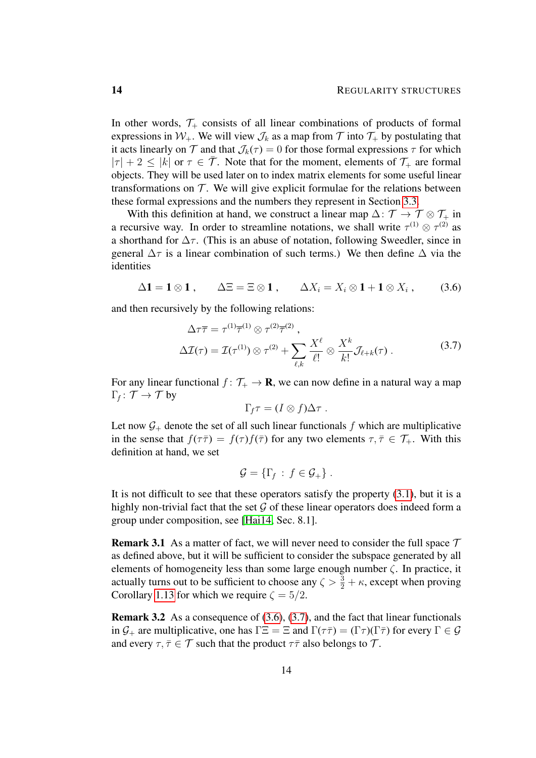In other words, $\mathcal{T}_+$ consists of all linear combinations of products of formal expressions in $\mathcal{W}_+$. We will view $\mathcal{J}_k$ as a map from $\mathcal{T}$ into $\mathcal{T}_+$ by postulating that it acts linearly on $\mathcal{T}$ and that $\mathcal{J}_k(\tau) = 0$ for those formal expressions $\tau$ for which $|\tau| + 2 \leq |k|$ or $\tau \in \bar{\mathcal{T}}$. Note that for the moment, elements of $\mathcal{T}_+$ are formal objects. They will be used later on to index matrix elements for some useful linear transformations on $\mathcal{T}$. We will give explicit formulae for the relations between these formal expressions and the numbers they represent in Section 3.3.

With this definition at hand, we construct a linear map $\Delta \colon \mathcal{T} \to \mathcal{T} \otimes \mathcal{T}_+$ in a recursive way. In order to streamline notations, we shall write $\tau^{(1)} \otimes \tau^{(2)}$ as a shorthand for $\Delta\tau$. (This is an abuse of notation, following Sweedler, since in general $\Delta\tau$ is a linear combination of such terms.) We then define $\Delta$ via the identities

$$\Delta \mathbf{1} = \mathbf{1} \otimes \mathbf{1}\;, \qquad \Delta \Xi = \Xi \otimes \mathbf{1}\;, \qquad \Delta X_i = X_i \otimes \mathbf{1} + \mathbf{1} \otimes X_i\;, \tag{3.6}$$

and then recursively by the following relations:

$$\begin{aligned}
\Delta \tau\bar\tau &= \tau^{(1)}\bar\tau^{(1)} \otimes \tau^{(2)}\bar\tau^{(2)}\;,\\
\Delta \mathcal{I}(\tau) &= \mathcal{I}(\tau^{(1)}) \otimes \tau^{(2)} + \sum_{\ell,k} \frac{X^\ell}{\ell!} \otimes \frac{X^k}{k!} \mathcal{J}_{\ell+k}(\tau)\;.
\end{aligned} \tag{3.7}$$

For any linear functional $f \colon \mathcal{T}_+ \to \mathbf{R}$, we can now define in a natural way a map $\Gamma_f \colon \mathcal{T} \to \mathcal{T}$ by

$$\Gamma_f \tau = (I \otimes f)\Delta\tau\;.$$

Let now $\mathcal{G}_+$ denote the set of all such linear functionals $f$ which are multiplicative in the sense that $f(\tau\bar\tau) = f(\tau)f(\bar\tau)$ for any two elements $\tau, \bar\tau \in \mathcal{T}_+$. With this definition at hand, we set

$$\mathcal{G} = \{\Gamma_f \,:\, f \in \mathcal{G}_+\}\;.$$

It is not difficult to see that these operators satisfy the property (3.1), but it is a highly non-trivial fact that the set $\mathcal{G}$ of these linear operators does indeed form a group under composition, see [Hai14, Sec. 8.1].

**Remark 3.1** As a matter of fact, we will never need to consider the full space $\mathcal{T}$ as defined above, but it will be sufficient to consider the subspace generated by all elements of homogeneity less than some large enough number $\zeta$. In practice, it actually turns out to be sufficient to choose any $\zeta > \frac{3}{2} + \kappa$, except when proving Corollary 1.13 for which we require $\zeta = 5/2$.

**Remark 3.2** As a consequence of (3.6), (3.7), and the fact that linear functionals in $\mathcal{G}_+$ are multiplicative, one has $\Gamma\Xi = \Xi$ and $\Gamma(\tau\bar\tau) = (\Gamma\tau)(\Gamma\bar\tau)$ for every $\Gamma \in \mathcal{G}$ and every $\tau, \bar\tau \in \mathcal{T}$ such that the product $\tau\bar\tau$ also belongs to $\mathcal{T}$.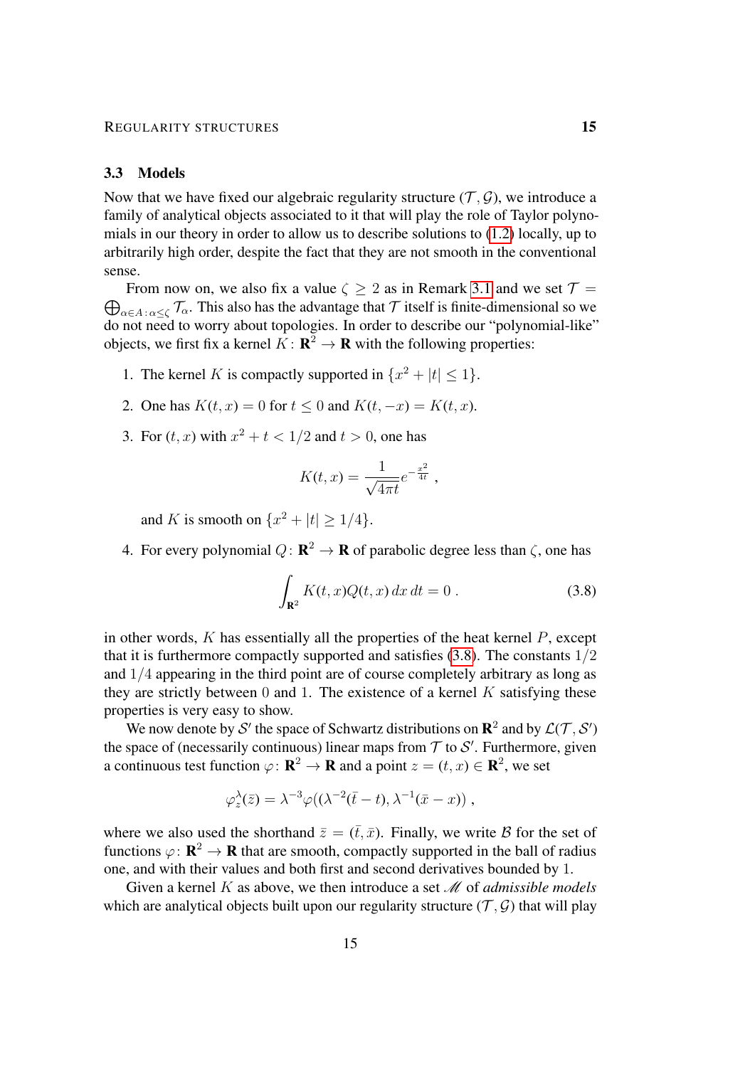### 3.3 Models

Now that we have fixed our algebraic regularity structure $(\mathcal{T}, \mathcal{G})$, we introduce a family of analytical objects associated to it that will play the role of Taylor polynomials in our theory in order to allow us to describe solutions to (1.2) locally, up to arbitrarily high order, despite the fact that they are not smooth in the conventional sense.

From now on, we also fix a value $\zeta \geq 2$ as in Remark 3.1 and we set $\mathcal{T} = \bigoplus_{\alpha \in A : \alpha \leq \zeta} \mathcal{T}_\alpha$. This also has the advantage that $\mathcal{T}$ itself is finite-dimensional so we do not need to worry about topologies. In order to describe our "polynomial-like" objects, we first fix a kernel $K \colon \mathbf{R}^2 \to \mathbf{R}$ with the following properties:

1. The kernel $K$ is compactly supported in $\{x^2 + |t| \leq 1\}$.
2. One has $K(t, x) = 0$ for $t \leq 0$ and $K(t, -x) = K(t, x)$.
3. For $(t, x)$ with $x^2 + t < 1/2$ and $t > 0$, one has
$$K(t,x) = \frac{1}{\sqrt{4\pi t}} e^{-\frac{x^2}{4t}} ,$$
and $K$ is smooth on $\{x^2 + |t| \geq 1/4\}$.
4. For every polynomial $Q \colon \mathbf{R}^2 \to \mathbf{R}$ of parabolic degree less than $\zeta$, one has
$$\int_{\mathbf{R}^2} K(t,x) Q(t,x)\, dx\, dt = 0 \;. \tag{3.8}$$

in other words, $K$ has essentially all the properties of the heat kernel $P$, except that it is furthermore compactly supported and satisfies (3.8). The constants $1/2$ and $1/4$ appearing in the third point are of course completely arbitrary as long as they are strictly between $0$ and $1$. The existence of a kernel $K$ satisfying these properties is very easy to show.

We now denote by $\mathcal{S}'$ the space of Schwartz distributions on $\mathbf{R}^2$ and by $\mathcal{L}(\mathcal{T}, \mathcal{S}')$ the space of (necessarily continuous) linear maps from $\mathcal{T}$ to $\mathcal{S}'$. Furthermore, given a continuous test function $\varphi \colon \mathbf{R}^2 \to \mathbf{R}$ and a point $z = (t, x) \in \mathbf{R}^2$, we set
$$\varphi_z^\lambda(\bar z) = \lambda^{-3} \varphi((\lambda^{-2}(\bar t - t), \lambda^{-1}(\bar x - x)) \;,$$
where we also used the shorthand $\bar z = (\bar t, \bar x)$. Finally, we write $\mathcal{B}$ for the set of functions $\varphi \colon \mathbf{R}^2 \to \mathbf{R}$ that are smooth, compactly supported in the ball of radius one, and with their values and both first and second derivatives bounded by 1.

Given a kernel $K$ as above, we then introduce a set $\mathscr{M}$ of *admissible models* which are analytical objects built upon our regularity structure $(\mathcal{T}, \mathcal{G})$ that will play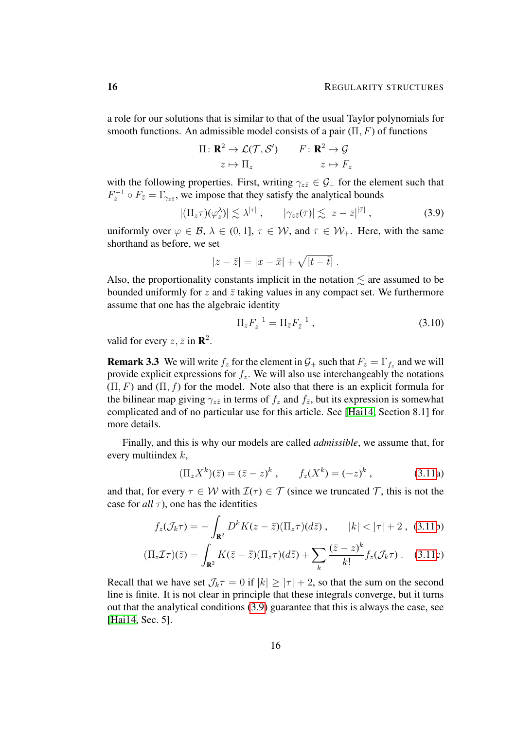a role for our solutions that is similar to that of the usual Taylor polynomials for smooth functions. An admissible model consists of a pair $(\Pi, F)$ of functions

$$
\begin{aligned}
\Pi \colon \mathbf{R}^2 &\to \mathcal{L}(\mathcal{T}, \mathcal{S}') \qquad & F \colon \mathbf{R}^2 &\to \mathcal{G} \\
z &\mapsto \Pi_z & z &\mapsto F_z
\end{aligned}
$$

with the following properties. First, writing $\gamma_{z\bar z} \in \mathcal{G}_+$ for the element such that $F_z^{-1} \circ F_{\bar z} = \Gamma_{\gamma_{z\bar z}}$, we impose that they satisfy the analytical bounds

$$
|(\Pi_z \tau)(\varphi_z^\lambda)| \lesssim \lambda^{|\tau|} \;, \qquad |\gamma_{z\bar z}(\bar\tau)| \lesssim |z - \bar z|^{|\bar \tau|} \;, \tag{3.9}
$$

uniformly over $\varphi \in \mathcal{B}$, $\lambda \in (0,1]$, $\tau \in \mathcal{W}$, and $\bar\tau \in \mathcal{W}_+$. Here, with the same shorthand as before, we set

$$
|z - \bar z| = |x - \bar x| + \sqrt{|t - \bar t|}\;.
$$

Also, the proportionality constants implicit in the notation $\lesssim$ are assumed to be bounded uniformly for $z$ and $\bar z$ taking values in any compact set. We furthermore assume that one has the algebraic identity

$$
\Pi_z F_z^{-1} = \Pi_{\bar z} F_{\bar z}^{-1} \;, \tag{3.10}
$$

valid for every $z, \bar z$ in $\mathbf{R}^2$.

**Remark 3.3** We will write $f_z$ for the element in $\mathcal{G}_+$ such that $F_z = \Gamma_{f_z}$ and we will provide explicit expressions for $f_z$. We will also use interchangeably the notations $(\Pi, F)$ and $(\Pi, f)$ for the model. Note also that there is an explicit formula for the bilinear map giving $\gamma_{z\bar z}$ in terms of $f_z$ and $f_{\bar z}$, but its expression is somewhat complicated and of no particular use for this article. See [Hai14, Section 8.1] for more details.

Finally, and this is why our models are called *admissible*, we assume that, for every multiindex $k$,

$$
(\Pi_z X^k)(\bar z) = (\bar z - z)^k \;, \qquad f_z(X^k) = (-z)^k \;, \tag{3.11a}
$$

and that, for every $\tau \in \mathcal{W}$ with $\mathcal{I}(\tau) \in \mathcal{T}$ (since we truncated $\mathcal{T}$, this is not the case for *all* $\tau$), one has the identities

$$
f_z(\mathcal{J}_k \tau) = -\int_{\mathbf{R}^2} D^k K(z - \bar z)(\Pi_z \tau)(d\bar z) \;, \qquad |k| < |\tau| + 2 \;, \tag{3.11b}
$$

$$
(\Pi_z \mathcal{I}\tau)(\bar z) = \int_{\mathbf{R}^2} K(\bar z - \bar{\bar z})(\Pi_z \tau)(d\bar{\bar z}) + \sum_k \frac{(\bar z - z)^k}{k!} f_z(\mathcal{J}_k \tau) \;. \tag{3.11c}
$$

Recall that we have set $\mathcal{J}_k \tau = 0$ if $|k| \ge |\tau| + 2$, so that the sum on the second line is finite. It is not clear in principle that these integrals converge, but it turns out that the analytical conditions (3.9) guarantee that this is always the case, see [Hai14, Sec. 5].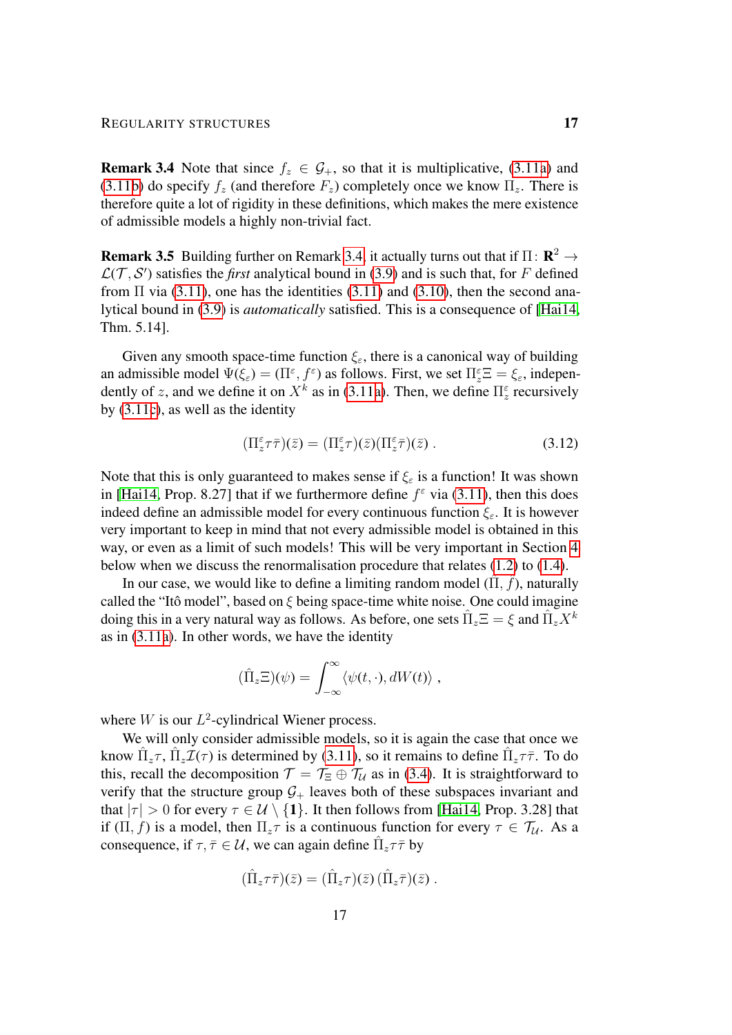**Remark 3.4** Note that since $f_z \in \mathcal{G}_+$, so that it is multiplicative, (3.11a) and (3.11b) do specify $f_z$ (and therefore $F_z$) completely once we know $\Pi_z$. There is therefore quite a lot of rigidity in these definitions, which makes the mere existence of admissible models a highly non-trivial fact.

**Remark 3.5** Building further on Remark 3.4, it actually turns out that if $\Pi\colon \mathbf{R}^2 \to \mathcal{L}(\mathcal{T}, \mathcal{S}')$ satisfies the *first* analytical bound in (3.9) and is such that, for $F$ defined from $\Pi$ via (3.11), one has the identities (3.11) and (3.10), then the second analytical bound in (3.9) is *automatically* satisfied. This is a consequence of [Hai14, Thm. 5.14].

Given any smooth space-time function $\xi_\varepsilon$, there is a canonical way of building an admissible model $\Psi(\xi_\varepsilon) = (\Pi^\varepsilon, f^\varepsilon)$ as follows. First, we set $\Pi_z^\varepsilon \Xi = \xi_\varepsilon$, independently of $z$, and we define it on $X^k$ as in (3.11a). Then, we define $\Pi_z^\varepsilon$ recursively by (3.11c), as well as the identity

$$(\Pi_z^\varepsilon \tau\bar\tau)(\bar z) = (\Pi_z^\varepsilon \tau)(\bar z)(\Pi_z^\varepsilon \bar\tau)(\bar z) \;. \tag{3.12}$$

Note that this is only guaranteed to makes sense if $\xi_\varepsilon$ is a function! It was shown in [Hai14, Prop. 8.27] that if we furthermore define $f^\varepsilon$ via (3.11), then this does indeed define an admissible model for every continuous function $\xi_\varepsilon$. It is however very important to keep in mind that not every admissible model is obtained in this way, or even as a limit of such models! This will be very important in Section 4 below when we discuss the renormalisation procedure that relates (1.2) to (1.4).

In our case, we would like to define a limiting random model $(\Pi, f)$, naturally called the "Itô model", based on $\xi$ being space-time white noise. One could imagine doing this in a very natural way as follows. As before, one sets $\hat\Pi_z \Xi = \xi$ and $\hat\Pi_z X^k$ as in (3.11a). In other words, we have the identity

$$(\hat\Pi_z \Xi)(\psi) = \int_{-\infty}^{\infty} \langle \psi(t,\cdot), dW(t)\rangle \;,$$

where $W$ is our $L^2$-cylindrical Wiener process.

We will only consider admissible models, so it is again the case that once we know $\hat\Pi_z\tau$, $\hat\Pi_z\mathcal{I}(\tau)$ is determined by (3.11), so it remains to define $\hat\Pi_z \tau\bar\tau$. To do this, recall the decomposition $\mathcal{T} = \mathcal{T}_\Xi \oplus \mathcal{T}_\mathcal{U}$ as in (3.4). It is straightforward to verify that the structure group $\mathcal{G}_+$ leaves both of these subspaces invariant and that $|\tau| > 0$ for every $\tau \in \mathcal{U} \setminus \{\mathbf{1}\}$. It then follows from [Hai14, Prop. 3.28] that if $(\Pi, f)$ is a model, then $\Pi_z\tau$ is a continuous function for every $\tau \in \mathcal{T}_\mathcal{U}$. As a consequence, if $\tau, \bar\tau \in \mathcal{U}$, we can again define $\hat\Pi_z \tau\bar\tau$ by

$$(\hat\Pi_z \tau\bar\tau)(\bar z) = (\hat\Pi_z \tau)(\bar z)\,(\hat\Pi_z \bar\tau)(\bar z) \;.$$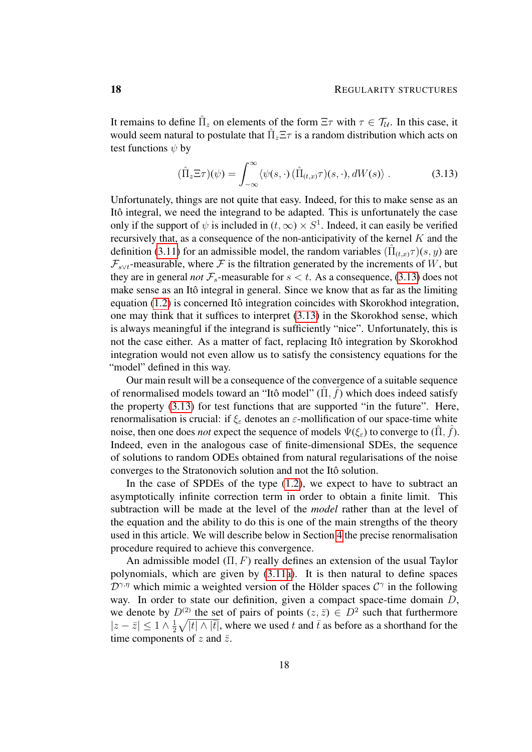It remains to define $\hat{\Pi}_z$ on elements of the form $\Xi\tau$ with $\tau \in \mathcal{T}_\mathcal{U}$. In this case, it would seem natural to postulate that $\hat{\Pi}_z \Xi\tau$ is a random distribution which acts on test functions $\psi$ by

$$(\hat{\Pi}_z \Xi\tau)(\psi) = \int_{-\infty}^{\infty} \langle \psi(s,\cdot)\, (\hat{\Pi}_{(t,x)}\tau)(s,\cdot), dW(s)\rangle\;. \tag{3.13}$$

Unfortunately, things are not quite that easy. Indeed, for this to make sense as an Itô integral, we need the integrand to be adapted. This is unfortunately the case only if the support of $\psi$ is included in $(t,\infty)\times S^1$. Indeed, it can easily be verified recursively that, as a consequence of the non-anticipativity of the kernel $K$ and the definition (3.11) for an admissible model, the random variables $(\hat{\Pi}_{(t,x)}\tau)(s,y)$ are $\mathcal{F}_{s\vee t}$-measurable, where $\mathcal{F}$ is the filtration generated by the increments of $W$, but they are in general *not* $\mathcal{F}_s$-measurable for $s < t$. As a consequence, (3.13) does not make sense as an Itô integral in general. Since we know that as far as the limiting equation (1.2) is concerned Itô integration coincides with Skorokhod integration, one may think that it suffices to interpret (3.13) in the Skorokhod sense, which is always meaningful if the integrand is sufficiently "nice". Unfortunately, this is not the case either. As a matter of fact, replacing Itô integration by Skorokhod integration would not even allow us to satisfy the consistency equations for the "model" defined in this way.

Our main result will be a consequence of the convergence of a suitable sequence of renormalised models toward an "Itô model" $(\hat{\Pi}, \hat{f})$ which does indeed satisfy the property (3.13) for test functions that are supported "in the future". Here, renormalisation is crucial: if $\xi_\varepsilon$ denotes an $\varepsilon$-mollification of our space-time white noise, then one does *not* expect the sequence of models $\Psi(\xi_\varepsilon)$ to converge to $(\hat{\Pi}, \hat{f})$. Indeed, even in the analogous case of finite-dimensional SDEs, the sequence of solutions to random ODEs obtained from natural regularisations of the noise converges to the Stratonovich solution and not the Itô solution.

In the case of SPDEs of the type (1.2), we expect to have to subtract an asymptotically infinite correction term in order to obtain a finite limit. This subtraction will be made at the level of the *model* rather than at the level of the equation and the ability to do this is one of the main strengths of the theory used in this article. We will describe below in Section 4 the precise renormalisation procedure required to achieve this convergence.

An admissible model $(\Pi, F)$ really defines an extension of the usual Taylor polynomials, which are given by (3.11a). It is then natural to define spaces $\mathcal{D}^{\gamma,\eta}$ which mimic a weighted version of the Hölder spaces $\mathcal{C}^\gamma$ in the following way. In order to state our definition, given a compact space-time domain $D$, we denote by $D^{(2)}$ the set of pairs of points $(z,\bar{z}) \in D^2$ such that furthermore $|z-\bar{z}| \le 1 \wedge \frac{1}{2}\sqrt{|t|\wedge|\bar{t}|}$, where we used $t$ and $\bar{t}$ as before as a shorthand for the time components of $z$ and $\bar{z}$.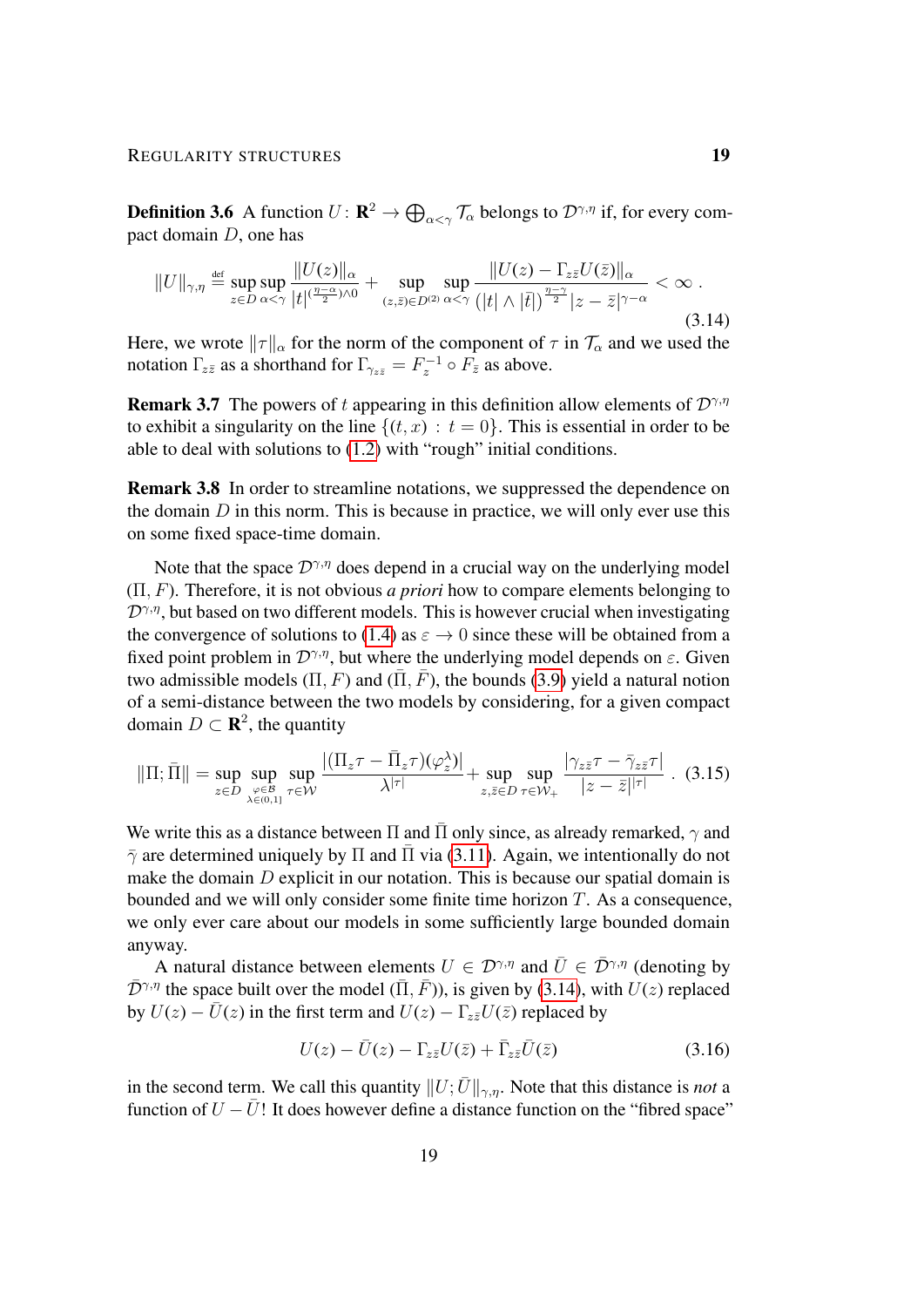**Definition 3.6** A function $U\colon \mathbf{R}^2 \to \bigoplus_{\alpha<\gamma} \mathcal{T}_\alpha$ belongs to $\mathcal{D}^{\gamma,\eta}$ if, for every compact domain $D$, one has

$$\|U\|_{\gamma,\eta} \stackrel{\text{def}}{=} \sup_{z\in D} \sup_{\alpha<\gamma} \frac{\|U(z)\|_\alpha}{|t|^{(\frac{\eta-\alpha}{2})\wedge 0}} + \sup_{(z,\bar z)\in D^{(2)}} \sup_{\alpha<\gamma} \frac{\|U(z) - \Gamma_{z\bar z} U(\bar z)\|_\alpha}{\bigl(|t|\wedge|\bar t|\bigr)^{\frac{\eta-\gamma}{2}} |z-\bar z|^{\gamma-\alpha}} < \infty\;. \tag{3.14}$$

Here, we wrote $\|\tau\|_\alpha$ for the norm of the component of $\tau$ in $\mathcal{T}_\alpha$ and we used the notation $\Gamma_{z\bar z}$ as a shorthand for $\Gamma_{\gamma_{z\bar z}} = F_z^{-1}\circ F_{\bar z}$ as above.

**Remark 3.7** The powers of $t$ appearing in this definition allow elements of $\mathcal{D}^{\gamma,\eta}$ to exhibit a singularity on the line $\{(t,x)\,:\, t=0\}$. This is essential in order to be able to deal with solutions to (1.2) with "rough" initial conditions.

**Remark 3.8** In order to streamline notations, we suppressed the dependence on the domain $D$ in this norm. This is because in practice, we will only ever use this on some fixed space-time domain.

Note that the space $\mathcal{D}^{\gamma,\eta}$ does depend in a crucial way on the underlying model $(\Pi, F)$. Therefore, it is not obvious *a priori* how to compare elements belonging to $\mathcal{D}^{\gamma,\eta}$, but based on two different models. This is however crucial when investigating the convergence of solutions to (1.4) as $\varepsilon\to 0$ since these will be obtained from a fixed point problem in $\mathcal{D}^{\gamma,\eta}$, but where the underlying model depends on $\varepsilon$. Given two admissible models $(\Pi, F)$ and $(\bar\Pi, \bar F)$, the bounds (3.9) yield a natural notion of a semi-distance between the two models by considering, for a given compact domain $D\subset\mathbf{R}^2$, the quantity

$$\|\Pi;\bar\Pi\| = \sup_{z\in D} \sup_{\substack{\varphi\in\mathcal{B}\\ \lambda\in(0,1]}} \sup_{\tau\in\mathcal{W}} \frac{|(\Pi_z\tau - \bar\Pi_z\tau)(\varphi_z^\lambda)|}{\lambda^{|\tau|}} + \sup_{z,\bar z\in D} \sup_{\tau\in\mathcal{W}_+} \frac{|\gamma_{z\bar z}\tau - \bar\gamma_{z\bar z}\tau|}{|z-\bar z|^{|\tau|}}\;. \tag{3.15}$$

We write this as a distance between $\Pi$ and $\bar\Pi$ only since, as already remarked, $\gamma$ and $\bar\gamma$ are determined uniquely by $\Pi$ and $\bar\Pi$ via (3.11). Again, we intentionally do not make the domain $D$ explicit in our notation. This is because our spatial domain is bounded and we will only consider some finite time horizon $T$. As a consequence, we only ever care about our models in some sufficiently large bounded domain anyway.

A natural distance between elements $U\in\mathcal{D}^{\gamma,\eta}$ and $\bar U\in\bar{\mathcal{D}}^{\gamma,\eta}$ (denoting by $\bar{\mathcal{D}}^{\gamma,\eta}$ the space built over the model $(\bar\Pi,\bar F)$), is given by (3.14), with $U(z)$ replaced by $U(z)-\bar U(z)$ in the first term and $U(z)-\Gamma_{z\bar z}U(\bar z)$ replaced by

$$U(z) - \bar U(z) - \Gamma_{z\bar z}U(\bar z) + \bar\Gamma_{z\bar z}\bar U(\bar z) \tag{3.16}$$

in the second term. We call this quantity $\|U;\bar U\|_{\gamma,\eta}$. Note that this distance is *not* a function of $U-\bar U$! It does however define a distance function on the "fibred space"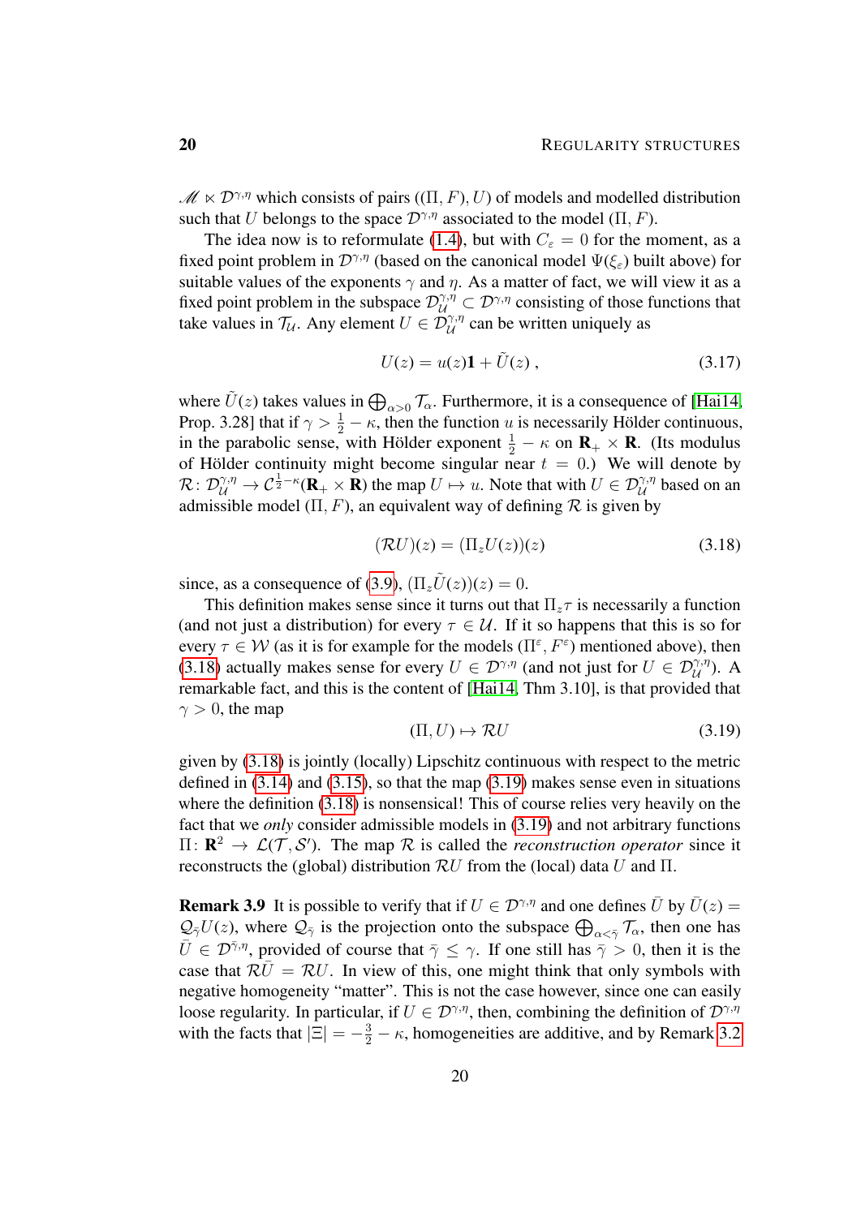$\mathscr{M} \ltimes \mathcal{D}^{\gamma,\eta}$ which consists of pairs $((\Pi, F), U)$ of models and modelled distribution such that $U$ belongs to the space $\mathcal{D}^{\gamma,\eta}$ associated to the model $(\Pi, F)$.

The idea now is to reformulate (1.4), but with $C_\varepsilon = 0$ for the moment, as a fixed point problem in $\mathcal{D}^{\gamma,\eta}$ (based on the canonical model $\Psi(\xi_\varepsilon)$ built above) for suitable values of the exponents $\gamma$ and $\eta$. As a matter of fact, we will view it as a fixed point problem in the subspace $\mathcal{D}^{\gamma,\eta}_{\mathcal{U}} \subset \mathcal{D}^{\gamma,\eta}$ consisting of those functions that take values in $\mathcal{T}_{\mathcal{U}}$. Any element $U \in \mathcal{D}^{\gamma,\eta}_{\mathcal{U}}$ can be written uniquely as

$$U(z) = u(z)\mathbf{1} + \tilde{U}(z)\;, \tag{3.17}$$

where $\tilde{U}(z)$ takes values in $\bigoplus_{\alpha>0} \mathcal{T}_\alpha$. Furthermore, it is a consequence of [Hai14, Prop. 3.28] that if $\gamma > \frac{1}{2} - \kappa$, then the function $u$ is necessarily Hölder continuous, in the parabolic sense, with Hölder exponent $\frac{1}{2} - \kappa$ on $\mathbf{R}_+ \times \mathbf{R}$. (Its modulus of Hölder continuity might become singular near $t = 0$.) We will denote by $\mathcal{R}\colon \mathcal{D}^{\gamma,\eta}_{\mathcal{U}} \to \mathcal{C}^{\frac{1}{2}-\kappa}(\mathbf{R}_+ \times \mathbf{R})$ the map $U \mapsto u$. Note that with $U \in \mathcal{D}^{\gamma,\eta}_{\mathcal{U}}$ based on an admissible model $(\Pi, F)$, an equivalent way of defining $\mathcal{R}$ is given by

$$(\mathcal{R}U)(z) = (\Pi_z U(z))(z) \tag{3.18}$$

since, as a consequence of (3.9), $(\Pi_z \tilde{U}(z))(z) = 0$.

This definition makes sense since it turns out that $\Pi_z \tau$ is necessarily a function (and not just a distribution) for every $\tau \in \mathcal{U}$. If it so happens that this is so for every $\tau \in \mathcal{W}$ (as it is for example for the models $(\Pi^\varepsilon, F^\varepsilon)$ mentioned above), then (3.18) actually makes sense for every $U \in \mathcal{D}^{\gamma,\eta}$ (and not just for $U \in \mathcal{D}^{\gamma,\eta}_{\mathcal{U}}$). A remarkable fact, and this is the content of [Hai14, Thm 3.10], is that provided that $\gamma > 0$, the map

$$(\Pi, U) \mapsto \mathcal{R}U \tag{3.19}$$

given by (3.18) is jointly (locally) Lipschitz continuous with respect to the metric defined in (3.14) and (3.15), so that the map (3.19) makes sense even in situations where the definition (3.18) is nonsensical! This of course relies very heavily on the fact that we *only* consider admissible models in (3.19) and not arbitrary functions $\Pi\colon \mathbf{R}^2 \to \mathcal{L}(\mathcal{T}, \mathcal{S}')$. The map $\mathcal{R}$ is called the *reconstruction operator* since it reconstructs the (global) distribution $\mathcal{R}U$ from the (local) data $U$ and $\Pi$.

**Remark 3.9** It is possible to verify that if $U \in \mathcal{D}^{\gamma,\eta}$ and one defines $\bar{U}$ by $\bar{U}(z) = \mathcal{Q}_{\bar{\gamma}} U(z)$, where $\mathcal{Q}_{\bar{\gamma}}$ is the projection onto the subspace $\bigoplus_{\alpha<\bar{\gamma}} \mathcal{T}_\alpha$, then one has $\bar{U} \in \mathcal{D}^{\bar{\gamma},\eta}$, provided of course that $\bar{\gamma} \leq \gamma$. If one still has $\bar{\gamma} > 0$, then it is the case that $\mathcal{R}\bar{U} = \mathcal{R}U$. In view of this, one might think that only symbols with negative homogeneity "matter". This is not the case however, since one can easily loose regularity. In particular, if $U \in \mathcal{D}^{\gamma,\eta}$, then, combining the definition of $\mathcal{D}^{\gamma,\eta}$ with the facts that $|\Xi| = -\frac{3}{2} - \kappa$, homogeneities are additive, and by Remark 3.2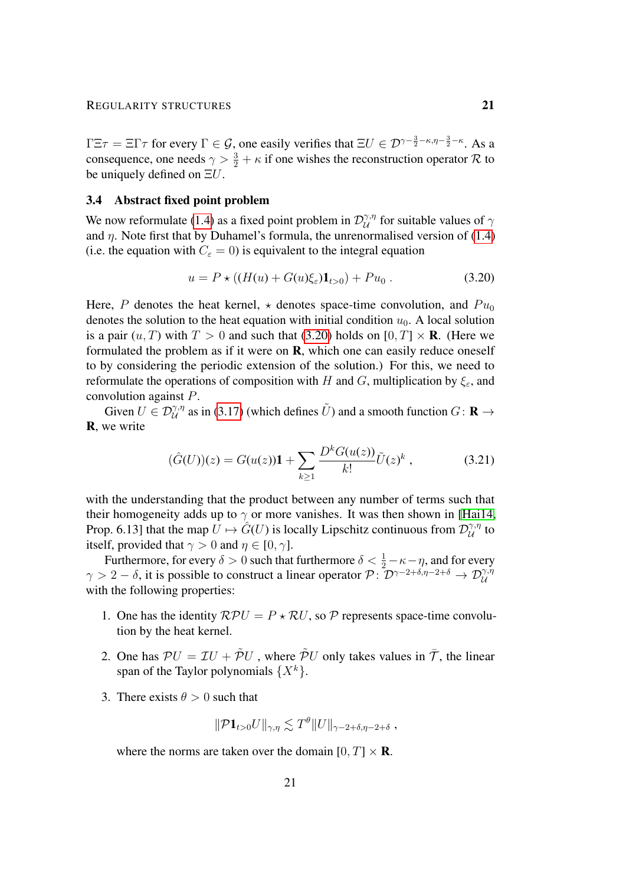$\Gamma\Xi\tau = \Xi\Gamma\tau$ for every $\Gamma \in \mathcal{G}$, one easily verifies that $\Xi U \in \mathcal{D}^{\gamma-\frac{3}{2}-\kappa,\eta-\frac{3}{2}-\kappa}$. As a consequence, one needs $\gamma > \frac{3}{2} + \kappa$ if one wishes the reconstruction operator $\mathcal{R}$ to be uniquely defined on $\Xi U$.

### 3.4 Abstract fixed point problem

We now reformulate (1.4) as a fixed point problem in $\mathcal{D}_{\mathcal{U}}^{\gamma,\eta}$ for suitable values of $\gamma$ and $\eta$. Note first that by Duhamel's formula, the unrenormalised version of (1.4) (i.e. the equation with $C_\varepsilon = 0$) is equivalent to the integral equation

$$u = P \star ((H(u) + G(u)\xi_\varepsilon)\mathbf{1}_{t>0}) + Pu_0 \; . \tag{3.20}$$

Here, $P$ denotes the heat kernel, $\star$ denotes space-time convolution, and $Pu_0$ denotes the solution to the heat equation with initial condition $u_0$. A local solution is a pair $(u, T)$ with $T > 0$ and such that (3.20) holds on $[0, T] \times \mathbf{R}$. (Here we formulated the problem as if it were on $\mathbf{R}$, which one can easily reduce oneself to by considering the periodic extension of the solution.) For this, we need to reformulate the operations of composition with $H$ and $G$, multiplication by $\xi_\varepsilon$, and convolution against $P$.

Given $U \in \mathcal{D}_{\mathcal{U}}^{\gamma,\eta}$ as in (3.17) (which defines $\tilde{U}$) and a smooth function $G\colon \mathbf{R} \to \mathbf{R}$, we write

$$(\hat{G}(U))(z) = G(u(z))\mathbf{1} + \sum_{k\geq 1} \frac{D^k G(u(z))}{k!} \tilde{U}(z)^k \; , \tag{3.21}$$

with the understanding that the product between any number of terms such that their homogeneity adds up to $\gamma$ or more vanishes. It was then shown in [Hai14, Prop. 6.13] that the map $U \mapsto \hat{G}(U)$ is locally Lipschitz continuous from $\mathcal{D}_{\mathcal{U}}^{\gamma,\eta}$ to itself, provided that $\gamma > 0$ and $\eta \in [0, \gamma]$.

Furthermore, for every $\delta > 0$ such that furthermore $\delta < \frac{1}{2} - \kappa - \eta$, and for every $\gamma > 2 - \delta$, it is possible to construct a linear operator $\mathcal{P}\colon \mathcal{D}^{\gamma-2+\delta,\eta-2+\delta} \to \mathcal{D}_{\mathcal{U}}^{\gamma,\eta}$ with the following properties:

1. One has the identity $\mathcal{R}\mathcal{P}U = P \star \mathcal{R}U$, so $\mathcal{P}$ represents space-time convolution by the heat kernel.

2. One has $\mathcal{P}U = \mathcal{I}U + \tilde{\mathcal{P}}U$ , where $\tilde{\mathcal{P}}U$ only takes values in $\bar{\mathcal{T}}$, the linear span of the Taylor polynomials $\{X^k\}$.

3. There exists $\theta > 0$ such that

$$\|\mathcal{P}\mathbf{1}_{t>0}U\|_{\gamma,\eta} \lesssim T^\theta \|U\|_{\gamma-2+\delta,\eta-2+\delta} \; ,$$

where the norms are taken over the domain $[0, T] \times \mathbf{R}$.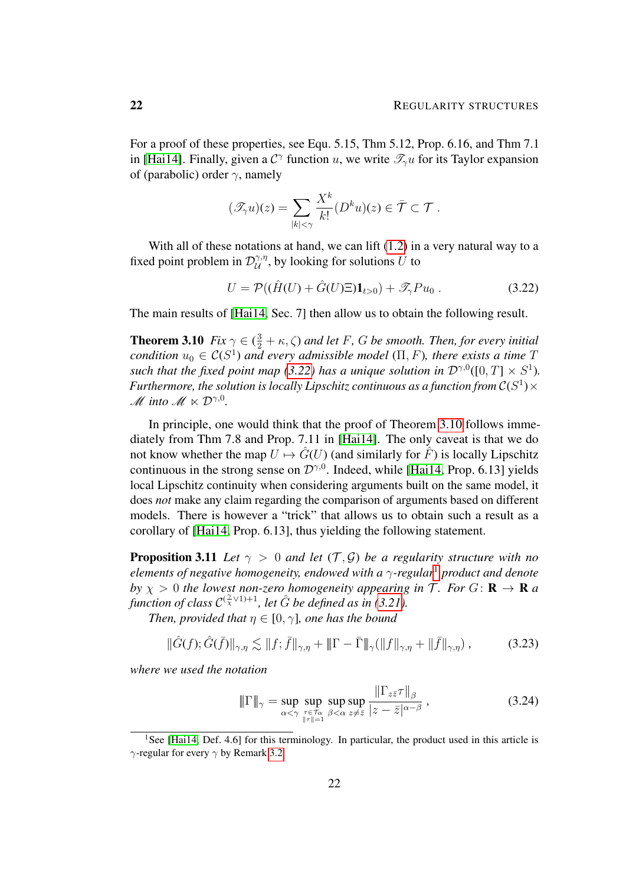For a proof of these properties, see Equ. 5.15, Thm 5.12, Prop. 6.16, and Thm 7.1 in [Hai14]. Finally, given a $\mathcal{C}^\gamma$ function $u$, we write $\mathscr{T}_\gamma u$ for its Taylor expansion of (parabolic) order $\gamma$, namely

$$(\mathscr{T}_\gamma u)(z) = \sum_{|k|<\gamma} \frac{X^k}{k!} (D^k u)(z) \in \bar{\mathcal{T}} \subset \mathcal{T} .$$

With all of these notations at hand, we can lift (1.2) in a very natural way to a fixed point problem in $\mathcal{D}_{\mathcal{U}}^{\gamma,\eta}$, by looking for solutions $U$ to

$$U = \mathcal{P}((\hat{H}(U) + \hat{G}(U)\Xi)\mathbf{1}_{t>0}) + \mathscr{T}_\gamma P u_0 . \tag{3.22}$$

The main results of [Hai14, Sec. 7] then allow us to obtain the following result.

**Theorem 3.10** *Fix $\gamma \in (\frac{3}{2} + \kappa, \zeta)$ and let $F$, $G$ be smooth. Then, for every initial condition $u_0 \in \mathcal{C}(S^1)$ and every admissible model $(\Pi, F)$, there exists a time $T$ such that the fixed point map (3.22) has a unique solution in $\mathcal{D}^{\gamma,0}([0,T] \times S^1)$. Furthermore, the solution is locally Lipschitz continuous as a function from $\mathcal{C}(S^1) \times \mathscr{M}$ into $\mathscr{M} \ltimes \mathcal{D}^{\gamma,0}$.*

In principle, one would think that the proof of Theorem 3.10 follows immediately from Thm 7.8 and Prop. 7.11 in [Hai14]. The only caveat is that we do not know whether the map $U \mapsto \hat{G}(U)$ (and similarly for $\hat{F}$) is locally Lipschitz continuous in the strong sense on $\mathcal{D}^{\gamma,0}$. Indeed, while [Hai14, Prop. 6.13] yields local Lipschitz continuity when considering arguments built on the same model, it does *not* make any claim regarding the comparison of arguments based on different models. There is however a "trick" that allows us to obtain such a result as a corollary of [Hai14, Prop. 6.13], thus yielding the following statement.

**Proposition 3.11** *Let $\gamma > 0$ and let $(\mathcal{T}, \mathcal{G})$ be a regularity structure with no elements of negative homogeneity, endowed with a $\gamma$-regular[1] product and denote by $\chi > 0$ the lowest non-zero homogeneity appearing in $\mathcal{T}$. For $G \colon \mathbf{R} \to \mathbf{R}$ a function of class $\mathcal{C}^{(\frac{\gamma}{\chi} \vee 1)+1}$, let $\hat{G}$ be defined as in (3.21).*

*Then, provided that $\eta \in [0, \gamma]$, one has the bound*

$$\|\hat{G}(f); \hat{G}(\bar{f})\|_{\gamma,\eta} \lesssim \|f; \bar{f}\|_{\gamma,\eta} + \|\Gamma - \bar{\Gamma}\|_\gamma (\|f\|_{\gamma,\eta} + \|\bar{f}\|_{\gamma,\eta}) , \tag{3.23}$$

*where we used the notation*

$$\|\Gamma\|_\gamma = \sup_{\alpha<\gamma} \sup_{\substack{\tau \in \mathcal{T}_\alpha \\ \|\tau\|=1}} \sup_{\beta<\alpha} \sup_{z \neq \bar{z}} \frac{\|\Gamma_{z\bar{z}}\tau\|_\beta}{|z - \bar{z}|^{\alpha-\beta}} , \tag{3.24}$$

[1] See [Hai14, Def. 4.6] for this terminology. In particular, the product used in this article is $\gamma$-regular for every $\gamma$ by Remark 3.2.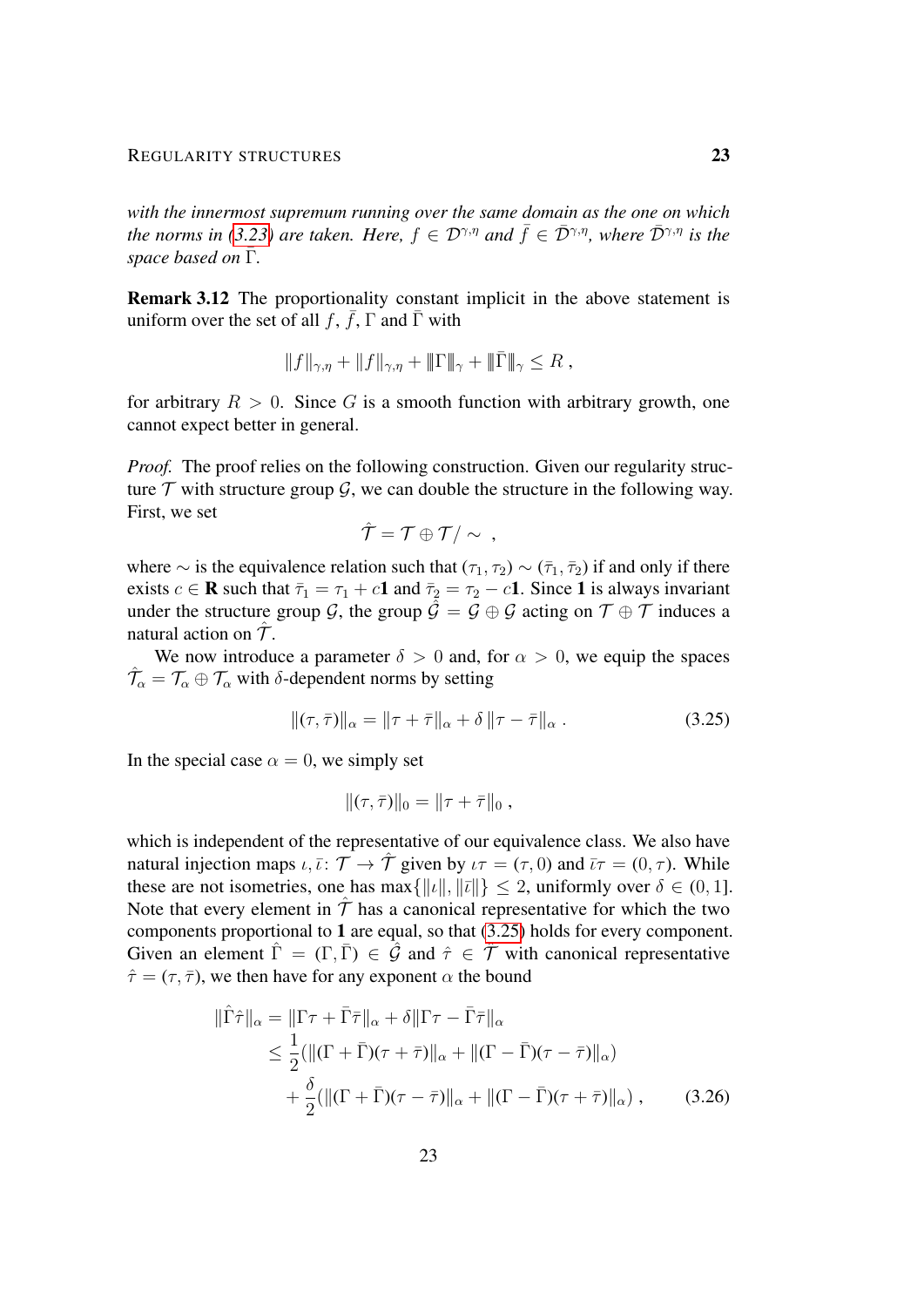*with the innermost supremum running over the same domain as the one on which the norms in (3.23) are taken. Here, $f \in \mathcal{D}^{\gamma,\eta}$ and $\bar f \in \bar{\mathcal{D}}^{\gamma,\eta}$, where $\bar{\mathcal{D}}^{\gamma,\eta}$ is the space based on $\bar\Gamma$.*

**Remark 3.12** The proportionality constant implicit in the above statement is uniform over the set of all $f$, $\bar f$, $\Gamma$ and $\bar\Gamma$ with

$$\|f\|_{\gamma,\eta} + \|f\|_{\gamma,\eta} + \|\!|\Gamma|\!\|_\gamma + \|\!|\bar\Gamma|\!\|_\gamma \le R\;,$$

for arbitrary $R > 0$. Since $G$ is a smooth function with arbitrary growth, one cannot expect better in general.

*Proof.* The proof relies on the following construction. Given our regularity structure $\mathcal{T}$ with structure group $\mathcal{G}$, we can double the structure in the following way. First, we set

$$\hat{\mathcal{T}} = \mathcal{T} \oplus \mathcal{T}/\sim\;,$$

where $\sim$ is the equivalence relation such that $(\tau_1, \tau_2) \sim (\bar\tau_1, \bar\tau_2)$ if and only if there exists $c \in \mathbf{R}$ such that $\bar\tau_1 = \tau_1 + c\mathbf{1}$ and $\bar\tau_2 = \tau_2 - c\mathbf{1}$. Since $\mathbf{1}$ is always invariant under the structure group $\mathcal{G}$, the group $\hat{\mathcal{G}} = \mathcal{G} \oplus \mathcal{G}$ acting on $\mathcal{T} \oplus \mathcal{T}$ induces a natural action on $\hat{\mathcal{T}}$.

We now introduce a parameter $\delta > 0$ and, for $\alpha > 0$, we equip the spaces $\hat{\mathcal{T}}_\alpha = \mathcal{T}_\alpha \oplus \mathcal{T}_\alpha$ with $\delta$-dependent norms by setting

$$\|(\tau, \bar\tau)\|_\alpha = \|\tau + \bar\tau\|_\alpha + \delta\,\|\tau - \bar\tau\|_\alpha\;. \tag{3.25}$$

In the special case $\alpha = 0$, we simply set

$$\|(\tau, \bar\tau)\|_0 = \|\tau + \bar\tau\|_0\;,$$

which is independent of the representative of our equivalence class. We also have natural injection maps $\iota, \bar\iota \colon \mathcal{T} \to \hat{\mathcal{T}}$ given by $\iota\tau = (\tau, 0)$ and $\bar\iota\tau = (0, \tau)$. While these are not isometries, one has $\max\{\|\iota\|, \|\bar\iota\|\} \le 2$, uniformly over $\delta \in (0,1]$. Note that every element in $\hat{\mathcal{T}}$ has a canonical representative for which the two components proportional to $\mathbf{1}$ are equal, so that (3.25) holds for every component. Given an element $\hat\Gamma = (\Gamma, \bar\Gamma) \in \hat{\mathcal{G}}$ and $\hat\tau \in \hat{\mathcal{T}}$ with canonical representative $\hat\tau = (\tau, \bar\tau)$, we then have for any exponent $\alpha$ the bound

$$\begin{aligned}
\|\hat\Gamma\hat\tau\|_\alpha &= \|\Gamma\tau + \bar\Gamma\bar\tau\|_\alpha + \delta\|\Gamma\tau - \bar\Gamma\bar\tau\|_\alpha \\
&\le \frac{1}{2}(\|(\Gamma + \bar\Gamma)(\tau + \bar\tau)\|_\alpha + \|(\Gamma - \bar\Gamma)(\tau - \bar\tau)\|_\alpha) \\
&\quad + \frac{\delta}{2}(\|(\Gamma + \bar\Gamma)(\tau - \bar\tau)\|_\alpha + \|(\Gamma - \bar\Gamma)(\tau + \bar\tau)\|_\alpha)\;,
\end{aligned} \tag{3.26}$$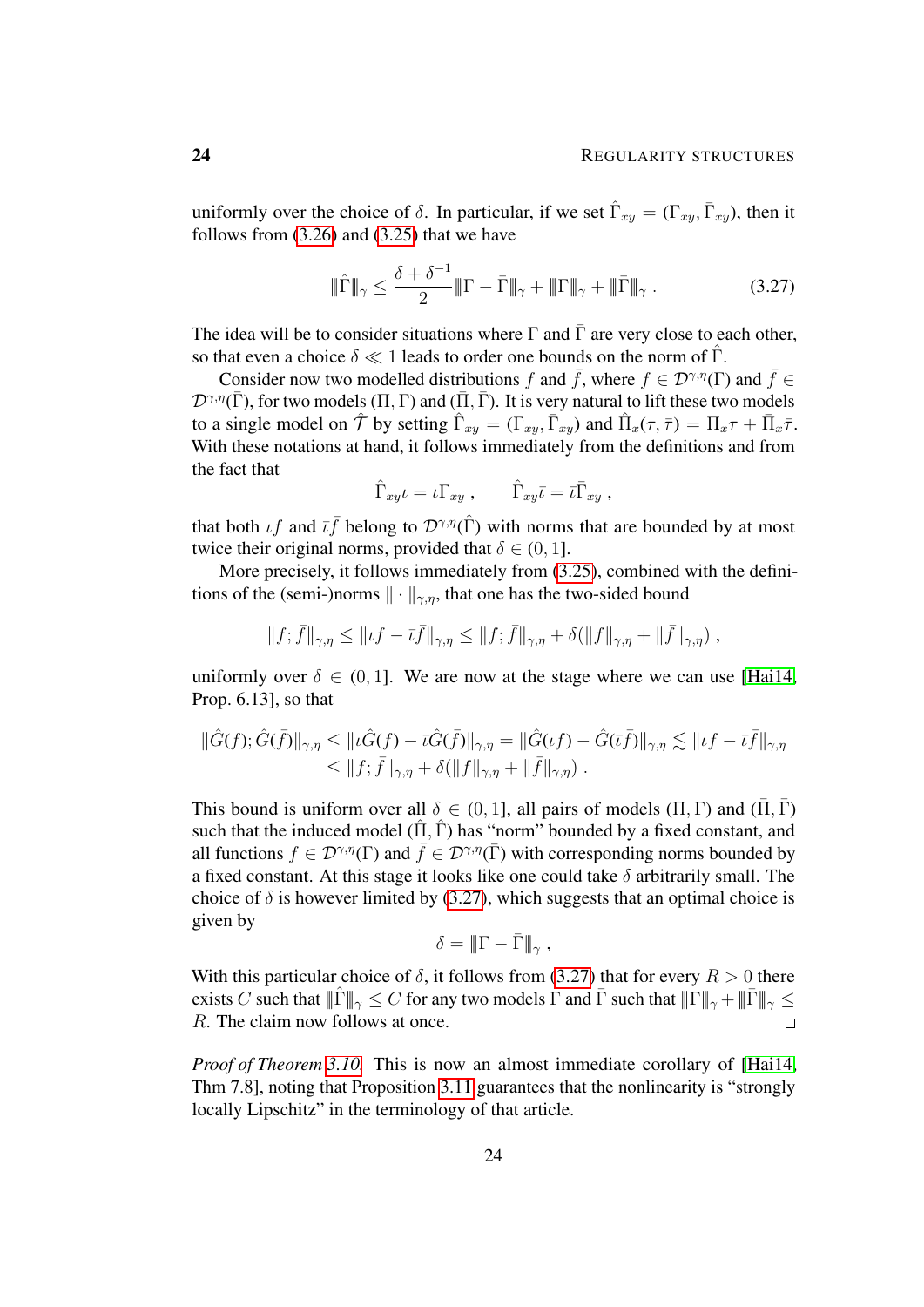uniformly over the choice of $\delta$. In particular, if we set $\hat{\Gamma}_{xy} = (\Gamma_{xy}, \bar{\Gamma}_{xy})$, then it follows from (3.26) and (3.25) that we have

$$\|\hat{\Gamma}\|_\gamma \leq \frac{\delta + \delta^{-1}}{2} \|\Gamma - \bar{\Gamma}\|_\gamma + \|\Gamma\|_\gamma + \|\bar{\Gamma}\|_\gamma \,. \tag{3.27}$$

The idea will be to consider situations where $\Gamma$ and $\bar{\Gamma}$ are very close to each other, so that even a choice $\delta \ll 1$ leads to order one bounds on the norm of $\hat{\Gamma}$.

Consider now two modelled distributions $f$ and $\bar{f}$, where $f \in \mathcal{D}^{\gamma,\eta}(\Gamma)$ and $\bar{f} \in \mathcal{D}^{\gamma,\eta}(\bar{\Gamma})$, for two models $(\Pi, \Gamma)$ and $(\bar{\Pi}, \bar{\Gamma})$. It is very natural to lift these two models to a single model on $\hat{\mathcal{T}}$ by setting $\hat{\Gamma}_{xy} = (\Gamma_{xy}, \bar{\Gamma}_{xy})$ and $\hat{\Pi}_x(\tau, \bar{\tau}) = \Pi_x \tau + \bar{\Pi}_x \bar{\tau}$. With these notations at hand, it follows immediately from the definitions and from the fact that

$$\hat{\Gamma}_{xy} \iota = \iota \Gamma_{xy} \,, \qquad \hat{\Gamma}_{xy} \bar{\iota} = \bar{\iota} \bar{\Gamma}_{xy} \,,$$

that both $\iota f$ and $\bar{\iota} \bar{f}$ belong to $\mathcal{D}^{\gamma,\eta}(\hat{\Gamma})$ with norms that are bounded by at most twice their original norms, provided that $\delta \in (0, 1]$.

More precisely, it follows immediately from (3.25), combined with the definitions of the (semi-)norms $\|\cdot\|_{\gamma,\eta}$, that one has the two-sided bound

$$\|f; \bar{f}\|_{\gamma,\eta} \leq \|\iota f - \bar{\iota} \bar{f}\|_{\gamma,\eta} \leq \|f; \bar{f}\|_{\gamma,\eta} + \delta(\|f\|_{\gamma,\eta} + \|\bar{f}\|_{\gamma,\eta}) \,,$$

uniformly over $\delta \in (0, 1]$. We are now at the stage where we can use [Hai14, Prop. 6.13], so that

$$\begin{aligned}
\|\hat{G}(f); \hat{G}(\bar{f})\|_{\gamma,\eta} &\leq \|\iota \hat{G}(f) - \bar{\iota} \hat{G}(\bar{f})\|_{\gamma,\eta} = \|\hat{G}(\iota f) - \hat{G}(\bar{\iota} \bar{f})\|_{\gamma,\eta} \lesssim \|\iota f - \bar{\iota} \bar{f}\|_{\gamma,\eta} \\
&\leq \|f; \bar{f}\|_{\gamma,\eta} + \delta(\|f\|_{\gamma,\eta} + \|\bar{f}\|_{\gamma,\eta}) \,.
\end{aligned}$$

This bound is uniform over all $\delta \in (0, 1]$, all pairs of models $(\Pi, \Gamma)$ and $(\bar{\Pi}, \bar{\Gamma})$ such that the induced model $(\hat{\Pi}, \hat{\Gamma})$ has "norm" bounded by a fixed constant, and all functions $f \in \mathcal{D}^{\gamma,\eta}(\Gamma)$ and $\bar{f} \in \mathcal{D}^{\gamma,\eta}(\bar{\Gamma})$ with corresponding norms bounded by a fixed constant. At this stage it looks like one could take $\delta$ arbitrarily small. The choice of $\delta$ is however limited by (3.27), which suggests that an optimal choice is given by

$$\delta = \|\Gamma - \bar{\Gamma}\|_\gamma \,,$$

With this particular choice of $\delta$, it follows from (3.27) that for every $R > 0$ there exists $C$ such that $\|\hat{\Gamma}\|_\gamma \leq C$ for any two models $\Gamma$ and $\bar{\Gamma}$ such that $\|\Gamma\|_\gamma + \|\bar{\Gamma}\|_\gamma \leq R$. The claim now follows at once. □

*Proof of Theorem 3.10.* This is now an almost immediate corollary of [Hai14, Thm 7.8], noting that Proposition 3.11 guarantees that the nonlinearity is "strongly locally Lipschitz" in the terminology of that article.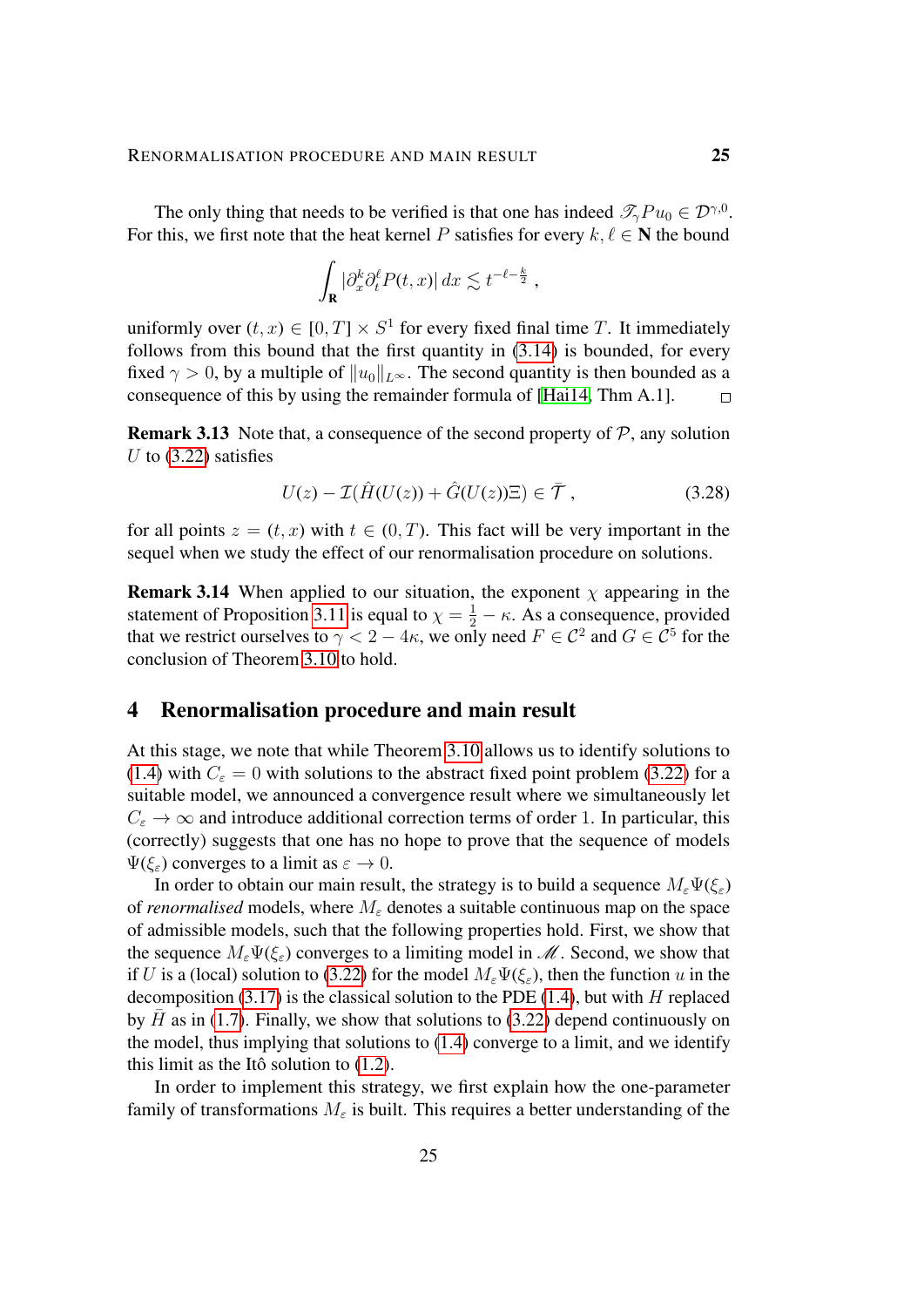The only thing that needs to be verified is that one has indeed $\mathscr{T}_\gamma P u_0 \in \mathcal{D}^{\gamma,0}$. For this, we first note that the heat kernel $P$ satisfies for every $k, \ell \in \mathbf{N}$ the bound

$$\int_{\mathbf{R}} |\partial_x^k \partial_t^\ell P(t,x)|\, dx \lesssim t^{-\ell - \frac{k}{2}}\;,$$

uniformly over $(t,x) \in [0,T] \times S^1$ for every fixed final time $T$. It immediately follows from this bound that the first quantity in (3.14) is bounded, for every fixed $\gamma > 0$, by a multiple of $\|u_0\|_{L^\infty}$. The second quantity is then bounded as a consequence of this by using the remainder formula of [Hai14, Thm A.1]. □

**Remark 3.13** Note that, a consequence of the second property of $\mathcal{P}$, any solution $U$ to (3.22) satisfies

$$U(z) - \mathcal{I}(\hat{H}(U(z)) + \hat{G}(U(z))\Xi) \in \bar{\mathcal{T}}\;, \tag{3.28}$$

for all points $z = (t,x)$ with $t \in (0,T)$. This fact will be very important in the sequel when we study the effect of our renormalisation procedure on solutions.

**Remark 3.14** When applied to our situation, the exponent $\chi$ appearing in the statement of Proposition 3.11 is equal to $\chi = \frac{1}{2} - \kappa$. As a consequence, provided that we restrict ourselves to $\gamma < 2 - 4\kappa$, we only need $F \in \mathcal{C}^2$ and $G \in \mathcal{C}^5$ for the conclusion of Theorem 3.10 to hold.

# 4 Renormalisation procedure and main result

At this stage, we note that while Theorem 3.10 allows us to identify solutions to (1.4) with $C_\varepsilon = 0$ with solutions to the abstract fixed point problem (3.22) for a suitable model, we announced a convergence result where we simultaneously let $C_\varepsilon \to \infty$ and introduce additional correction terms of order 1. In particular, this (correctly) suggests that one has no hope to prove that the sequence of models $\Psi(\xi_\varepsilon)$ converges to a limit as $\varepsilon \to 0$.

In order to obtain our main result, the strategy is to build a sequence $M_\varepsilon \Psi(\xi_\varepsilon)$ of *renormalised* models, where $M_\varepsilon$ denotes a suitable continuous map on the space of admissible models, such that the following properties hold. First, we show that the sequence $M_\varepsilon \Psi(\xi_\varepsilon)$ converges to a limiting model in $\mathscr{M}$. Second, we show that if $U$ is a (local) solution to (3.22) for the model $M_\varepsilon \Psi(\xi_\varepsilon)$, then the function $u$ in the decomposition (3.17) is the classical solution to the PDE (1.4), but with $H$ replaced by $\bar{H}$ as in (1.7). Finally, we show that solutions to (3.22) depend continuously on the model, thus implying that solutions to (1.4) converge to a limit, and we identify this limit as the Itô solution to (1.2).

In order to implement this strategy, we first explain how the one-parameter family of transformations $M_\varepsilon$ is built. This requires a better understanding of the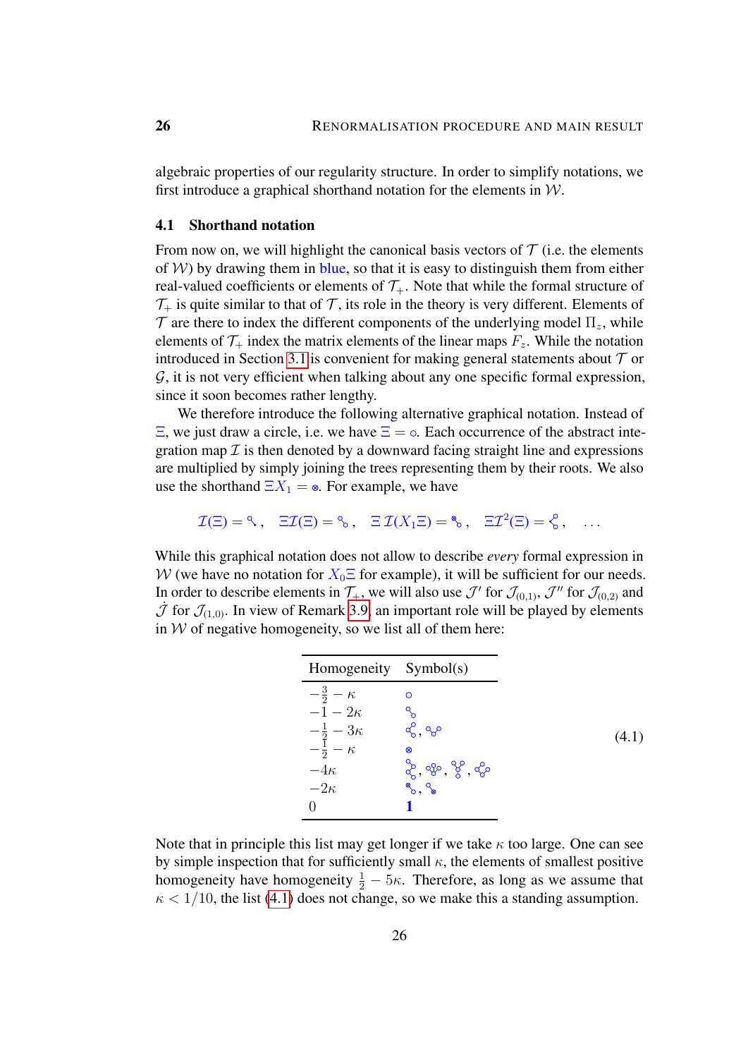algebraic properties of our regularity structure. In order to simplify notations, we first introduce a graphical shorthand notation for the elements in $\mathcal{W}$.

### 4.1 Shorthand notation

From now on, we will highlight the canonical basis vectors of $\mathcal{T}$ (i.e. the elements of $\mathcal{W}$) by drawing them in blue, so that it is easy to distinguish them from either real-valued coefficients or elements of $\mathcal{T}_+$. Note that while the formal structure of $\mathcal{T}_+$ is quite similar to that of $\mathcal{T}$, its role in the theory is very different. Elements of $\mathcal{T}$ are there to index the different components of the underlying model $\Pi_z$, while elements of $\mathcal{T}_+$ index the matrix elements of the linear maps $F_z$. While the notation introduced in Section 3.1 is convenient for making general statements about $\mathcal{T}$ or $\mathcal{G}$, it is not very efficient when talking about any one specific formal expression, since it soon becomes rather lengthy.

We therefore introduce the following alternative graphical notation. Instead of $\Xi$, we just draw a circle, i.e. we have $\Xi = \circ$. Each occurrence of the abstract integration map $\mathcal{I}$ is then denoted by a downward facing straight line and expressions are multiplied by simply joining the trees representing them by their roots. We also use the shorthand $\Xi X_1 = \otimes$. For example, we have

$$\mathcal{I}(\Xi) = ⚲ , \quad \Xi\mathcal{I}(\Xi) = ⚲_\circ , \quad \Xi\,\mathcal{I}(X_1\Xi) = ⚲_\circ , \quad \Xi\mathcal{I}^2(\Xi) = ⚲ , \quad \ldots$$

While this graphical notation does not allow to describe *every* formal expression in $\mathcal{W}$ (we have no notation for $X_0\Xi$ for example), it will be sufficient for our needs. In order to describe elements in $\mathcal{T}_+$, we will also use $\mathcal{J}'$ for $\mathcal{J}_{(0,1)}$, $\mathcal{J}''$ for $\mathcal{J}_{(0,2)}$ and $\dot{\mathcal{J}}$ for $\mathcal{J}_{(1,0)}$. In view of Remark 3.9, an important role will be played by elements in $\mathcal{W}$ of negative homogeneity, so we list all of them here:

| Homogeneity | Symbol(s) |
|---|---|
| $-\frac{3}{2} - \kappa$ | $\circ$ |
| $-1 - 2\kappa$ | (tree) |
| $-\frac{1}{2} - 3\kappa$ | (tree), (tree) |
| $-\frac{1}{2} - \kappa$ | $\otimes$ |
| $-4\kappa$ | (tree), (tree), (tree), (tree) |
| $-2\kappa$ | (tree), (tree) |
| $0$ | $\mathbf{1}$ |

(4.1)

Note that in principle this list may get longer if we take $\kappa$ too large. One can see by simple inspection that for sufficiently small $\kappa$, the elements of smallest positive homogeneity have homogeneity $\frac{1}{2} - 5\kappa$. Therefore, as long as we assume that $\kappa < 1/10$, the list (4.1) does not change, so we make this a standing assumption.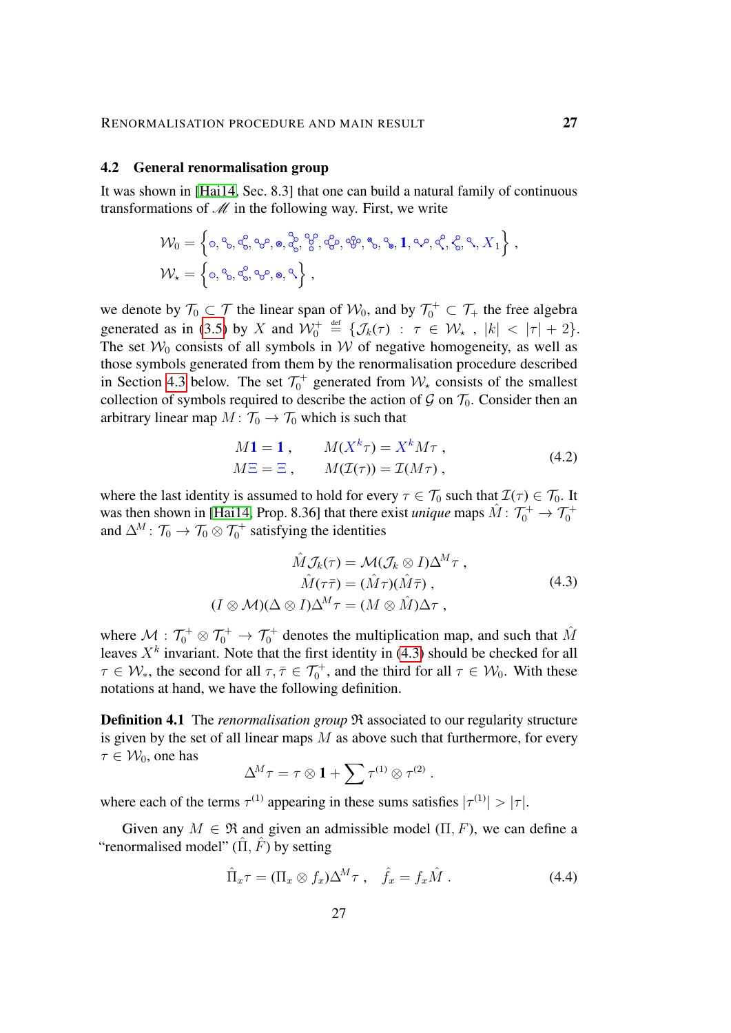## 4.2 General renormalisation group

It was shown in [Hai14, Sec. 8.3] that one can build a natural family of continuous transformations of $\mathscr{M}$ in the following way. First, we write

$$
\mathcal{W}_0 = \Big\{ \tau_1, \tau_2, \ldots, \tau_{14}, \mathbf{1}, \tau_{15}, \ldots, \tau_{18}, X_1 \Big\} ,
$$

$$
\mathcal{W}_\star = \Big\{ \tau_1, \tau_2, \tau_3, \tau_4, \tau_5, \tau_6 \Big\} ,
$$

Here the $\tau_i$ stand for the tree-shaped symbols shown in the original page, which cannot be reproduced in text.

we denote by $\mathcal{T}_0 \subset \mathcal{T}$ the linear span of $\mathcal{W}_0$, and by $\mathcal{T}_0^+ \subset \mathcal{T}_+$ the free algebra generated as in (3.5) by $X$ and $\mathcal{W}_0^+ \stackrel{\text{def}}{=} \{\mathcal{J}_k(\tau) \,:\, \tau \in \mathcal{W}_\star \;,\; |k| < |\tau| + 2\}$. The set $\mathcal{W}_0$ consists of all symbols in $\mathcal{W}$ of negative homogeneity, as well as those symbols generated from them by the renormalisation procedure described in Section 4.3 below. The set $\mathcal{T}_0^+$ generated from $\mathcal{W}_\star$ consists of the smallest collection of symbols required to describe the action of $\mathcal{G}$ on $\mathcal{T}_0$. Consider then an arbitrary linear map $M \colon \mathcal{T}_0 \to \mathcal{T}_0$ which is such that

$$
\begin{aligned}
M\mathbf{1} &= \mathbf{1} , \qquad & M(X^k\tau) &= X^k M\tau , \\
M\Xi &= \Xi , \qquad & M(\mathcal{I}(\tau)) &= \mathcal{I}(M\tau) ,
\end{aligned}
\tag{4.2}
$$

where the last identity is assumed to hold for every $\tau \in \mathcal{T}_0$ such that $\mathcal{I}(\tau) \in \mathcal{T}_0$. It was then shown in [Hai14, Prop. 8.36] that there exist *unique* maps $\hat{M} \colon \mathcal{T}_0^+ \to \mathcal{T}_0^+$ and $\Delta^M \colon \mathcal{T}_0 \to \mathcal{T}_0 \otimes \mathcal{T}_0^+$ satisfying the identities

$$
\begin{aligned}
\hat{M}\mathcal{J}_k(\tau) &= \mathcal{M}(\mathcal{J}_k \otimes I)\Delta^M \tau , \\
\hat{M}(\tau\bar{\tau}) &= (\hat{M}\tau)(\hat{M}\bar{\tau}) , \\
(I \otimes \mathcal{M})(\Delta \otimes I)\Delta^M \tau &= (M \otimes \hat{M})\Delta\tau ,
\end{aligned}
\tag{4.3}
$$

where $\mathcal{M} : \mathcal{T}_0^+ \otimes \mathcal{T}_0^+ \to \mathcal{T}_0^+$ denotes the multiplication map, and such that $\hat{M}$ leaves $X^k$ invariant. Note that the first identity in (4.3) should be checked for all $\tau \in \mathcal{W}_*$, the second for all $\tau, \bar{\tau} \in \mathcal{T}_0^+$, and the third for all $\tau \in \mathcal{W}_0$. With these notations at hand, we have the following definition.

**Definition 4.1** The *renormalisation group* $\mathfrak{R}$ associated to our regularity structure is given by the set of all linear maps $M$ as above such that furthermore, for every $\tau \in \mathcal{W}_0$, one has

$$
\Delta^M \tau = \tau \otimes \mathbf{1} + \sum \tau^{(1)} \otimes \tau^{(2)} .
$$

where each of the terms $\tau^{(1)}$ appearing in these sums satisfies $|\tau^{(1)}| > |\tau|$.

Given any $M \in \mathfrak{R}$ and given an admissible model $(\Pi, F)$, we can define a "renormalised model" $(\hat{\Pi}, \hat{F})$ by setting

$$
\hat{\Pi}_x \tau = (\Pi_x \otimes f_x)\Delta^M \tau , \quad \hat{f}_x = f_x \hat{M} . \tag{4.4}
$$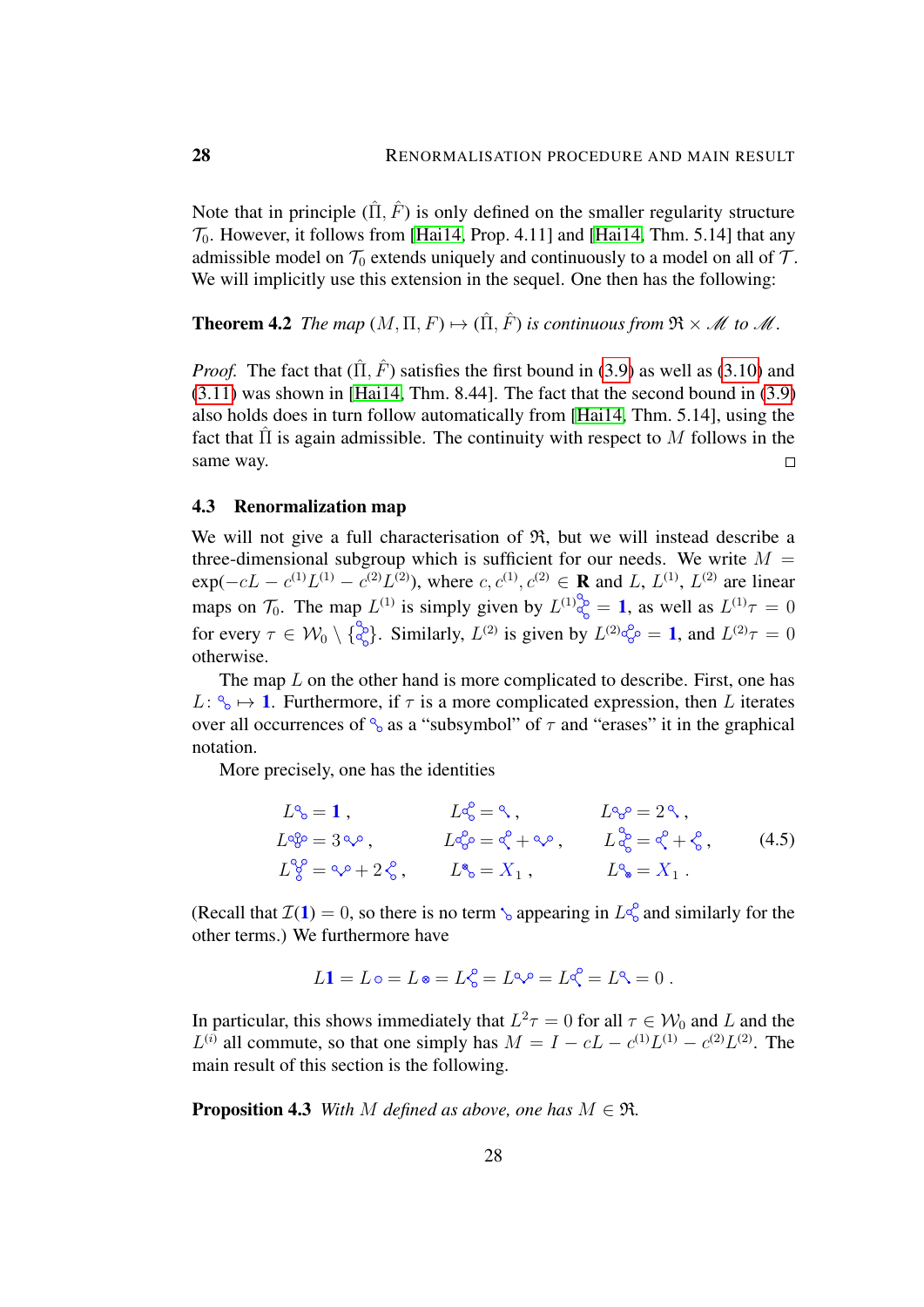Note that in principle $(\hat\Pi, \hat F)$ is only defined on the smaller regularity structure $\mathcal{T}_0$. However, it follows from [Hai14, Prop. 4.11] and [Hai14, Thm. 5.14] that any admissible model on $\mathcal{T}_0$ extends uniquely and continuously to a model on all of $\mathcal{T}$. We will implicitly use this extension in the sequel. One then has the following:

**Theorem 4.2** *The map $(M, \Pi, F) \mapsto (\hat\Pi, \hat F)$ is continuous from $\mathfrak{R} \times \mathscr{M}$ to $\mathscr{M}$.*

*Proof.* The fact that $(\hat\Pi, \hat F)$ satisfies the first bound in (3.9) as well as (3.10) and (3.11) was shown in [Hai14, Thm. 8.44]. The fact that the second bound in (3.9) also holds does in turn follow automatically from [Hai14, Thm. 5.14], using the fact that $\hat\Pi$ is again admissible. The continuity with respect to $M$ follows in the same way. $\square$

### 4.3 Renormalization map

We will not give a full characterisation of $\mathfrak{R}$, but we will instead describe a three-dimensional subgroup which is sufficient for our needs. We write $M = \exp(-cL - c^{(1)}L^{(1)} - c^{(2)}L^{(2)})$, where $c, c^{(1)}, c^{(2)} \in \mathbf{R}$ and $L$, $L^{(1)}$, $L^{(2)}$ are linear maps on $\mathcal{T}_0$. The map $L^{(1)}$ is simply given by $L^{(1)}\tau_1 = \mathbf{1}$, as well as $L^{(1)}\tau = 0$ for every $\tau \in \mathcal{W}_0 \setminus \{\tau_1\}$. Similarly, $L^{(2)}$ is given by $L^{(2)}\tau_2 = \mathbf{1}$, and $L^{(2)}\tau = 0$ otherwise.

The map $L$ on the other hand is more complicated to describe. First, one has $L\colon \tau_0 \mapsto \mathbf{1}$. Furthermore, if $\tau$ is a more complicated expression, then $L$ iterates over all occurrences of $\tau_0$ as a "subsymbol" of $\tau$ and "erases" it in the graphical notation.

More precisely, one has the identities

$$
\begin{aligned}
&L\tau_0 = \mathbf{1}\,, && L\tau = \cdot\,, && L\tau = 2\,\cdot\,,\\
&L\tau = 3\,\cdot\,, && L\tau = \cdot + \cdot\,, && L\tau = \cdot + \cdot\,,\\
&L\tau = \cdot + 2\,\cdot\,, && L\tau = X_1\,, && L\tau = X_1\,.
\end{aligned}
\tag{4.5}
$$

(Recall that $\mathcal{I}(\mathbf{1}) = 0$, so there is no term appearing in $L\tau$ and similarly for the other terms.) We furthermore have

$$
L\mathbf{1} = L\circ = L\otimes = L\tau = L\tau = L\tau = L\tau = 0\,.
$$

In particular, this shows immediately that $L^2\tau = 0$ for all $\tau \in \mathcal{W}_0$ and $L$ and the $L^{(i)}$ all commute, so that one simply has $M = I - cL - c^{(1)}L^{(1)} - c^{(2)}L^{(2)}$. The main result of this section is the following:

**Proposition 4.3** *With $M$ defined as above, one has $M \in \mathfrak{R}$.*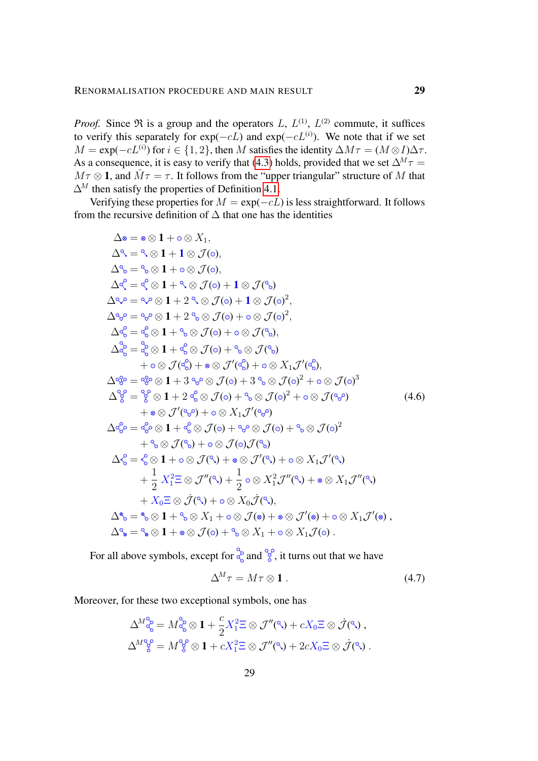*Proof.* Since $\mathfrak{R}$ is a group and the operators $L$, $L^{(1)}$, $L^{(2)}$ commute, it suffices to verify this separately for $\exp(-cL)$ and $\exp(-cL^{(i)})$. We note that if we set $M = \exp(-cL^{(i)})$ for $i \in \{1,2\}$, then $M$ satisfies the identity $\Delta M\tau = (M \otimes I)\Delta\tau$. As a consequence, it is easy to verify that (4.3) holds, provided that we set $\Delta^M\tau = M\tau \otimes \mathbf{1}$, and $\hat{M}\tau = \tau$. It follows from the "upper triangular" structure of $M$ that $\Delta^M$ then satisfy the properties of Definition 4.1.

Verifying these properties for $M = \exp(-cL)$ is less straightforward. It follows from the recursive definition of $\Delta$ that one has the identities

(In the display below, $\circ$ denotes the single-node symbol, $\circledast$ the crossed single-node symbol, and $\tau_{1},\dots,\tau_{14}$ the successive tree symbols on the left-hand sides as they appear in the original; $\Xi$ is as in the original.)

$$
\begin{aligned}
\Delta\circledast &= \circledast\otimes\mathbf{1} + \circ\otimes X_1,\\
\Delta\tau_1 &= \tau_1\otimes\mathbf{1} + \mathbf{1}\otimes\mathcal{J}(\circ),\\
\Delta\tau_2 &= \tau_2\otimes\mathbf{1} + \circ\otimes\mathcal{J}(\circ),\\
\Delta\tau_3 &= \tau_3\otimes\mathbf{1} + \tau_1\otimes\mathcal{J}(\circ) + \mathbf{1}\otimes\mathcal{J}(\tau_2)\\
\Delta\tau_4 &= \tau_4\otimes\mathbf{1} + 2\,\tau_1\otimes\mathcal{J}(\circ) + \mathbf{1}\otimes\mathcal{J}(\circ)^2,\\
\Delta\tau_5 &= \tau_5\otimes\mathbf{1} + 2\,\tau_2\otimes\mathcal{J}(\circ) + \circ\otimes\mathcal{J}(\circ)^2,\\
\Delta\tau_6 &= \tau_6\otimes\mathbf{1} + \tau_2\otimes\mathcal{J}(\circ) + \circ\otimes\mathcal{J}(\tau_2),\\
\Delta\tau_7 &= \tau_7\otimes\mathbf{1} + \tau_3\otimes\mathcal{J}(\circ) + \tau_2\otimes\mathcal{J}(\tau_2)\\
&\quad + \circ\otimes\mathcal{J}(\tau_6) + \circledast\otimes\mathcal{J}'(\tau_6) + \circ\otimes X_1\mathcal{J}'(\tau_6),\\
\Delta\tau_8 &= \tau_8\otimes\mathbf{1} + 3\,\tau_5\otimes\mathcal{J}(\circ) + 3\,\tau_2\otimes\mathcal{J}(\circ)^2 + \circ\otimes\mathcal{J}(\circ)^3\\
\Delta\tau_9 &= \tau_9\otimes\mathbf{1} + 2\,\tau_6\otimes\mathcal{J}(\circ) + \tau_2\otimes\mathcal{J}(\circ)^2 + \circ\otimes\mathcal{J}(\tau_5)\\
&\quad + \circledast\otimes\mathcal{J}'(\tau_5) + \circ\otimes X_1\mathcal{J}'(\tau_5)\\
\Delta\tau_{10} &= \tau_{10}\otimes\mathbf{1} + \tau_6\otimes\mathcal{J}(\circ) + \tau_5\otimes\mathcal{J}(\circ) + \tau_2\otimes\mathcal{J}(\circ)^2\\
&\quad + \tau_2\otimes\mathcal{J}(\tau_2) + \circ\otimes\mathcal{J}(\circ)\mathcal{J}(\tau_2)\\
\Delta\tau_{11} &= \tau_{11}\otimes\mathbf{1} + \circ\otimes\mathcal{J}(\tau_1) + \circledast\otimes\mathcal{J}'(\tau_1) + \circ\otimes X_1\mathcal{J}'(\tau_1)\\
&\quad + \frac{1}{2}\,X_1^2\Xi\otimes\mathcal{J}''(\tau_1) + \frac{1}{2}\,\circ\otimes X_1^2\mathcal{J}''(\tau_1) + \circledast\otimes X_1\mathcal{J}''(\tau_1)\\
&\quad + X_0\Xi\otimes\dot{\mathcal{J}}(\tau_1) + \circ\otimes X_0\dot{\mathcal{J}}(\tau_1),\\
\Delta\tau_{12} &= \tau_{12}\otimes\mathbf{1} + \tau_2\otimes X_1 + \circ\otimes\mathcal{J}(\circledast) + \circledast\otimes\mathcal{J}'(\circledast) + \circ\otimes X_1\mathcal{J}'(\circledast)\,,\\
\Delta\tau_{13} &= \tau_{13}\otimes\mathbf{1} + \circledast\otimes\mathcal{J}(\circ) + \tau_2\otimes X_1 + \circ\otimes X_1\mathcal{J}(\circ)\,.
\end{aligned}
\tag{4.6}
$$

For all above symbols, except for $\tau_7$ and $\tau_9$, it turns out that we have

$$
\Delta^M\tau = M\tau\otimes\mathbf{1}\,. \tag{4.7}
$$

Moreover, for these two exceptional symbols, one has

$$
\begin{aligned}
\Delta^M\tau_7 &= M\tau_7\otimes\mathbf{1} + \frac{c}{2}X_1^2\Xi\otimes\mathcal{J}''(\tau_1) + cX_0\Xi\otimes\dot{\mathcal{J}}(\tau_1)\,,\\
\Delta^M\tau_9 &= M\tau_9\otimes\mathbf{1} + cX_1^2\Xi\otimes\mathcal{J}''(\tau_1) + 2cX_0\Xi\otimes\dot{\mathcal{J}}(\tau_1)\,.
\end{aligned}
$$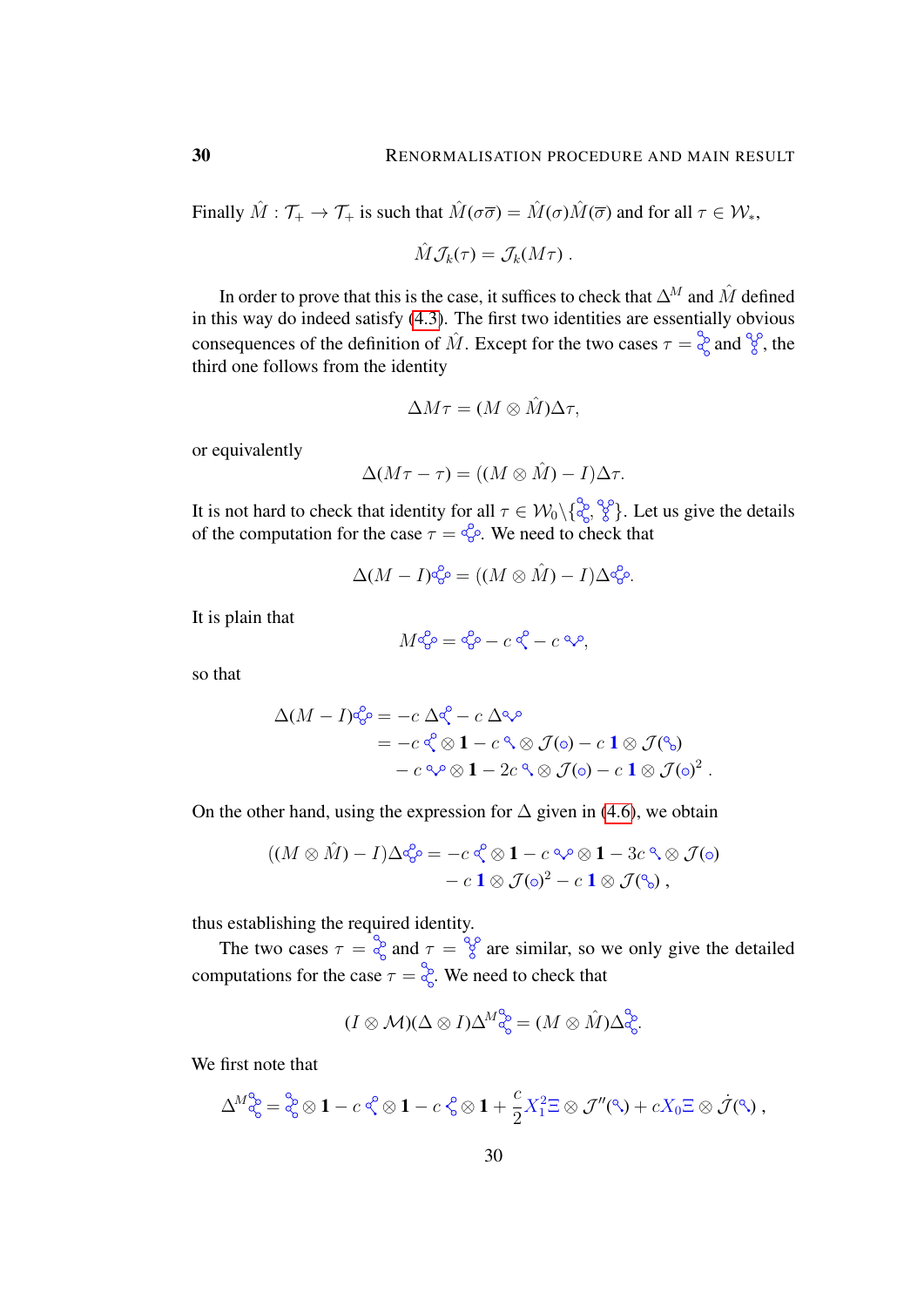Finally $\hat{M} : \mathcal{T}_+ \to \mathcal{T}_+$ is such that $\hat{M}(\sigma\overline{\sigma}) = \hat{M}(\sigma)\hat{M}(\overline{\sigma})$ and for all $\tau \in \mathcal{W}_*$,

$$\hat{M}\mathcal{J}_k(\tau) = \mathcal{J}_k(M\tau) .$$

In order to prove that this is the case, it suffices to check that $\Delta^M$ and $\hat{M}$ defined in this way do indeed satisfy (4.3). The first two identities are essentially obvious consequences of the definition of $\hat{M}$. Except for the two cases $\tau = [\text{tree}]$ and $[\text{tree}]$, the third one follows from the identity

$$\Delta M\tau = (M \otimes \hat{M})\Delta\tau,$$

or equivalently

$$\Delta(M\tau - \tau) = ((M \otimes \hat{M}) - I)\Delta\tau.$$

It is not hard to check that identity for all $\tau \in \mathcal{W}_0 \backslash \{[\text{tree}], [\text{tree}]\}$. Let us give the details of the computation for the case $\tau = [\text{tree}]$. We need to check that

$$\Delta(M - I)[\text{tree}] = ((M \otimes \hat{M}) - I)\Delta[\text{tree}].$$

It is plain that

$$M[\text{tree}] = [\text{tree}] - c\,[\text{tree}] - c\,[\text{tree}],$$

so that

$$\begin{aligned}
\Delta(M - I)[\text{tree}] &= -c\,\Delta[\text{tree}] - c\,\Delta[\text{tree}] \\
&= -c\,[\text{tree}] \otimes \mathbf{1} - c\,[\text{tree}] \otimes \mathcal{J}([\text{tree}]) - c\,\mathbf{1} \otimes \mathcal{J}([\text{tree}]) \\
&\quad - c\,[\text{tree}] \otimes \mathbf{1} - 2c\,[\text{tree}] \otimes \mathcal{J}([\text{tree}]) - c\,\mathbf{1} \otimes \mathcal{J}([\text{tree}])^2 .
\end{aligned}$$

On the other hand, using the expression for $\Delta$ given in (4.6), we obtain

$$\begin{aligned}
((M \otimes \hat{M}) - I)\Delta[\text{tree}] = &-c\,[\text{tree}] \otimes \mathbf{1} - c\,[\text{tree}] \otimes \mathbf{1} - 3c\,[\text{tree}] \otimes \mathcal{J}([\text{tree}]) \\
&- c\,\mathbf{1} \otimes \mathcal{J}([\text{tree}])^2 - c\,\mathbf{1} \otimes \mathcal{J}([\text{tree}]) ,
\end{aligned}$$

thus establishing the required identity.

The two cases $\tau = [\text{tree}]$ and $\tau = [\text{tree}]$ are similar, so we only give the detailed computations for the case $\tau = [\text{tree}]$. We need to check that

$$(I \otimes \mathcal{M})(\Delta \otimes I)\Delta^M[\text{tree}] = (M \otimes \hat{M})\Delta[\text{tree}].$$

We first note that

$$\Delta^M[\text{tree}] = [\text{tree}] \otimes \mathbf{1} - c\,[\text{tree}] \otimes \mathbf{1} - c\,[\text{tree}] \otimes \mathbf{1} + \frac{c}{2} X_1^2\Xi \otimes \mathcal{J}''([\text{tree}]) + cX_0\Xi \otimes \dot{\mathcal{J}}([\text{tree}]) ,$$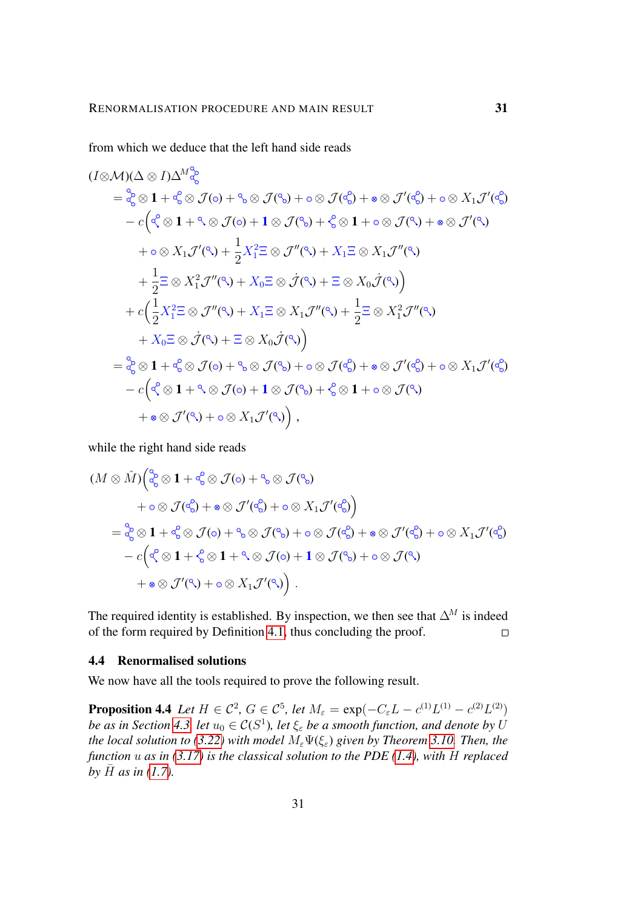from which we deduce that the left hand side reads

$$
\begin{aligned}
(I \otimes \mathcal{M})(\Delta \otimes I)\Delta^M \tau_0
&= \tau_0 \otimes \mathbf{1} + \tau_1 \otimes \mathcal{J}(\circ) + \tau_2 \otimes \mathcal{J}(\tau_3) + \circ \otimes \mathcal{J}(\tau_4) + \odot \otimes \mathcal{J}'(\tau_4) + \circ \otimes X_1 \mathcal{J}'(\tau_4) \\
&\quad - c\Big( \tau_5 \otimes \mathbf{1} + \tau_6 \otimes \mathcal{J}(\circ) + \mathbf{1} \otimes \mathcal{J}(\tau_3) + \tau_7 \otimes \mathbf{1} + \circ \otimes \mathcal{J}(\tau_6) + \odot \otimes \mathcal{J}'(\tau_6) \\
&\qquad + \circ \otimes X_1 \mathcal{J}'(\tau_6) + \frac{1}{2} X_1^2 \Xi \otimes \mathcal{J}''(\tau_6) + X_1 \Xi \otimes X_1 \mathcal{J}''(\tau_6) \\
&\qquad + \frac{1}{2} \Xi \otimes X_1^2 \mathcal{J}''(\tau_6) + X_0 \Xi \otimes \dot{\mathcal{J}}(\tau_6) + \Xi \otimes X_0 \dot{\mathcal{J}}(\tau_6) \Big) \\
&\quad + c\Big( \frac{1}{2} X_1^2 \Xi \otimes \mathcal{J}''(\tau_6) + X_1 \Xi \otimes X_1 \mathcal{J}''(\tau_6) + \frac{1}{2} \Xi \otimes X_1^2 \mathcal{J}''(\tau_6) \\
&\qquad + X_0 \Xi \otimes \dot{\mathcal{J}}(\tau_6) + \Xi \otimes X_0 \dot{\mathcal{J}}(\tau_6) \Big) \\
&= \tau_0 \otimes \mathbf{1} + \tau_1 \otimes \mathcal{J}(\circ) + \tau_2 \otimes \mathcal{J}(\tau_3) + \circ \otimes \mathcal{J}(\tau_4) + \odot \otimes \mathcal{J}'(\tau_4) + \circ \otimes X_1 \mathcal{J}'(\tau_4) \\
&\quad - c\Big( \tau_5 \otimes \mathbf{1} + \tau_6 \otimes \mathcal{J}(\circ) + \mathbf{1} \otimes \mathcal{J}(\tau_3) + \tau_7 \otimes \mathbf{1} + \circ \otimes \mathcal{J}(\tau_6) \\
&\qquad + \odot \otimes \mathcal{J}'(\tau_6) + \circ \otimes X_1 \mathcal{J}'(\tau_6) \Big)\;,
\end{aligned}
$$

while the right hand side reads

$$
\begin{aligned}
(M \otimes \hat{M})\Big( &\tau_0 \otimes \mathbf{1} + \tau_1 \otimes \mathcal{J}(\circ) + \tau_2 \otimes \mathcal{J}(\tau_3) \\
&+ \circ \otimes \mathcal{J}(\tau_4) + \odot \otimes \mathcal{J}'(\tau_4) + \circ \otimes X_1 \mathcal{J}'(\tau_4) \Big) \\
= \tau_0 \otimes \mathbf{1} &+ \tau_1 \otimes \mathcal{J}(\circ) + \tau_2 \otimes \mathcal{J}(\tau_3) + \circ \otimes \mathcal{J}(\tau_4) + \odot \otimes \mathcal{J}'(\tau_4) + \circ \otimes X_1 \mathcal{J}'(\tau_4) \\
- c\Big( &\tau_5 \otimes \mathbf{1} + \tau_7 \otimes \mathbf{1} + \tau_6 \otimes \mathcal{J}(\circ) + \mathbf{1} \otimes \mathcal{J}(\tau_3) + \circ \otimes \mathcal{J}(\tau_6) \\
&+ \odot \otimes \mathcal{J}'(\tau_6) + \circ \otimes X_1 \mathcal{J}'(\tau_6) \Big)\;.
\end{aligned}
$$

The required identity is established. By inspection, we then see that $\Delta^M$ is indeed of the form required by Definition 4.1, thus concluding the proof. $\square$

### 4.4 Renormalised solutions

We now have all the tools required to prove the following result.

**Proposition 4.4** *Let $H \in \mathcal{C}^2$, $G \in \mathcal{C}^5$, let $M_\varepsilon = \exp(-C_\varepsilon L - c^{(1)} L^{(1)} - c^{(2)} L^{(2)})$ be as in Section 4.3, let $u_0 \in \mathcal{C}(S^1)$, let $\xi_\varepsilon$ be a smooth function, and denote by $U$ the local solution to (3.22) with model $M_\varepsilon \Psi(\xi_\varepsilon)$ given by Theorem 3.10. Then, the function $u$ as in (3.17) is the classical solution to the PDE (1.4), with $H$ replaced by $\bar{H}$ as in (1.7).*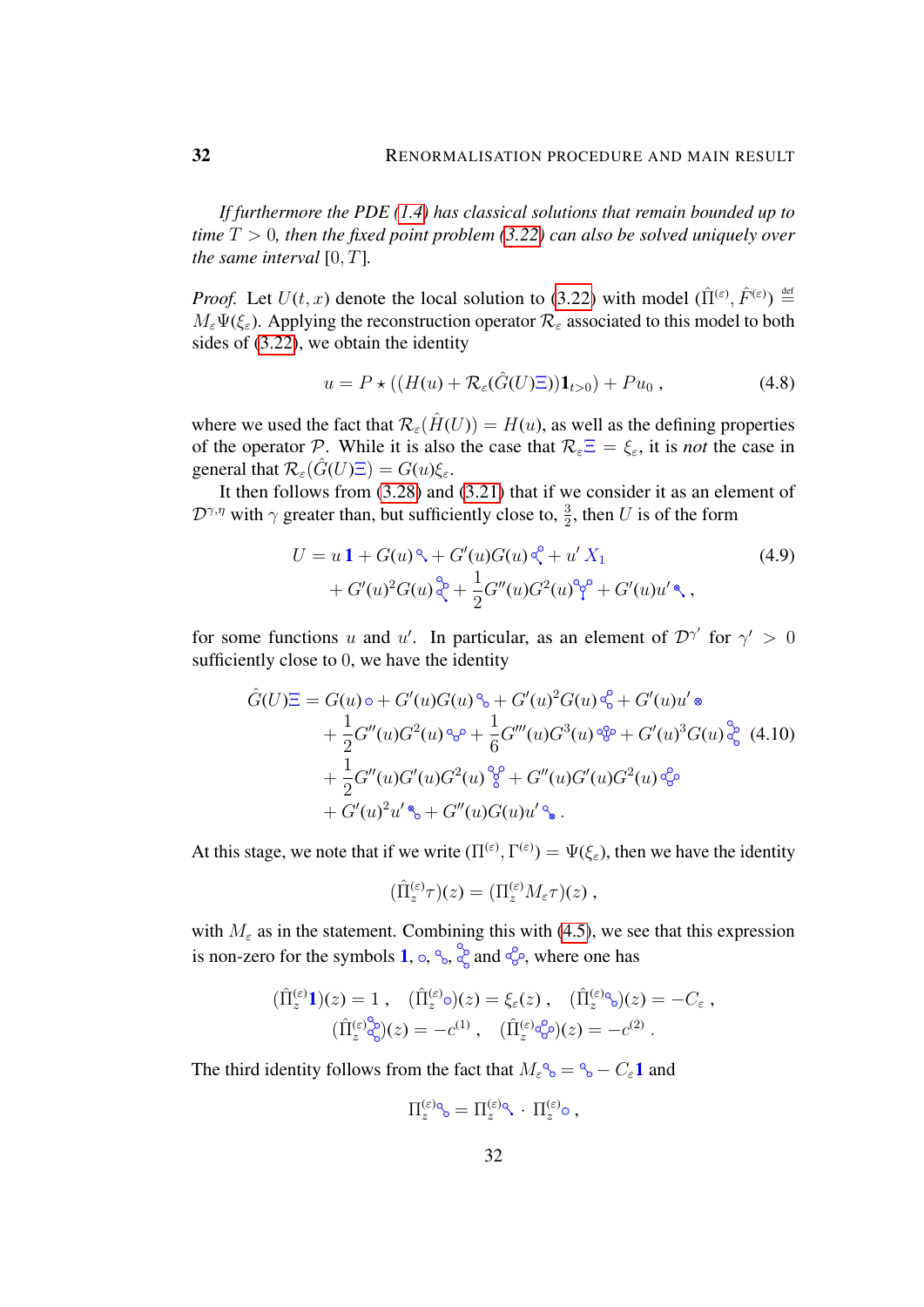*If furthermore the PDE (1.4) has classical solutions that remain bounded up to time $T > 0$, then the fixed point problem (3.22) can also be solved uniquely over the same interval $[0, T]$.*

*Proof.* Let $U(t,x)$ denote the local solution to (3.22) with model $(\hat\Pi^{(\varepsilon)}, \hat F^{(\varepsilon)}) \stackrel{\text{def}}{=} M_\varepsilon \Psi(\xi_\varepsilon)$. Applying the reconstruction operator $\mathcal{R}_\varepsilon$ associated to this model to both sides of (3.22), we obtain the identity

$$
u = P \star ((H(u) + \mathcal{R}_\varepsilon(\hat G(U)\Xi))\mathbf{1}_{t>0}) + Pu_0 \;, \tag{4.8}
$$

where we used the fact that $\mathcal{R}_\varepsilon(\hat H(U)) = H(u)$, as well as the defining properties of the operator $\mathcal{P}$. While it is also the case that $\mathcal{R}_\varepsilon \Xi = \xi_\varepsilon$, it is *not* the case in general that $\mathcal{R}_\varepsilon(\hat G(U)\Xi) = G(u)\xi_\varepsilon$.

It then follows from (3.28) and (3.21) that if we consider it as an element of $\mathcal{D}^{\gamma,\eta}$ with $\gamma$ greater than, but sufficiently close to, $\frac{3}{2}$, then $U$ is of the form

$$
\begin{aligned}
U = u\,\mathbf{1} + G(u)\,\tau_1 + G'(u)G(u)\,\tau_2 + u'\,X_1 \\
+ G'(u)^2G(u)\,\tau_3 + \frac{1}{2}G''(u)G^2(u)\,\tau_4 + G'(u)u'\,\tau_5 \;,
\end{aligned} \tag{4.9}
$$

for some functions $u$ and $u'$. In particular, as an element of $\mathcal{D}^{\gamma'}$ for $\gamma' > 0$ sufficiently close to $0$, we have the identity

$$
\begin{aligned}
\hat G(U)\Xi = G(u)\,\circ + G'(u)G(u)\,\sigma_1 + G'(u)^2G(u)\,\sigma_2 + G'(u)u'\,\sigma_3 \\
+ \frac{1}{2}G''(u)G^2(u)\,\sigma_4 + \frac{1}{6}G'''(u)G^3(u)\,\sigma_5 + G'(u)^3G(u)\,\sigma_6 \\
+ \frac{1}{2}G''(u)G'(u)G^2(u)\,\sigma_7 + G''(u)G'(u)G^2(u)\,\sigma_8 \\
+ G'(u)^2u'\,\sigma_9 + G''(u)G(u)u'\,\sigma_{10} \,.
\end{aligned} \tag{4.10}
$$

At this stage, we note that if we write $(\Pi^{(\varepsilon)}, \Gamma^{(\varepsilon)}) = \Psi(\xi_\varepsilon)$, then we have the identity

$$
(\hat\Pi_z^{(\varepsilon)}\tau)(z) = (\Pi_z^{(\varepsilon)} M_\varepsilon \tau)(z) \;,
$$

with $M_\varepsilon$ as in the statement. Combining this with (4.5), we see that this expression is non-zero for the symbols $\mathbf{1}$, $\circ$, $\sigma_1$, $\sigma_2$ and $\sigma_8$, where one has

$$
\begin{aligned}
(\hat\Pi_z^{(\varepsilon)}\mathbf{1})(z) = 1 \;, \quad (\hat\Pi_z^{(\varepsilon)}\circ)(z) = \xi_\varepsilon(z) \;, \quad (\hat\Pi_z^{(\varepsilon)}\sigma_1)(z) = -C_\varepsilon \;, \\
(\hat\Pi_z^{(\varepsilon)}\sigma_2)(z) = -c^{(1)} \;, \quad (\hat\Pi_z^{(\varepsilon)}\sigma_8)(z) = -c^{(2)} \;.
\end{aligned}
$$

The third identity follows from the fact that $M_\varepsilon \sigma_1 = \sigma_1 - C_\varepsilon \mathbf{1}$ and

$$
\Pi_z^{(\varepsilon)}\sigma_1 = \Pi_z^{(\varepsilon)}\tau_1 \cdot \Pi_z^{(\varepsilon)}\circ \;,
$$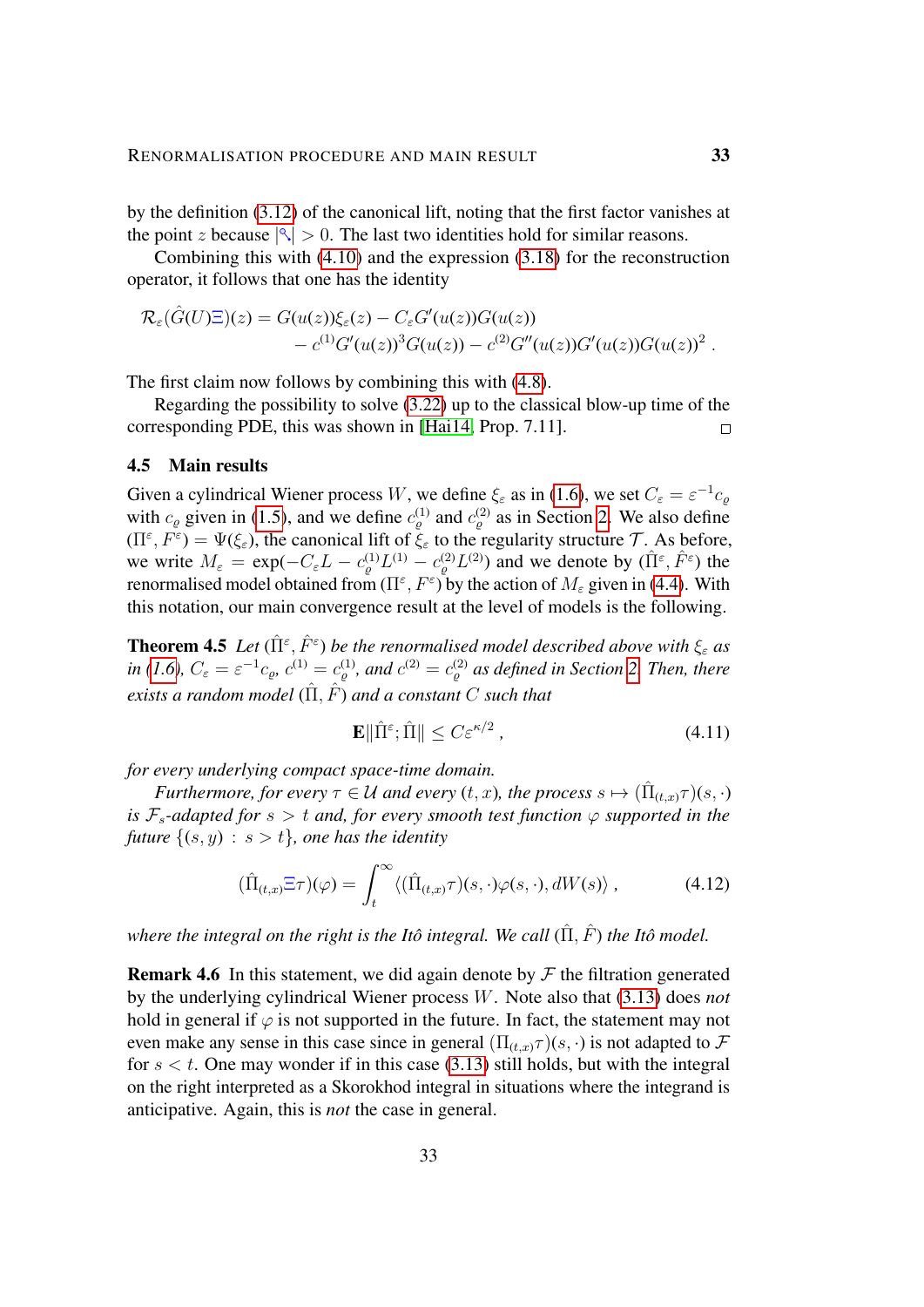by the definition (3.12) of the canonical lift, noting that the first factor vanishes at the point $z$ because $|\nwarrow| > 0$. The last two identities hold for similar reasons.

Combining this with (4.10) and the expression (3.18) for the reconstruction operator, it follows that one has the identity

$$\mathcal{R}_\varepsilon(\hat G(U)\Xi)(z) = G(u(z))\xi_\varepsilon(z) - C_\varepsilon G'(u(z))G(u(z)) \\ - c^{(1)}G'(u(z))^3 G(u(z)) - c^{(2)}G''(u(z))G'(u(z))G(u(z))^2 \;.$$

The first claim now follows by combining this with (4.8).

Regarding the possibility to solve (3.22) up to the classical blow-up time of the corresponding PDE, this was shown in [Hai14, Prop. 7.11]. □

### 4.5 Main results

Given a cylindrical Wiener process $W$, we define $\xi_\varepsilon$ as in (1.6), we set $C_\varepsilon = \varepsilon^{-1}c_\varrho$ with $c_\varrho$ given in (1.5), and we define $c_\varrho^{(1)}$ and $c_\varrho^{(2)}$ as in Section 2. We also define $(\Pi^\varepsilon, F^\varepsilon) = \Psi(\xi_\varepsilon)$, the canonical lift of $\xi_\varepsilon$ to the regularity structure $\mathcal{T}$. As before, we write $M_\varepsilon = \exp(-C_\varepsilon L - c_\varrho^{(1)}L^{(1)} - c_\varrho^{(2)}L^{(2)})$ and we denote by $(\hat\Pi^\varepsilon, \hat F^\varepsilon)$ the renormalised model obtained from $(\Pi^\varepsilon, F^\varepsilon)$ by the action of $M_\varepsilon$ given in (4.4). With this notation, our main convergence result at the level of models is the following.

**Theorem 4.5** *Let $(\hat\Pi^\varepsilon, \hat F^\varepsilon)$ be the renormalised model described above with $\xi_\varepsilon$ as in (1.6), $C_\varepsilon = \varepsilon^{-1}c_\varrho$, $c^{(1)} = c_\varrho^{(1)}$, and $c^{(2)} = c_\varrho^{(2)}$ as defined in Section 2. Then, there exists a random model $(\hat\Pi, \hat F)$ and a constant $C$ such that*

$$\mathbf{E}\|\hat\Pi^\varepsilon; \hat\Pi\| \le C\varepsilon^{\kappa/2}\;, \tag{4.11}$$

*for every underlying compact space-time domain.*

*Furthermore, for every $\tau \in \mathcal{U}$ and every $(t,x)$, the process $s \mapsto (\hat\Pi_{(t,x)}\tau)(s,\cdot)$ is $\mathcal{F}_s$-adapted for $s > t$ and, for every smooth test function $\varphi$ supported in the future $\{(s,y) \,:\, s > t\}$, one has the identity*

$$(\hat\Pi_{(t,x)}\Xi\tau)(\varphi) = \int_t^\infty \langle(\hat\Pi_{(t,x)}\tau)(s,\cdot)\varphi(s,\cdot), dW(s)\rangle\;, \tag{4.12}$$

*where the integral on the right is the Itô integral. We call $(\hat\Pi, \hat F)$ the Itô model.*

**Remark 4.6** In this statement, we did again denote by $\mathcal{F}$ the filtration generated by the underlying cylindrical Wiener process $W$. Note also that (3.13) does *not* hold in general if $\varphi$ is not supported in the future. In fact, the statement may not even make any sense in this case since in general $(\Pi_{(t,x)}\tau)(s,\cdot)$ is not adapted to $\mathcal{F}$ for $s < t$. One may wonder if in this case (3.13) still holds, but with the integral on the right interpreted as a Skorokhod integral in situations where the integrand is anticipative. Again, this is *not* the case in general.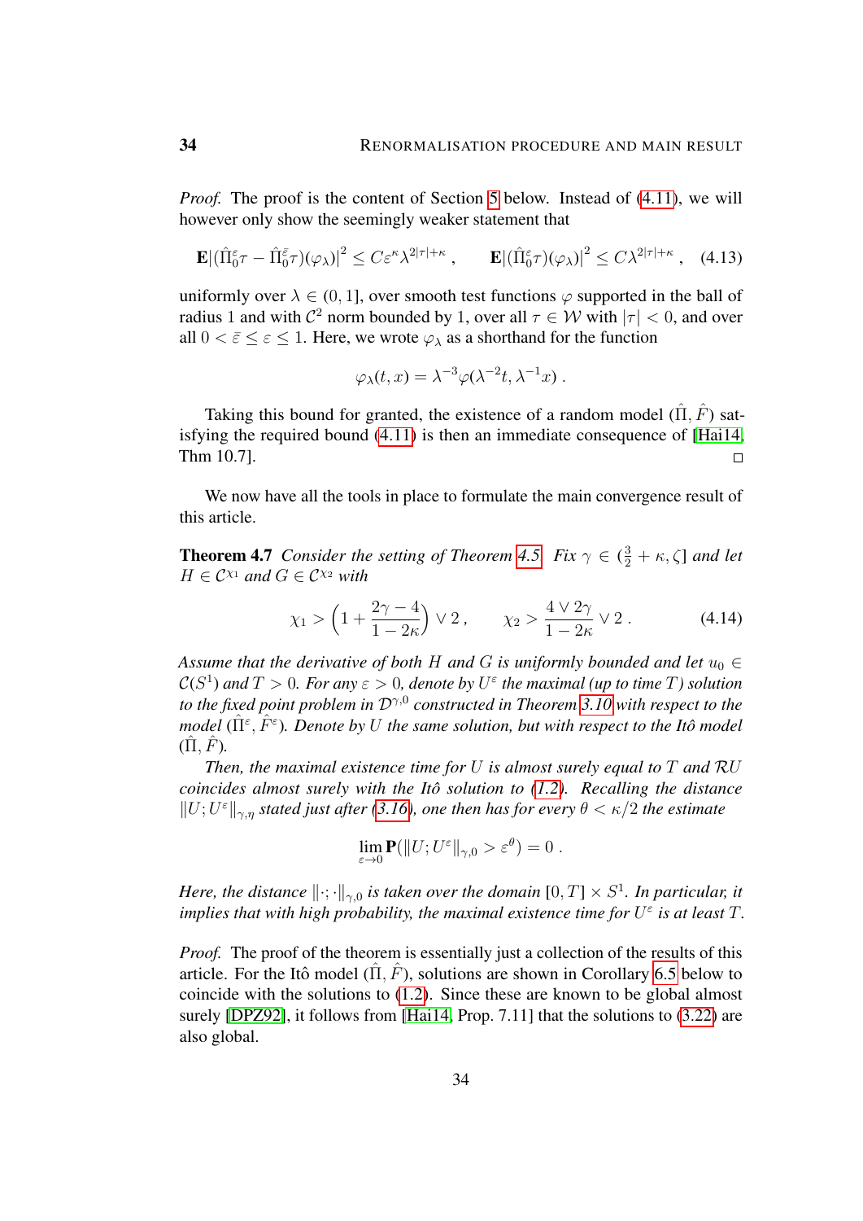*Proof.* The proof is the content of Section 5 below. Instead of (4.11), we will however only show the seemingly weaker statement that

$$\mathbf{E}|(\hat{\Pi}_0^\varepsilon \tau - \hat{\Pi}_0^{\bar{\varepsilon}} \tau)(\varphi_\lambda)|^2 \le C\varepsilon^\kappa \lambda^{2|\tau|+\kappa} , \qquad \mathbf{E}|(\hat{\Pi}_0^\varepsilon \tau)(\varphi_\lambda)|^2 \le C\lambda^{2|\tau|+\kappa} , \quad (4.13)$$

uniformly over $\lambda \in (0, 1]$, over smooth test functions $\varphi$ supported in the ball of radius 1 and with $\mathcal{C}^2$ norm bounded by 1, over all $\tau \in \mathcal{W}$ with $|\tau| < 0$, and over all $0 < \bar{\varepsilon} \le \varepsilon \le 1$. Here, we wrote $\varphi_\lambda$ as a shorthand for the function

$$\varphi_\lambda(t, x) = \lambda^{-3} \varphi(\lambda^{-2} t, \lambda^{-1} x) .$$

Taking this bound for granted, the existence of a random model $(\hat{\Pi}, \hat{F})$ satisfying the required bound (4.11) is then an immediate consequence of [Hai14, Thm 10.7]. □

We now have all the tools in place to formulate the main convergence result of this article.

**Theorem 4.7** *Consider the setting of Theorem 4.5. Fix $\gamma \in (\frac{3}{2} + \kappa, \zeta]$ and let $H \in \mathcal{C}^{\chi_1}$ and $G \in \mathcal{C}^{\chi_2}$ with*

$$\chi_1 > \Big(1 + \frac{2\gamma - 4}{1 - 2\kappa}\Big) \vee 2 , \qquad \chi_2 > \frac{4 \vee 2\gamma}{1 - 2\kappa} \vee 2 . \qquad (4.14)$$

*Assume that the derivative of both $H$ and $G$ is uniformly bounded and let $u_0 \in \mathcal{C}(S^1)$ and $T > 0$. For any $\varepsilon > 0$, denote by $U^\varepsilon$ the maximal (up to time $T$) solution to the fixed point problem in $\mathcal{D}^{\gamma,0}$ constructed in Theorem 3.10 with respect to the model $(\hat{\Pi}^\varepsilon, \hat{F}^\varepsilon)$. Denote by $U$ the same solution, but with respect to the Itô model $(\hat{\Pi}, \hat{F})$.*

*Then, the maximal existence time for $U$ is almost surely equal to $T$ and $\mathcal{R}U$ coincides almost surely with the Itô solution to (1.2). Recalling the distance $\|U; U^\varepsilon\|_{\gamma,\eta}$ stated just after (3.16), one then has for every $\theta < \kappa/2$ the estimate*

$$\lim_{\varepsilon \to 0} \mathbf{P}(\|U; U^\varepsilon\|_{\gamma,0} > \varepsilon^\theta) = 0 .$$

*Here, the distance $\|\cdot;\cdot\|_{\gamma,0}$ is taken over the domain $[0, T] \times S^1$. In particular, it implies that with high probability, the maximal existence time for $U^\varepsilon$ is at least $T$.*

*Proof.* The proof of the theorem is essentially just a collection of the results of this article. For the Itô model $(\hat{\Pi}, \hat{F})$, solutions are shown in Corollary 6.5 below to coincide with the solutions to (1.2). Since these are known to be global almost surely [DPZ92], it follows from [Hai14, Prop. 7.11] that the solutions to (3.22) are also global.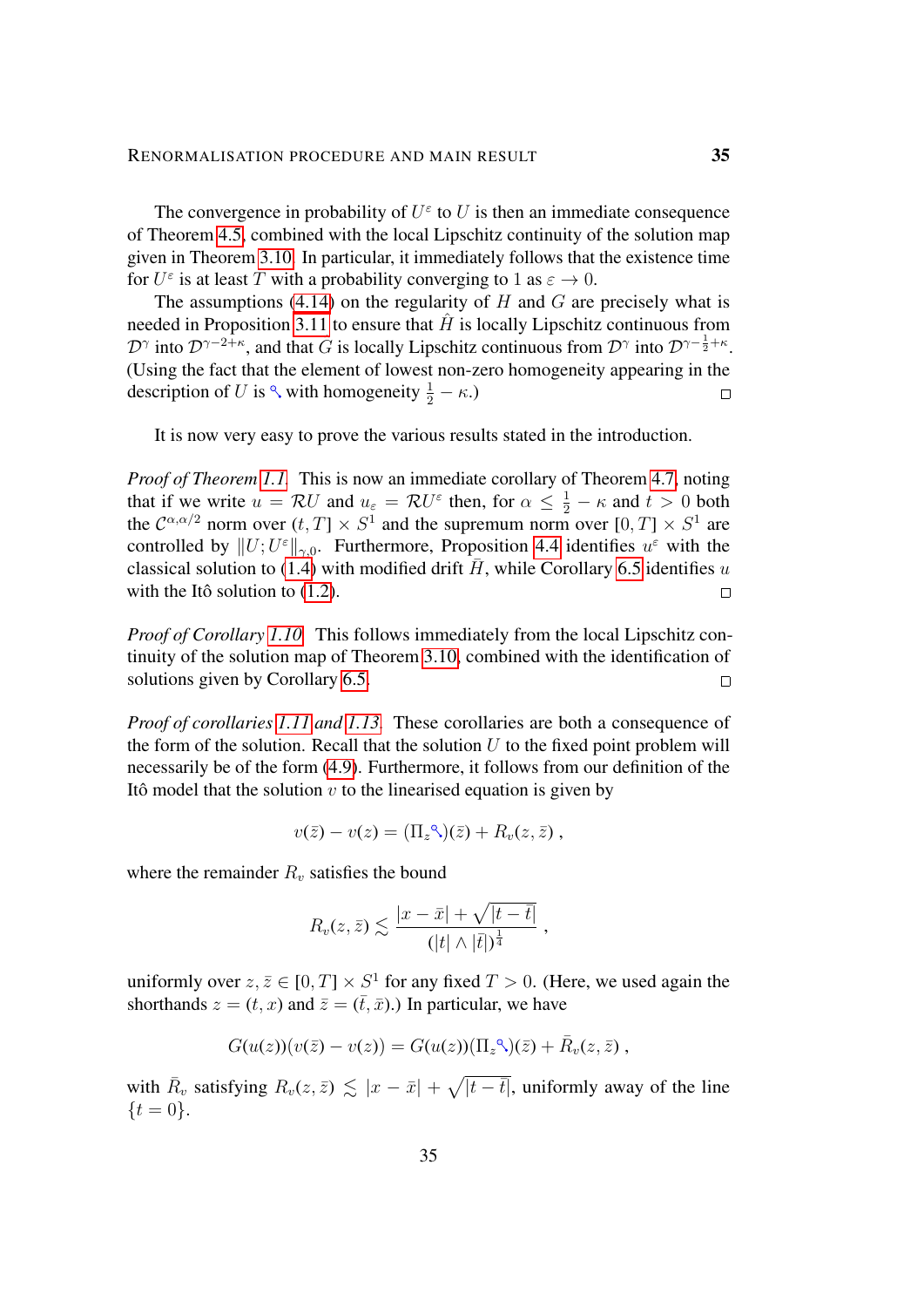The convergence in probability of $U^\varepsilon$ to $U$ is then an immediate consequence of Theorem 4.5, combined with the local Lipschitz continuity of the solution map given in Theorem 3.10. In particular, it immediately follows that the existence time for $U^\varepsilon$ is at least $T$ with a probability converging to 1 as $\varepsilon \to 0$.

The assumptions (4.14) on the regularity of $H$ and $G$ are precisely what is needed in Proposition 3.11 to ensure that $\hat{H}$ is locally Lipschitz continuous from $\mathcal{D}^\gamma$ into $\mathcal{D}^{\gamma-2+\kappa}$, and that $G$ is locally Lipschitz continuous from $\mathcal{D}^\gamma$ into $\mathcal{D}^{\gamma-\frac{1}{2}+\kappa}$. (Using the fact that the element of lowest non-zero homogeneity appearing in the description of $U$ is $\mathcal{I}(\Xi)$ with homogeneity $\frac{1}{2}-\kappa$.) □

It is now very easy to prove the various results stated in the introduction.

*Proof of Theorem 1.1.* This is now an immediate corollary of Theorem 4.7, noting that if we write $u = \mathcal{R}U$ and $u_\varepsilon = \mathcal{R}U^\varepsilon$ then, for $\alpha \le \frac{1}{2} - \kappa$ and $t > 0$ both the $\mathcal{C}^{\alpha,\alpha/2}$ norm over $(t,T] \times S^1$ and the supremum norm over $[0,T] \times S^1$ are controlled by $\|U;U^\varepsilon\|_{\gamma,0}$. Furthermore, Proposition 4.4 identifies $u^\varepsilon$ with the classical solution to (1.4) with modified drift $\bar{H}$, while Corollary 6.5 identifies $u$ with the Itô solution to (1.2). □

*Proof of Corollary 1.10.* This follows immediately from the local Lipschitz continuity of the solution map of Theorem 3.10, combined with the identification of solutions given by Corollary 6.5. □

*Proof of corollaries 1.11 and 1.13.* These corollaries are both a consequence of the form of the solution. Recall that the solution $U$ to the fixed point problem will necessarily be of the form (4.9). Furthermore, it follows from our definition of the Itô model that the solution $v$ to the linearised equation is given by

$$v(\bar{z}) - v(z) = (\Pi_z \mathcal{I}(\Xi))(\bar{z}) + R_v(z,\bar{z}) ,$$

where the remainder $R_v$ satisfies the bound

$$R_v(z,\bar{z}) \lesssim \frac{|x-\bar{x}| + \sqrt{|t-\bar{t}|}}{(|t| \wedge |\bar{t}|)^{\frac{1}{4}}} ,$$

uniformly over $z, \bar{z} \in [0,T] \times S^1$ for any fixed $T > 0$. (Here, we used again the shorthands $z = (t,x)$ and $\bar{z} = (\bar{t},\bar{x})$.) In particular, we have

$$G(u(z))(v(\bar{z}) - v(z)) = G(u(z))(\Pi_z \mathcal{I}(\Xi))(\bar{z}) + \bar{R}_v(z,\bar{z}) ,$$

with $\bar{R}_v$ satisfying $R_v(z,\bar{z}) \lesssim |x-\bar{x}| + \sqrt{|t-\bar{t}|}$, uniformly away of the line $\{t = 0\}$.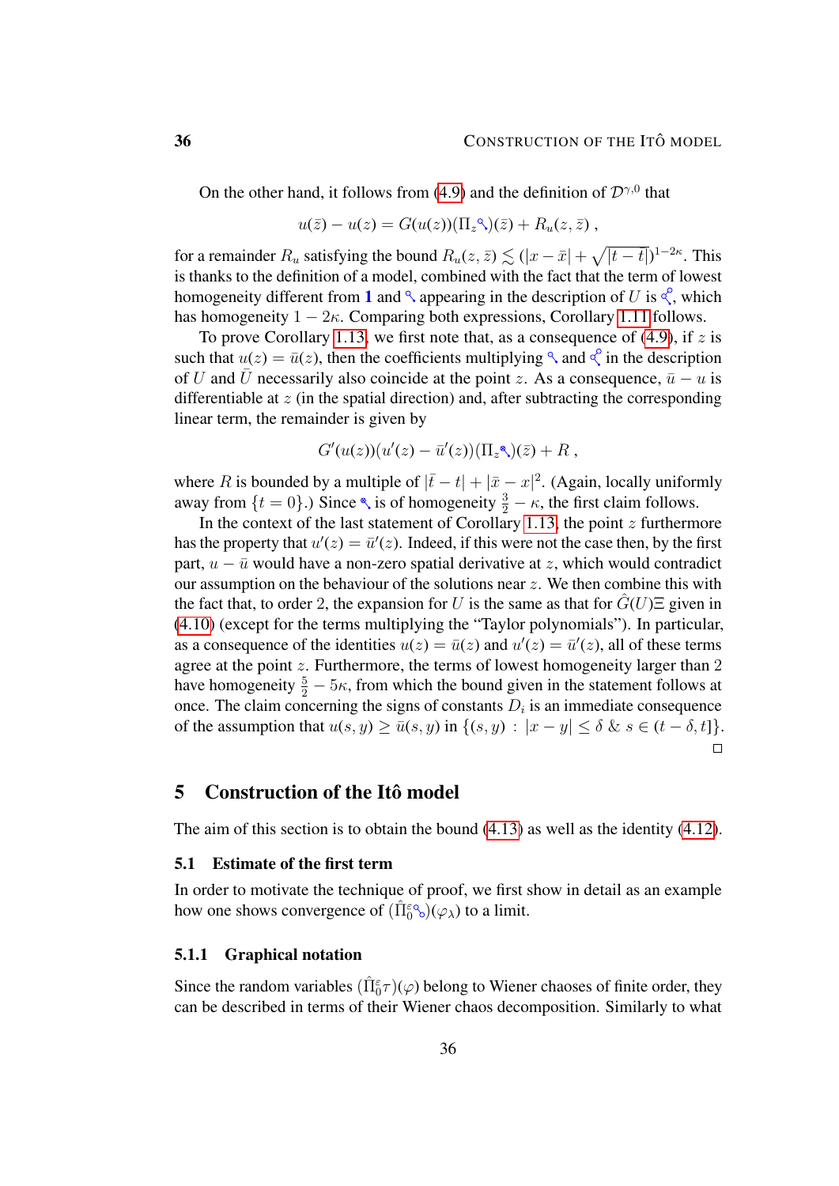On the other hand, it follows from (4.9) and the definition of $\mathcal{D}^{\gamma,0}$ that

$$u(\bar z) - u(z) = G(u(z))(\Pi_z \tau)(\bar z) + R_u(z,\bar z)\;,$$

for a remainder $R_u$ satisfying the bound $R_u(z,\bar z) \lesssim (|x-\bar x| + \sqrt{|t-\bar t|})^{1-2\kappa}$. This is thanks to the definition of a model, combined with the fact that the term of lowest homogeneity different from **1** and $\tau$ appearing in the description of $U$ is $\tau$, which has homogeneity $1-2\kappa$. Comparing both expressions, Corollary 1.11 follows.

To prove Corollary 1.13, we first note that, as a consequence of (4.9), if $z$ is such that $u(z) = \bar u(z)$, then the coefficients multiplying $\tau$ and $\tau$ in the description of $U$ and $\bar U$ necessarily also coincide at the point $z$. As a consequence, $\bar u - u$ is differentiable at $z$ (in the spatial direction) and, after subtracting the corresponding linear term, the remainder is given by

$$G'(u(z))(u'(z) - \bar u'(z))(\Pi_z \tau)(\bar z) + R\;,$$

where $R$ is bounded by a multiple of $|\bar t - t| + |\bar x - x|^2$. (Again, locally uniformly away from $\{t=0\}$.) Since $\tau$ is of homogeneity $\frac{3}{2}-\kappa$, the first claim follows.

In the context of the last statement of Corollary 1.13, the point $z$ furthermore has the property that $u'(z) = \bar u'(z)$. Indeed, if this were not the case then, by the first part, $u - \bar u$ would have a non-zero spatial derivative at $z$, which would contradict our assumption on the behaviour of the solutions near $z$. We then combine this with the fact that, to order 2, the expansion for $U$ is the same as that for $\hat G(U)\Xi$ given in (4.10) (except for the terms multiplying the "Taylor polynomials"). In particular, as a consequence of the identities $u(z) = \bar u(z)$ and $u'(z) = \bar u'(z)$, all of these terms agree at the point $z$. Furthermore, the terms of lowest homogeneity larger than 2 have homogeneity $\frac{5}{2} - 5\kappa$, from which the bound given in the statement follows at once. The claim concerning the signs of constants $D_i$ is an immediate consequence of the assumption that $u(s,y) \ge \bar u(s,y)$ in $\{(s,y)\,:\, |x-y| \le \delta \;\&\; s \in (t-\delta, t]\}$. □

## 5 Construction of the Itô model

The aim of this section is to obtain the bound (4.13) as well as the identity (4.12).

### 5.1 Estimate of the first term

In order to motivate the technique of proof, we first show in detail as an example how one shows convergence of $(\hat\Pi_0^\varepsilon \tau)(\varphi_\lambda)$ to a limit.

#### 5.1.1 Graphical notation

Since the random variables $(\hat\Pi_0^\varepsilon \tau)(\varphi)$ belong to Wiener chaoses of finite order, they can be described in terms of their Wiener chaos decomposition. Similarly to what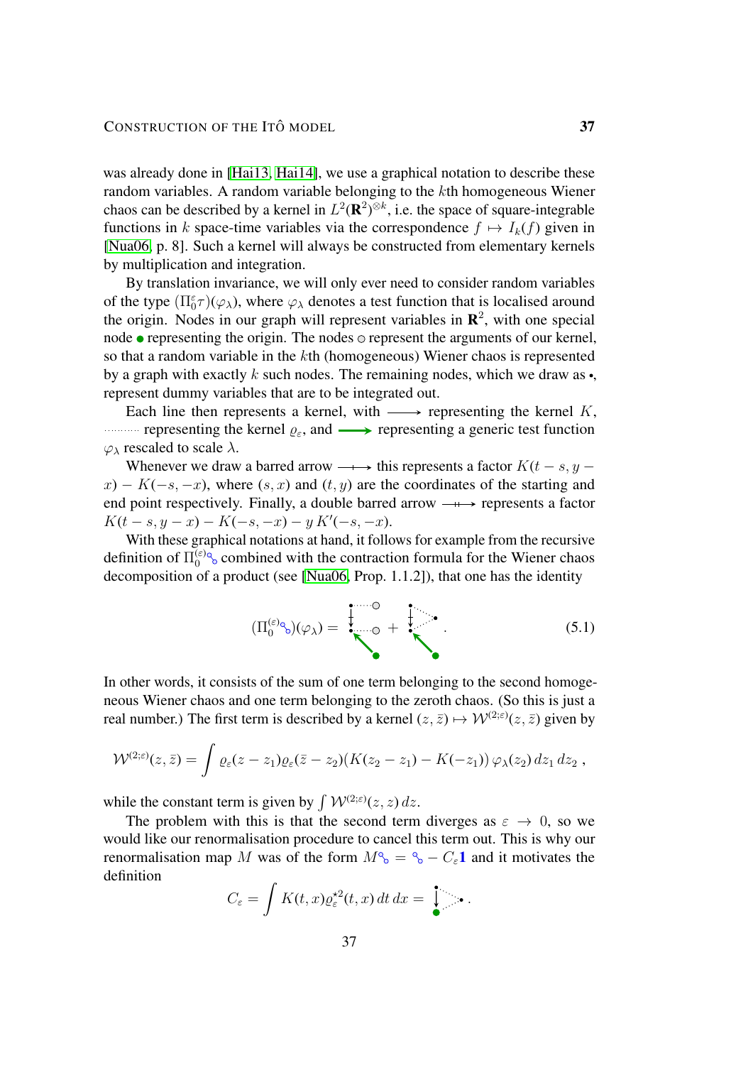was already done in [Hai13, Hai14], we use a graphical notation to describe these random variables. A random variable belonging to the $k$th homogeneous Wiener chaos can be described by a kernel in $L^2(\mathbf{R}^2)^{\otimes k}$, i.e. the space of square-integrable functions in $k$ space-time variables via the correspondence $f \mapsto I_k(f)$ given in [Nua06, p. 8]. Such a kernel will always be constructed from elementary kernels by multiplication and integration.

By translation invariance, we will only ever need to consider random variables of the type $(\Pi_0^\varepsilon \tau)(\varphi_\lambda)$, where $\varphi_\lambda$ denotes a test function that is localised around the origin. Nodes in our graph will represent variables in $\mathbf{R}^2$, with one special node $\bullet$ representing the origin. The nodes $\circ$ represent the arguments of our kernel, so that a random variable in the $k$th (homogeneous) Wiener chaos is represented by a graph with exactly $k$ such nodes. The remaining nodes, which we draw as $\bullet$, represent dummy variables that are to be integrated out.

Each line then represents a kernel, with $\longrightarrow$ representing the kernel $K$, $\cdots\cdots$ representing the kernel $\varrho_\varepsilon$, and $\longrightarrow$ representing a generic test function $\varphi_\lambda$ rescaled to scale $\lambda$.

Whenever we draw a barred arrow $\longrightarrow$ this represents a factor $K(t-s, y-x) - K(-s,-x)$, where $(s,x)$ and $(t,y)$ are the coordinates of the starting and end point respectively. Finally, a double barred arrow $\longrightarrow$ represents a factor $K(t-s, y-x) - K(-s,-x) - y\,K'(-s,-x)$.

With these graphical notations at hand, it follows for example from the recursive definition of $\Pi_0^{(\varepsilon)}$ combined with the contraction formula for the Wiener chaos decomposition of a product (see [Nua06, Prop. 1.1.2]), that one has the identity

$$(\Pi_0^{(\varepsilon)})(\varphi_\lambda) = \cdots + \cdots . \tag{5.1}$$

In other words, it consists of the sum of one term belonging to the second homogeneous Wiener chaos and one term belonging to the zeroth chaos. (So this is just a real number.) The first term is described by a kernel $(z,\bar z) \mapsto \mathcal{W}^{(2;\varepsilon)}(z,\bar z)$ given by

$$\mathcal{W}^{(2;\varepsilon)}(z,\bar z) = \int \varrho_\varepsilon(z-z_1)\varrho_\varepsilon(\bar z - z_2)(K(z_2-z_1) - K(-z_1))\,\varphi_\lambda(z_2)\,dz_1\,dz_2\,,$$

while the constant term is given by $\int \mathcal{W}^{(2;\varepsilon)}(z,z)\,dz$.

The problem with this is that the second term diverges as $\varepsilon \to 0$, so we would like our renormalisation procedure to cancel this term out. This is why our renormalisation map $M$ was of the form $M\tau = \tau - C_\varepsilon \mathbf{1}$ and it motivates the definition

$$C_\varepsilon = \int K(t,x)\varrho_\varepsilon^{\star 2}(t,x)\,dt\,dx = \cdots .$$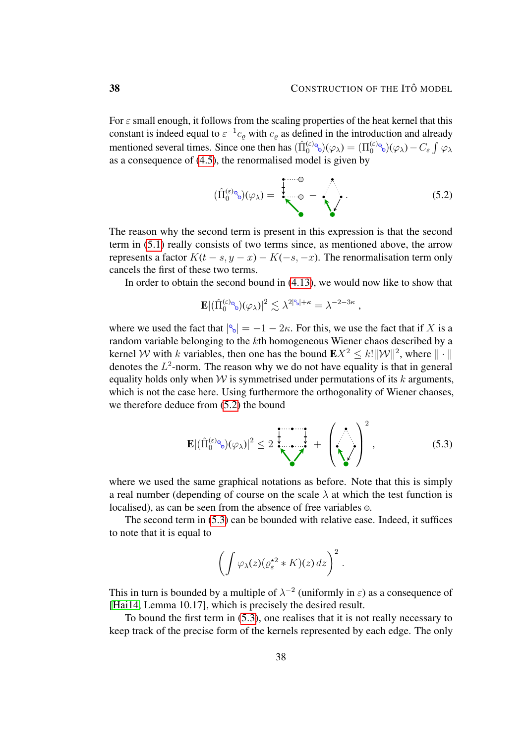For $\varepsilon$ small enough, it follows from the scaling properties of the heat kernel that this constant is indeed equal to $\varepsilon^{-1} c_\varrho$ with $c_\varrho$ as defined in the introduction and already mentioned several times. Since one then has $(\hat{\Pi}_0^{(\varepsilon)} \tau)(\varphi_\lambda) = (\Pi_0^{(\varepsilon)} \tau)(\varphi_\lambda) - C_\varepsilon \int \varphi_\lambda$ as a consequence of (4.5), the renormalised model is given by

$$(\hat{\Pi}_0^{(\varepsilon)} \tau)(\varphi_\lambda) = [\text{diagram}] - [\text{diagram}]\,. \tag{5.2}$$

The reason why the second term is present in this expression is that the second term in (5.1) really consists of two terms since, as mentioned above, the arrow represents a factor $K(t-s, y-x) - K(-s, -x)$. The renormalisation term only cancels the first of these two terms.

In order to obtain the second bound in (4.13), we would now like to show that

$$\mathbf{E} |(\hat{\Pi}_0^{(\varepsilon)} \tau)(\varphi_\lambda)|^2 \lesssim \lambda^{2|\tau| + \kappa} = \lambda^{-2-3\kappa}\,,$$

where we used the fact that $|\tau| = -1 - 2\kappa$. For this, we use the fact that if $X$ is a random variable belonging to the $k$th homogeneous Wiener chaos described by a kernel $\mathcal{W}$ with $k$ variables, then one has the bound $\mathbf{E} X^2 \le k! \|\mathcal{W}\|^2$, where $\|\cdot\|$ denotes the $L^2$-norm. The reason why we do not have equality is that in general equality holds only when $\mathcal{W}$ is symmetrised under permutations of its $k$ arguments, which is not the case here. Using furthermore the orthogonality of Wiener chaoses, we therefore deduce from (5.2) the bound

$$\mathbf{E} |(\hat{\Pi}_0^{(\varepsilon)} \tau)(\varphi_\lambda)|^2 \le 2\, [\text{diagram}] + \Big( [\text{diagram}] \Big)^2\,, \tag{5.3}$$

where we used the same graphical notations as before. Note that this is simply a real number (depending of course on the scale $\lambda$ at which the test function is localised), as can be seen from the absence of free variables $\circ$.

The second term in (5.3) can be bounded with relative ease. Indeed, it suffices to note that it is equal to

$$\Big( \int \varphi_\lambda(z) (\varrho_\varepsilon^{\star 2} * K)(z)\, dz \Big)^2\,.$$

This in turn is bounded by a multiple of $\lambda^{-2}$ (uniformly in $\varepsilon$) as a consequence of [Hai14, Lemma 10.17], which is precisely the desired result.

To bound the first term in (5.3), one realises that it is not really necessary to keep track of the precise form of the kernels represented by each edge. The only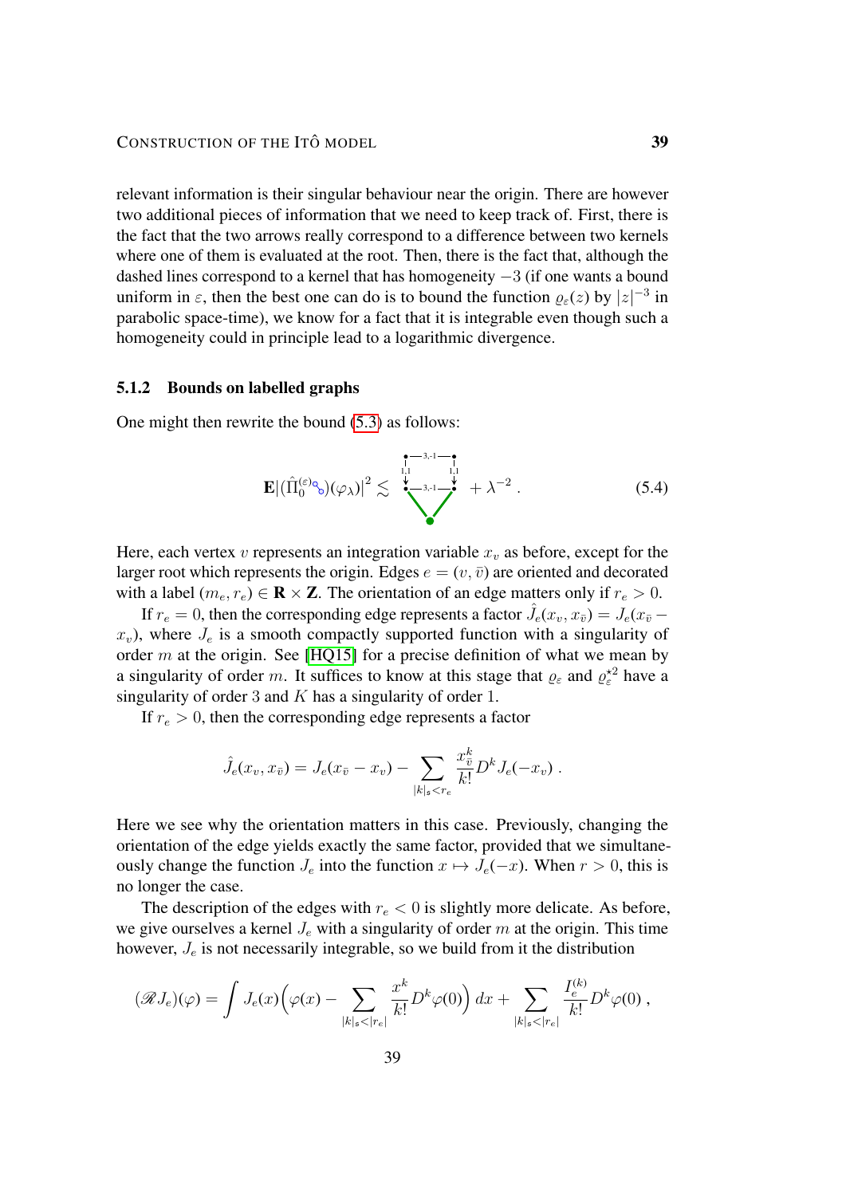relevant information is their singular behaviour near the origin. There are however two additional pieces of information that we need to keep track of. First, there is the fact that the two arrows really correspond to a difference between two kernels where one of them is evaluated at the root. Then, there is the fact that, although the dashed lines correspond to a kernel that has homogeneity $-3$ (if one wants a bound uniform in $\varepsilon$, then the best one can do is to bound the function $\varrho_\varepsilon(z)$ by $|z|^{-3}$ in parabolic space-time), we know for a fact that it is integrable even though such a homogeneity could in principle lead to a logarithmic divergence.

### 5.1.2 Bounds on labelled graphs

One might then rewrite the bound (5.3) as follows:

$$\mathbf{E}|(\hat{\Pi}_0^{(\varepsilon)} \cdot)(\varphi_\lambda)|^2 \lesssim \; [\text{graph}] \; + \lambda^{-2} \,. \tag{5.4}$$

Here, each vertex $v$ represents an integration variable $x_v$ as before, except for the larger root which represents the origin. Edges $e = (v, \bar{v})$ are oriented and decorated with a label $(m_e, r_e) \in \mathbf{R} \times \mathbf{Z}$. The orientation of an edge matters only if $r_e > 0$.

If $r_e = 0$, then the corresponding edge represents a factor $\hat{J}_e(x_v, x_{\bar{v}}) = J_e(x_{\bar{v}} - x_v)$, where $J_e$ is a smooth compactly supported function with a singularity of order $m$ at the origin. See [HQ15] for a precise definition of what we mean by a singularity of order $m$. It suffices to know at this stage that $\varrho_\varepsilon$ and $\varrho_\varepsilon^{\star 2}$ have a singularity of order 3 and $K$ has a singularity of order 1.

If $r_e > 0$, then the corresponding edge represents a factor

$$\hat{J}_e(x_v, x_{\bar{v}}) = J_e(x_{\bar{v}} - x_v) - \sum_{|k|_\mathfrak{s} < r_e} \frac{x_{\bar{v}}^k}{k!} D^k J_e(-x_v) \,.$$

Here we see why the orientation matters in this case. Previously, changing the orientation of the edge yields exactly the same factor, provided that we simultaneously change the function $J_e$ into the function $x \mapsto J_e(-x)$. When $r > 0$, this is no longer the case.

The description of the edges with $r_e < 0$ is slightly more delicate. As before, we give ourselves a kernel $J_e$ with a singularity of order $m$ at the origin. This time however, $J_e$ is not necessarily integrable, so we build from it the distribution

$$(\mathscr{R} J_e)(\varphi) = \int J_e(x)\Big(\varphi(x) - \sum_{|k|_\mathfrak{s} < |r_e|} \frac{x^k}{k!} D^k \varphi(0)\Big)\, dx + \sum_{|k|_\mathfrak{s} < |r_e|} \frac{I_e^{(k)}}{k!} D^k \varphi(0) \,,$$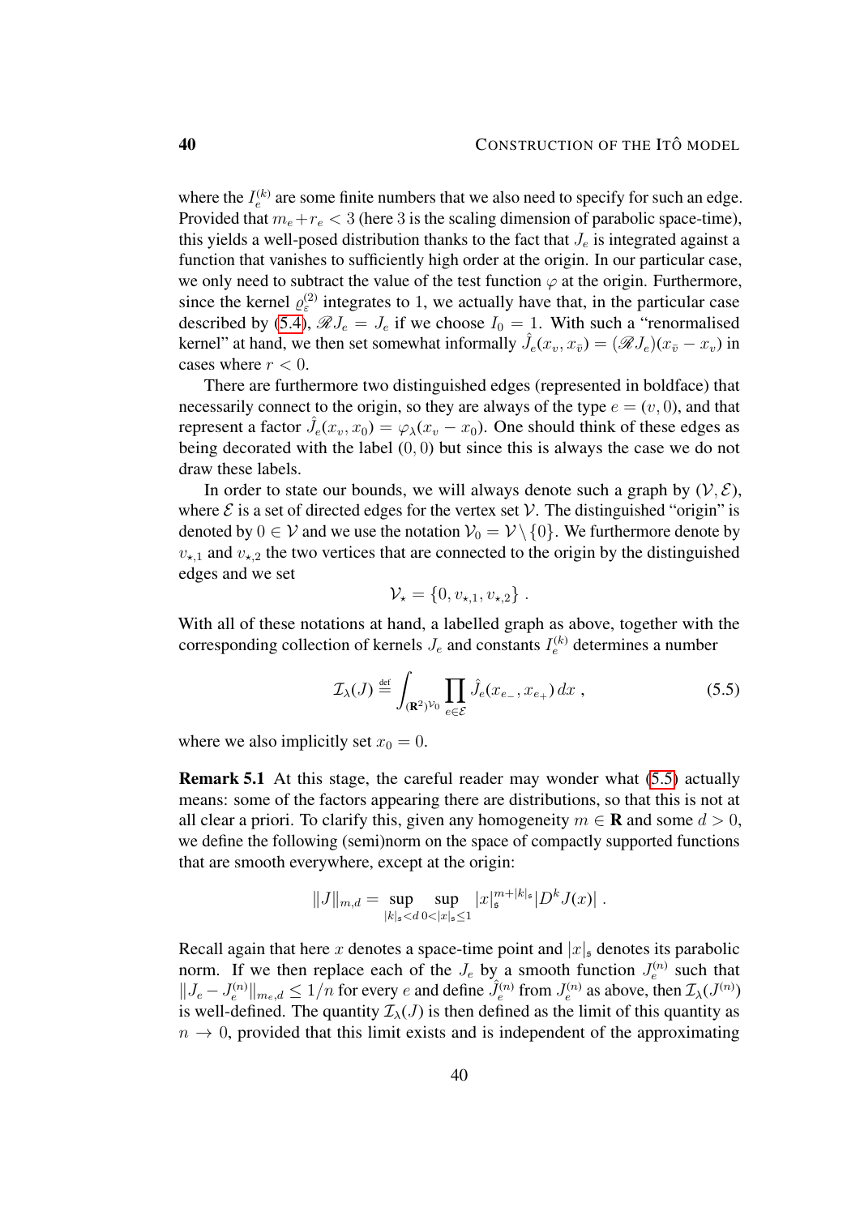where the $I_e^{(k)}$ are some finite numbers that we also need to specify for such an edge. Provided that $m_e + r_e < 3$ (here 3 is the scaling dimension of parabolic space-time), this yields a well-posed distribution thanks to the fact that $J_e$ is integrated against a function that vanishes to sufficiently high order at the origin. In our particular case, we only need to subtract the value of the test function $\varphi$ at the origin. Furthermore, since the kernel $\varrho_\varepsilon^{(2)}$ integrates to 1, we actually have that, in the particular case described by (5.4), $\mathscr{R} J_e = J_e$ if we choose $I_0 = 1$. With such a "renormalised kernel" at hand, we then set somewhat informally $\hat J_e(x_v, x_{\bar v}) = (\mathscr{R} J_e)(x_{\bar v} - x_v)$ in cases where $r < 0$.

There are furthermore two distinguished edges (represented in boldface) that necessarily connect to the origin, so they are always of the type $e = (v, 0)$, and that represent a factor $\hat J_e(x_v, x_0) = \varphi_\lambda(x_v - x_0)$. One should think of these edges as being decorated with the label $(0, 0)$ but since this is always the case we do not draw these labels.

In order to state our bounds, we will always denote such a graph by $(\mathcal{V}, \mathcal{E})$, where $\mathcal{E}$ is a set of directed edges for the vertex set $\mathcal{V}$. The distinguished "origin" is denoted by $0 \in \mathcal{V}$ and we use the notation $\mathcal{V}_0 = \mathcal{V} \setminus \{0\}$. We furthermore denote by $v_{\star,1}$ and $v_{\star,2}$ the two vertices that are connected to the origin by the distinguished edges and we set

$$\mathcal{V}_\star = \{0, v_{\star,1}, v_{\star,2}\} .$$

With all of these notations at hand, a labelled graph as above, together with the corresponding collection of kernels $J_e$ and constants $I_e^{(k)}$ determines a number

$$\mathcal{I}_\lambda(J) \stackrel{\text{def}}{=} \int_{(\mathbf{R}^2)^{\mathcal{V}_0}} \prod_{e \in \mathcal{E}} \hat J_e(x_{e_-}, x_{e_+})\, dx , \tag{5.5}$$

where we also implicitly set $x_0 = 0$.

**Remark 5.1** At this stage, the careful reader may wonder what (5.5) actually means: some of the factors appearing there are distributions, so that this is not at all clear a priori. To clarify this, given any homogeneity $m \in \mathbf{R}$ and some $d > 0$, we define the following (semi)norm on the space of compactly supported functions that are smooth everywhere, except at the origin:

$$\|J\|_{m,d} = \sup_{|k|_\mathfrak{s} < d} \sup_{0 < |x|_\mathfrak{s} \le 1} |x|_\mathfrak{s}^{m + |k|_\mathfrak{s}} |D^k J(x)| .$$

Recall again that here $x$ denotes a space-time point and $|x|_\mathfrak{s}$ denotes its parabolic norm. If we then replace each of the $J_e$ by a smooth function $J_e^{(n)}$ such that $\|J_e - J_e^{(n)}\|_{m_e,d} \le 1/n$ for every $e$ and define $\hat J_e^{(n)}$ from $J_e^{(n)}$ as above, then $\mathcal{I}_\lambda(J^{(n)})$ is well-defined. The quantity $\mathcal{I}_\lambda(J)$ is then defined as the limit of this quantity as $n \to 0$, provided that this limit exists and is independent of the approximating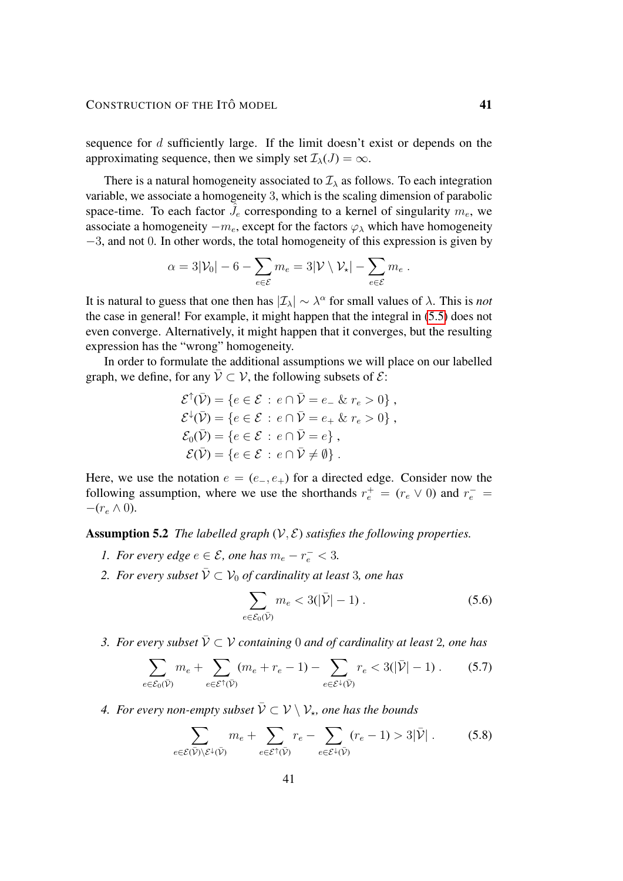sequence for $d$ sufficiently large. If the limit doesn't exist or depends on the approximating sequence, then we simply set $\mathcal{I}_\lambda(J) = \infty$.

There is a natural homogeneity associated to $\mathcal{I}_\lambda$ as follows. To each integration variable, we associate a homogeneity 3, which is the scaling dimension of parabolic space-time. To each factor $\hat{J}_e$ corresponding to a kernel of singularity $m_e$, we associate a homogeneity $-m_e$, except for the factors $\varphi_\lambda$ which have homogeneity $-3$, and not 0. In other words, the total homogeneity of this expression is given by

$$\alpha = 3|\mathcal{V}_0| - 6 - \sum_{e\in\mathcal{E}} m_e = 3|\mathcal{V}\setminus\mathcal{V}_\star| - \sum_{e\in\mathcal{E}} m_e \;.$$

It is natural to guess that one then has $|\mathcal{I}_\lambda| \sim \lambda^\alpha$ for small values of $\lambda$. This is *not* the case in general! For example, it might happen that the integral in (5.5) does not even converge. Alternatively, it might happen that it converges, but the resulting expression has the "wrong" homogeneity.

In order to formulate the additional assumptions we will place on our labelled graph, we define, for any $\bar{\mathcal{V}} \subset \mathcal{V}$, the following subsets of $\mathcal{E}$:

$$\begin{aligned}
\mathcal{E}^\uparrow(\bar{\mathcal{V}}) &= \{e\in\mathcal{E} \,:\, e\cap\bar{\mathcal{V}} = e_- \;\&\; r_e > 0\}\;,\\
\mathcal{E}^\downarrow(\bar{\mathcal{V}}) &= \{e\in\mathcal{E} \,:\, e\cap\bar{\mathcal{V}} = e_+ \;\&\; r_e > 0\}\;,\\
\mathcal{E}_0(\bar{\mathcal{V}}) &= \{e\in\mathcal{E} \,:\, e\cap\bar{\mathcal{V}} = e\}\;,\\
\mathcal{E}(\bar{\mathcal{V}}) &= \{e\in\mathcal{E} \,:\, e\cap\bar{\mathcal{V}} \neq \emptyset\}\;.
\end{aligned}$$

Here, we use the notation $e = (e_-, e_+)$ for a directed edge. Consider now the following assumption, where we use the shorthands $r_e^+ = (r_e \vee 0)$ and $r_e^- = -(r_e \wedge 0)$.

**Assumption 5.2** *The labelled graph $(\mathcal{V},\mathcal{E})$ satisfies the following properties.*

1. *For every edge $e\in\mathcal{E}$, one has $m_e - r_e^- < 3$.*
2. *For every subset $\bar{\mathcal{V}} \subset \mathcal{V}_0$ of cardinality at least 3, one has*

$$\sum_{e\in\mathcal{E}_0(\bar{\mathcal{V}})} m_e < 3(|\bar{\mathcal{V}}| - 1)\;. \tag{5.6}$$

3. *For every subset $\bar{\mathcal{V}} \subset \mathcal{V}$ containing 0 and of cardinality at least 2, one has*

$$\sum_{e\in\mathcal{E}_0(\bar{\mathcal{V}})} m_e + \sum_{e\in\mathcal{E}^\uparrow(\bar{\mathcal{V}})} (m_e + r_e - 1) - \sum_{e\in\mathcal{E}^\downarrow(\bar{\mathcal{V}})} r_e < 3(|\bar{\mathcal{V}}| - 1)\;. \tag{5.7}$$

4. *For every non-empty subset $\bar{\mathcal{V}} \subset \mathcal{V}\setminus\mathcal{V}_\star$, one has the bounds*

$$\sum_{e\in\mathcal{E}(\bar{\mathcal{V}})\setminus\mathcal{E}^\downarrow(\bar{\mathcal{V}})} m_e + \sum_{e\in\mathcal{E}^\uparrow(\bar{\mathcal{V}})} r_e - \sum_{e\in\mathcal{E}^\downarrow(\bar{\mathcal{V}})} (r_e - 1) > 3|\bar{\mathcal{V}}|\;. \tag{5.8}$$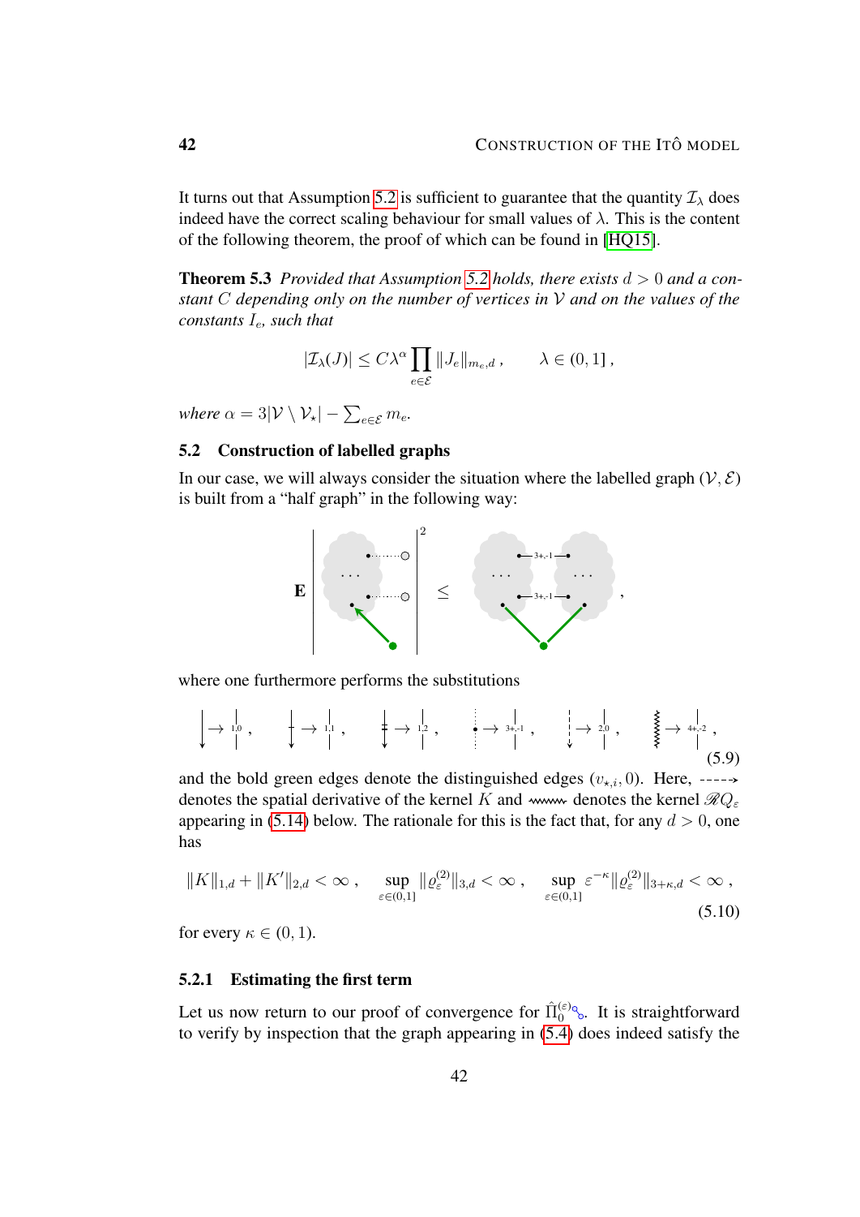It turns out that Assumption 5.2 is sufficient to guarantee that the quantity $\mathcal{I}_\lambda$ does indeed have the correct scaling behaviour for small values of $\lambda$. This is the content of the following theorem, the proof of which can be found in [HQ15].

**Theorem 5.3** *Provided that Assumption 5.2 holds, there exists $d > 0$ and a constant $C$ depending only on the number of vertices in $\mathcal{V}$ and on the values of the constants $I_e$, such that*

$$|\mathcal{I}_\lambda(J)| \le C\lambda^\alpha \prod_{e\in\mathcal{E}} \|J_e\|_{m_e,d}\;, \qquad \lambda \in (0,1]\;,$$

*where $\alpha = 3|\mathcal{V}\setminus\mathcal{V}_\star| - \sum_{e\in\mathcal{E}} m_e$.*

## 5.2 Construction of labelled graphs

In our case, we will always consider the situation where the labelled graph $(\mathcal{V},\mathcal{E})$ is built from a "half graph" in the following way:

$$\mathbf{E}\left|\;\cdots\;\right|^2 \le \;\cdots\;,$$

where one furthermore performs the substitutions

$$\to {\scriptstyle 1,0}\;,\quad \to {\scriptstyle 1,1}\;,\quad \to {\scriptstyle 1,2}\;,\quad \to {\scriptstyle 3+,-1}\;,\quad \to {\scriptstyle 2,0}\;,\quad \to {\scriptstyle 4+,-2}\;, \tag{5.9}$$

and the bold green edges denote the distinguished edges $(v_{\star,i},0)$. Here, $\dashrightarrow$ denotes the spatial derivative of the kernel $K$ and $\rightsquigarrow$ denotes the kernel $\mathscr{R}Q_\varepsilon$ appearing in (5.14) below. The rationale for this is the fact that, for any $d > 0$, one has

$$\|K\|_{1,d} + \|K'\|_{2,d} < \infty\;, \qquad \sup_{\varepsilon\in(0,1]} \|\varrho_\varepsilon^{(2)}\|_{3,d} < \infty\;, \qquad \sup_{\varepsilon\in(0,1]} \varepsilon^{-\kappa}\|\varrho_\varepsilon^{(2)}\|_{3+\kappa,d} < \infty\;, \tag{5.10}$$

for every $\kappa \in (0,1)$.

### 5.2.1 Estimating the first term

Let us now return to our proof of convergence for $\hat\Pi_0^{(\varepsilon)}$. It is straightforward to verify by inspection that the graph appearing in (5.4) does indeed satisfy the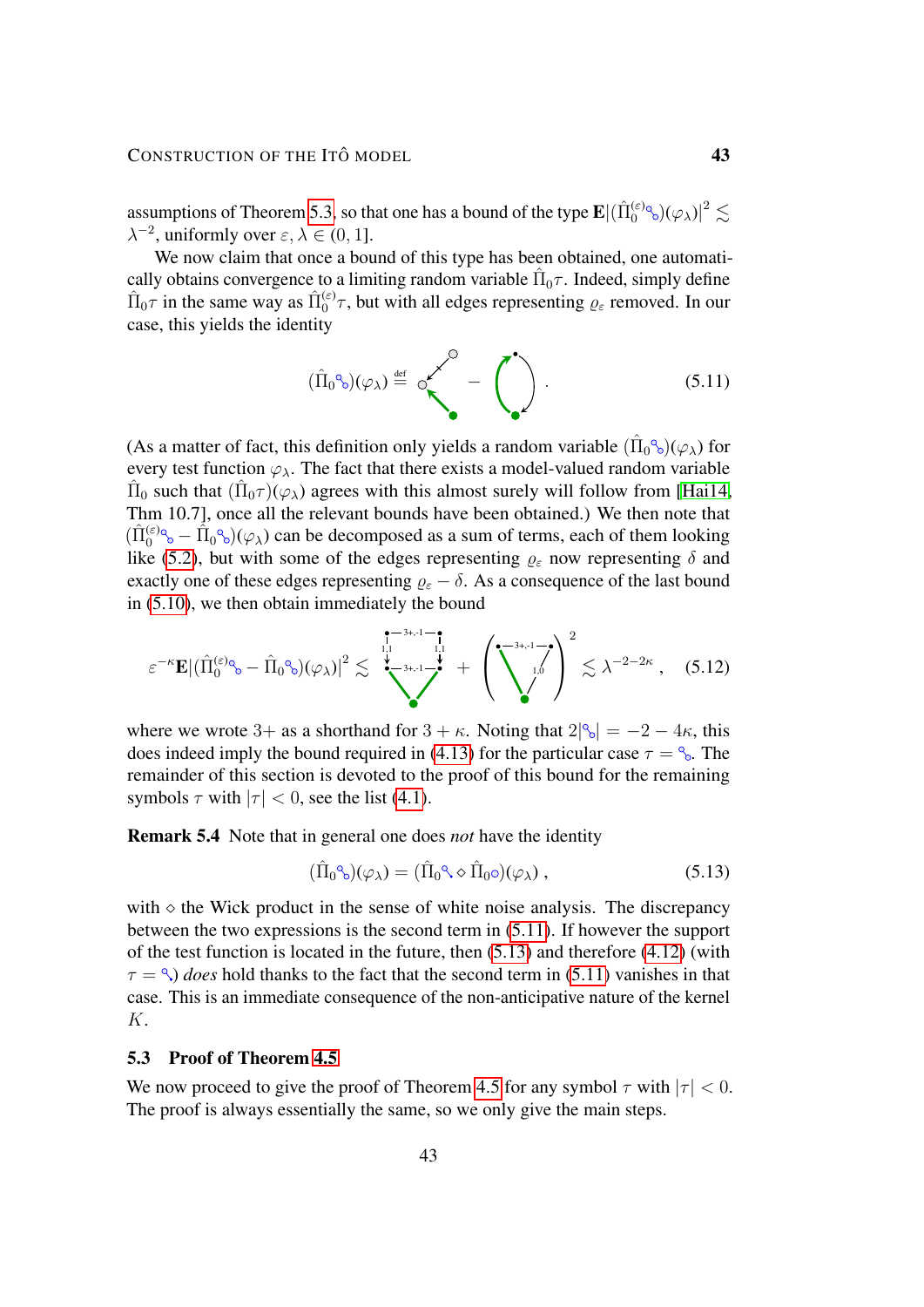assumptions of Theorem 5.3, so that one has a bound of the type $\mathbf{E}|(\hat\Pi_0^{(\varepsilon)}\tau)(\varphi_\lambda)|^2 \lesssim \lambda^{-2}$, uniformly over $\varepsilon, \lambda \in (0,1]$.

We now claim that once a bound of this type has been obtained, one automatically obtains convergence to a limiting random variable $\hat\Pi_0\tau$. Indeed, simply define $\hat\Pi_0\tau$ in the same way as $\hat\Pi_0^{(\varepsilon)}\tau$, but with all edges representing $\varrho_\varepsilon$ removed. In our case, this yields the identity

$$
(\hat\Pi_0 \tau)(\varphi_\lambda) \stackrel{\text{def}}{=} [\text{diagram}] - [\text{diagram}] . \tag{5.11}
$$

(As a matter of fact, this definition only yields a random variable $(\hat\Pi_0\tau)(\varphi_\lambda)$ for every test function $\varphi_\lambda$. The fact that there exists a model-valued random variable $\hat\Pi_0$ such that $(\hat\Pi_0\tau)(\varphi_\lambda)$ agrees with this almost surely will follow from [Hai14, Thm 10.7], once all the relevant bounds have been obtained.) We then note that $(\hat\Pi_0^{(\varepsilon)}\tau - \hat\Pi_0\tau)(\varphi_\lambda)$ can be decomposed as a sum of terms, each of them looking like (5.2), but with some of the edges representing $\varrho_\varepsilon$ now representing $\delta$ and exactly one of these edges representing $\varrho_\varepsilon - \delta$. As a consequence of the last bound in (5.10), we then obtain immediately the bound

$$
\varepsilon^{-\kappa}\mathbf{E}|(\hat\Pi_0^{(\varepsilon)}\tau - \hat\Pi_0\tau)(\varphi_\lambda)|^2 \lesssim [\text{diagram}] + \Big([\text{diagram}]\Big)^2 \lesssim \lambda^{-2-2\kappa} , \tag{5.12}
$$

where we wrote $3+$ as a shorthand for $3+\kappa$. Noting that $2|\tau| = -2-4\kappa$, this does indeed imply the bound required in (4.13) for the particular case $\tau = \tau$. The remainder of this section is devoted to the proof of this bound for the remaining symbols $\tau$ with $|\tau| < 0$, see the list (4.1).

**Remark 5.4** Note that in general one does *not* have the identity

$$
(\hat\Pi_0 \tau)(\varphi_\lambda) = (\hat\Pi_0 \tau \diamond \hat\Pi_0 \circ)(\varphi_\lambda) , \tag{5.13}
$$

with $\diamond$ the Wick product in the sense of white noise analysis. The discrepancy between the two expressions is the second term in (5.11). If however the support of the test function is located in the future, then (5.13) and therefore (4.12) (with $\tau = \tau$) *does* hold thanks to the fact that the second term in (5.11) vanishes in that case. This is an immediate consequence of the non-anticipative nature of the kernel $K$.

### 5.3 Proof of Theorem 4.5

We now proceed to give the proof of Theorem 4.5 for any symbol $\tau$ with $|\tau| < 0$. The proof is always essentially the same, so we only give the main steps.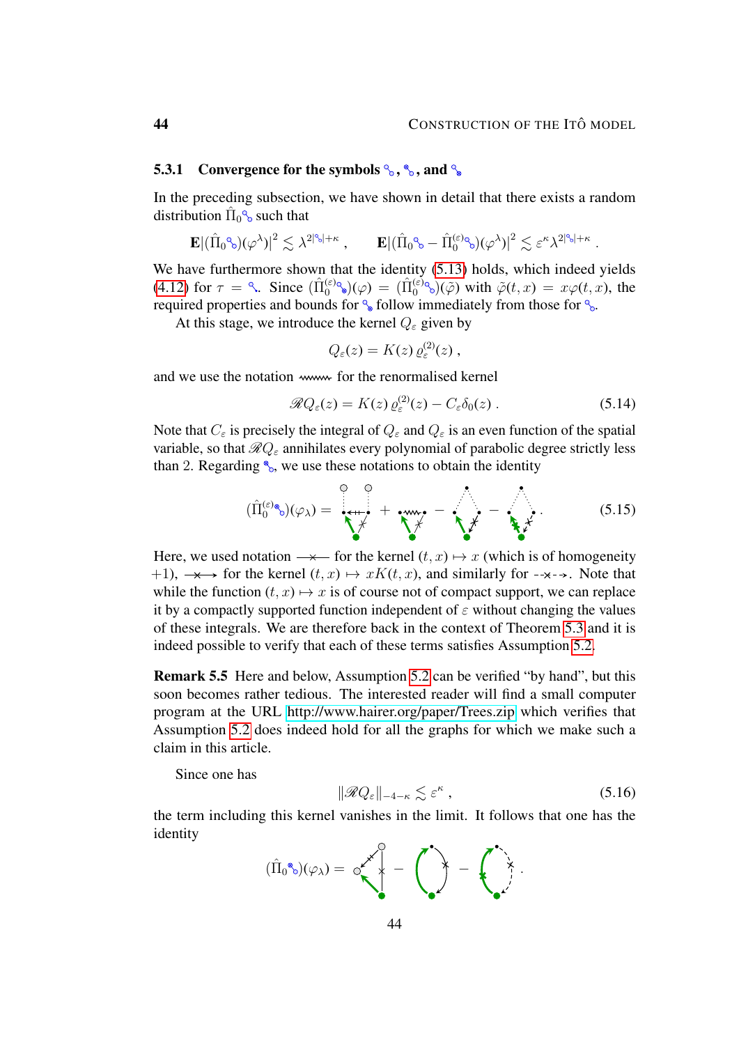### 5.3.1 Convergence for the symbols , , and 

In the preceding subsection, we have shown in detail that there exists a random distribution $\hat\Pi_0$ such that

$$\mathbf{E}|(\hat\Pi_0 )(\varphi^\lambda)|^2 \lesssim \lambda^{2|\,|+\kappa}\;, \qquad \mathbf{E}|(\hat\Pi_0 - \hat\Pi_0^{(\varepsilon)} )(\varphi^\lambda)|^2 \lesssim \varepsilon^\kappa \lambda^{2|\,|+\kappa}\;.$$

We have furthermore shown that the identity (5.13) holds, which indeed yields (4.12) for $\tau = $ . Since $(\hat\Pi_0^{(\varepsilon)} )(\varphi) = (\hat\Pi_0^{(\varepsilon)} )(\tilde\varphi)$ with $\tilde\varphi(t,x) = x\varphi(t,x)$, the required properties and bounds for  follow immediately from those for .

At this stage, we introduce the kernel $Q_\varepsilon$ given by

$$Q_\varepsilon(z) = K(z)\,\varrho_\varepsilon^{(2)}(z)\;,$$

and we use the notation  for the renormalised kernel

$$\mathscr{R}Q_\varepsilon(z) = K(z)\,\varrho_\varepsilon^{(2)}(z) - C_\varepsilon\delta_0(z)\;. \tag{5.14}$$

Note that $C_\varepsilon$ is precisely the integral of $Q_\varepsilon$ and $Q_\varepsilon$ is an even function of the spatial variable, so that $\mathscr{R}Q_\varepsilon$ annihilates every polynomial of parabolic degree strictly less than 2. Regarding , we use these notations to obtain the identity

$$(\hat\Pi_0^{(\varepsilon)} )(\varphi_\lambda) = \;\cdots\; + \;\cdots\; - \;\cdots\; - \;\cdots\;. \tag{5.15}$$

Here, we used notation  for the kernel $(t,x) \mapsto x$ (which is of homogeneity $+1$),  for the kernel $(t,x) \mapsto xK(t,x)$, and similarly for . Note that while the function $(t,x) \mapsto x$ is of course not of compact support, we can replace it by a compactly supported function independent of $\varepsilon$ without changing the values of these integrals. We are therefore back in the context of Theorem 5.3 and it is indeed possible to verify that each of these terms satisfies Assumption 5.2.

**Remark 5.5** Here and below, Assumption 5.2 can be verified "by hand", but this soon becomes rather tedious. The interested reader will find a small computer program at the URL http://www.hairer.org/paper/Trees.zip which verifies that Assumption 5.2 does indeed hold for all the graphs for which we make such a claim in this article.

Since one has

$$\|\mathscr{R}Q_\varepsilon\|_{-4-\kappa} \lesssim \varepsilon^\kappa\;, \tag{5.16}$$

the term including this kernel vanishes in the limit. It follows that one has the identity

$$(\hat\Pi_0 )(\varphi_\lambda) = \;\cdots\; - \;\cdots\; - \;\cdots\;.$$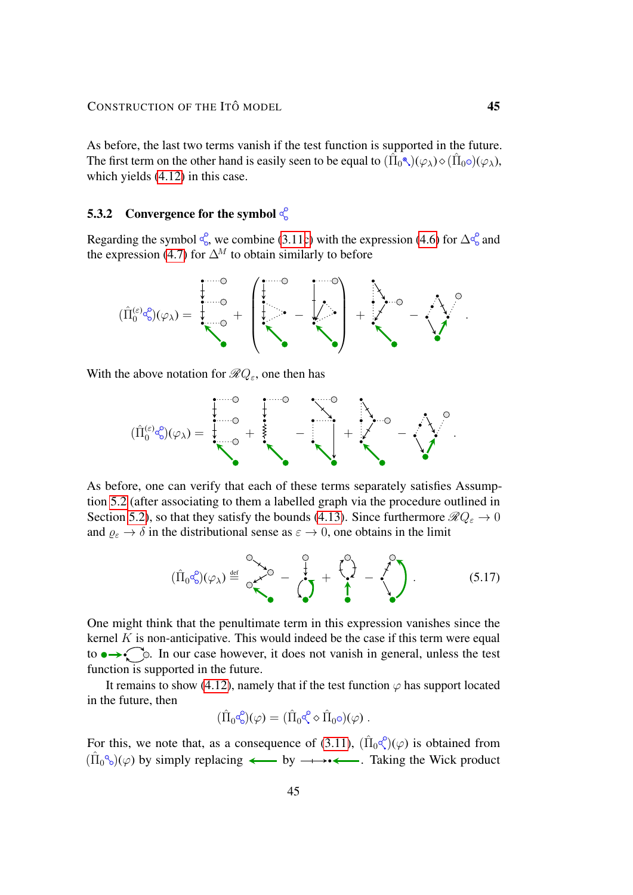As before, the last two terms vanish if the test function is supported in the future. The first term on the other hand is easily seen to be equal to $(\hat{\Pi}_0 \cdot)(\varphi_\lambda) \diamond (\hat{\Pi}_0 \circ)(\varphi_\lambda)$, which yields (4.12) in this case.

### 5.3.2 Convergence for the symbol

Regarding the symbol, we combine (3.11c) with the expression (4.6) for $\Delta$ and the expression (4.7) for $\Delta^M$ to obtain similarly to before

$$(\hat{\Pi}_0^{(\varepsilon)} \cdot)(\varphi_\lambda) = \cdots + \Big( \cdots - \cdots \Big) + \cdots - \cdots .$$

With the above notation for $\mathscr{R}Q_\varepsilon$, one then has

$$(\hat{\Pi}_0^{(\varepsilon)} \cdot)(\varphi_\lambda) = \cdots + \cdots - \cdots + \cdots - \cdots .$$

As before, one can verify that each of these terms separately satisfies Assumption 5.2 (after associating to them a labelled graph via the procedure outlined in Section 5.2), so that they satisfy the bounds (4.13). Since furthermore $\mathscr{R}Q_\varepsilon \to 0$ and $\varrho_\varepsilon \to \delta$ in the distributional sense as $\varepsilon \to 0$, one obtains in the limit

$$(\hat{\Pi}_0 \cdot)(\varphi_\lambda) \stackrel{\text{def}}{=} \cdots - \cdots + \cdots - \cdots . \tag{5.17}$$

One might think that the penultimate term in this expression vanishes since the kernel $K$ is non-anticipative. This would indeed be the case if this term were equal to $\bullet\!\!\to\!\!\circlearrowright$. In our case however, it does not vanish in general, unless the test function is supported in the future.

It remains to show (4.12), namely that if the test function $\varphi$ has support located in the future, then

$$(\hat{\Pi}_0 \cdot)(\varphi) = (\hat{\Pi}_0 \cdot \diamond \hat{\Pi}_0 \circ)(\varphi) .$$

For this, we note that, as a consequence of (3.11), $(\hat{\Pi}_0 \cdot)(\varphi)$ is obtained from $(\hat{\Pi}_0 \cdot)(\varphi)$ by simply replacing $\longleftarrow$ by $\longrightarrow\!\!\bullet\!\!\longleftarrow$. Taking the Wick product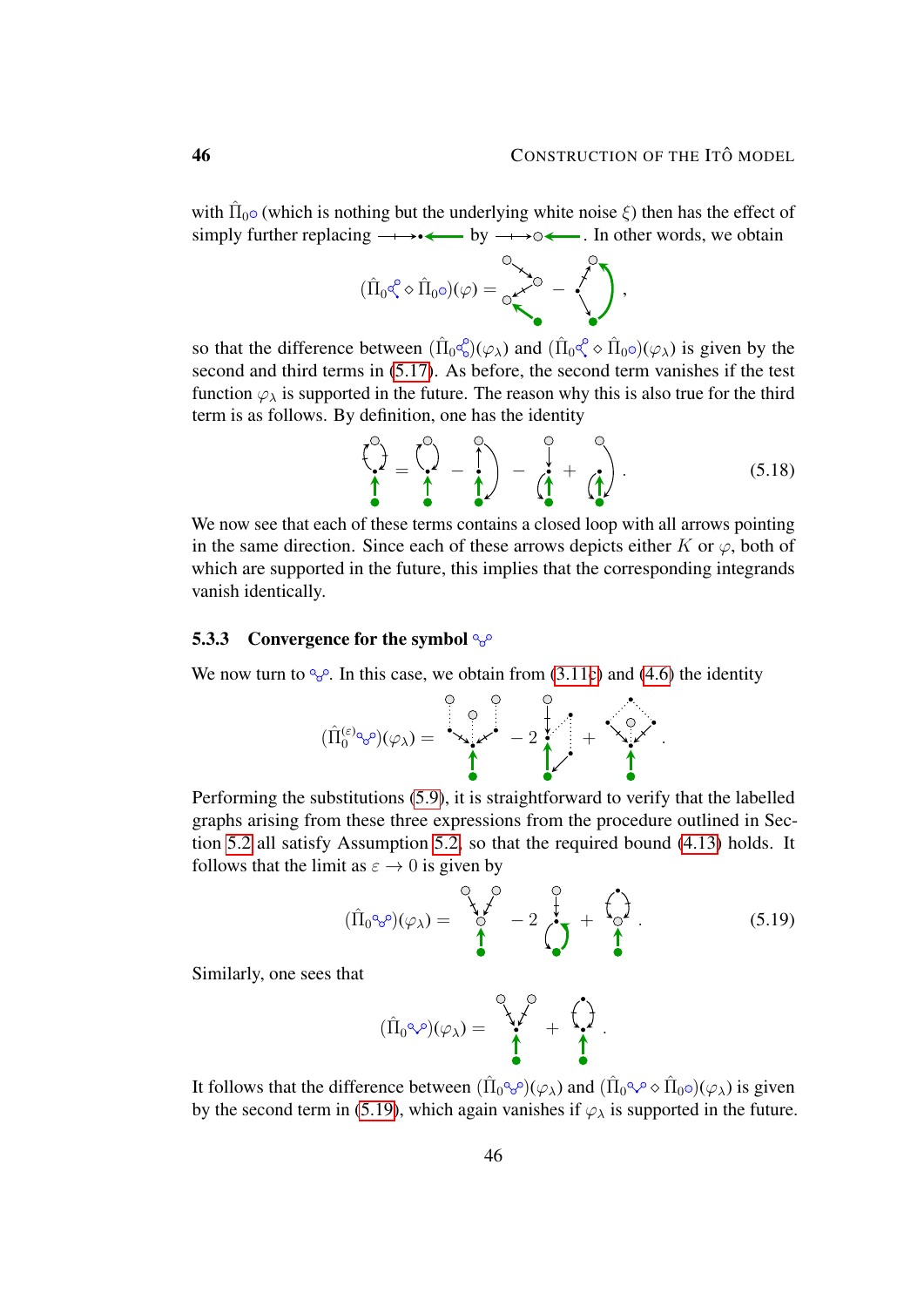with $\hat{\Pi}_0 \circ$ (which is nothing but the underlying white noise $\xi$) then has the effect of simply further replacing $\longrightarrow\!\!\!\bullet\!\!\longleftarrow$ by $\longrightarrow\!\circ\!\longleftarrow$. In other words, we obtain

$$(\hat{\Pi}_0 \cdot \diamond \hat{\Pi}_0 \circ)(\varphi) = \quad - \quad ,$$

so that the difference between $(\hat{\Pi}_0 \cdot)(\varphi_\lambda)$ and $(\hat{\Pi}_0 \cdot \diamond \hat{\Pi}_0 \circ)(\varphi_\lambda)$ is given by the second and third terms in (5.17). As before, the second term vanishes if the test function $\varphi_\lambda$ is supported in the future. The reason why this is also true for the third term is as follows. By definition, one has the identity

$$= \quad - \quad - \quad + \quad . \tag{5.18}$$

We now see that each of these terms contains a closed loop with all arrows pointing in the same direction. Since each of these arrows depicts either $K$ or $\varphi$, both of which are supported in the future, this implies that the corresponding integrands vanish identically.

### 5.3.3 Convergence for the symbol

We now turn to . In this case, we obtain from (3.11c) and (4.6) the identity

$$(\hat{\Pi}_0^{(\varepsilon)} \cdot)(\varphi_\lambda) = \quad - 2 \quad + \quad .$$

Performing the substitutions (5.9), it is straightforward to verify that the labelled graphs arising from these three expressions from the procedure outlined in Section 5.2 all satisfy Assumption 5.2, so that the required bound (4.13) holds. It follows that the limit as $\varepsilon \to 0$ is given by

$$(\hat{\Pi}_0 \cdot)(\varphi_\lambda) = \quad - 2 \quad + \quad . \tag{5.19}$$

Similarly, one sees that

$$(\hat{\Pi}_0 \cdot)(\varphi_\lambda) = \quad + \quad .$$

It follows that the difference between $(\hat{\Pi}_0 \cdot)(\varphi_\lambda)$ and $(\hat{\Pi}_0 \cdot \diamond \hat{\Pi}_0 \circ)(\varphi_\lambda)$ is given by the second term in (5.19), which again vanishes if $\varphi_\lambda$ is supported in the future.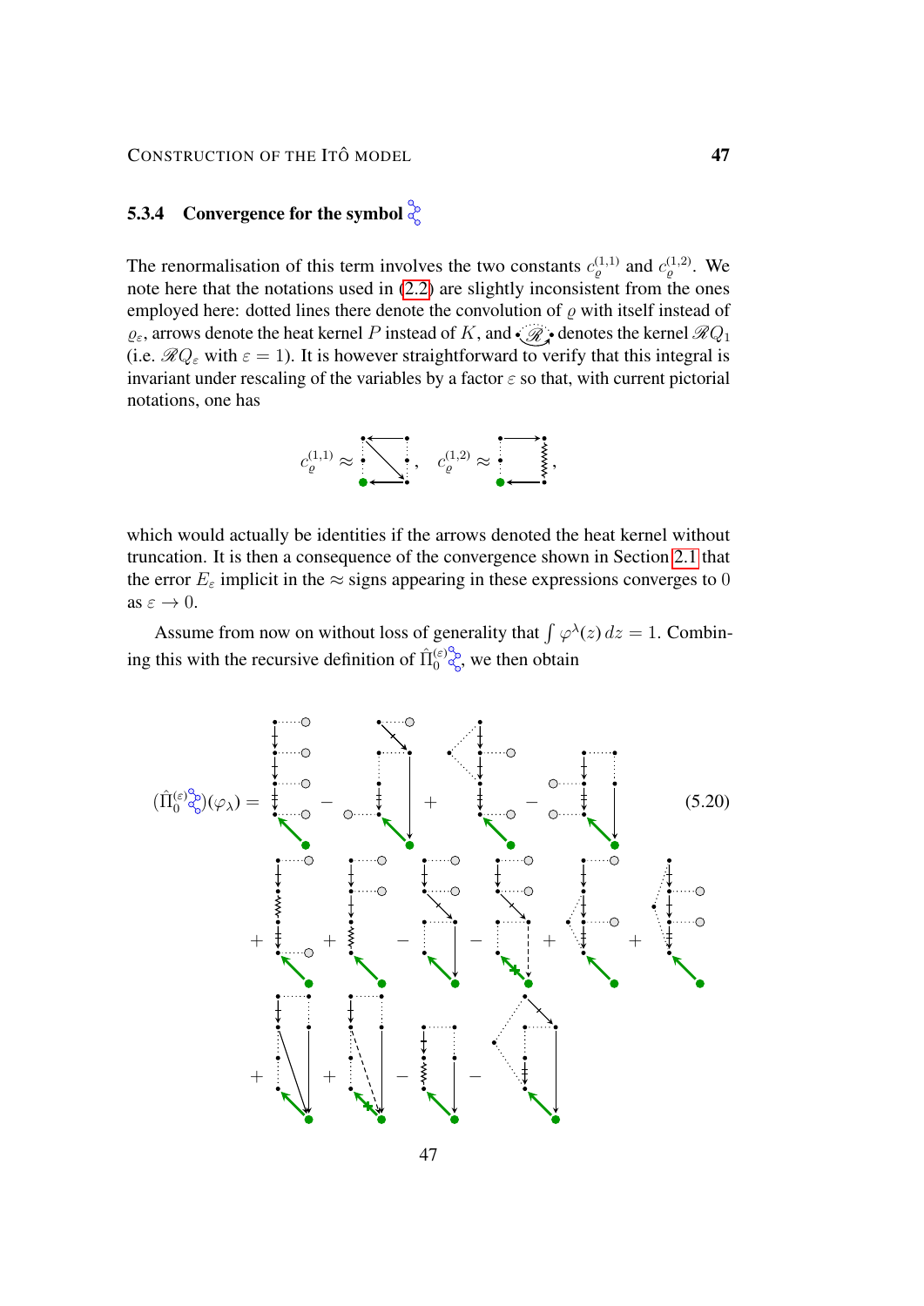### 5.3.4 Convergence for the symbol

The renormalisation of this term involves the two constants $c_\varrho^{(1,1)}$ and $c_\varrho^{(1,2)}$. We note here that the notations used in (2.2) are slightly inconsistent from the ones employed here: dotted lines there denote the convolution of $\varrho$ with itself instead of $\varrho_\varepsilon$, arrows denote the heat kernel $P$ instead of $K$, and $\mathscr{R}$ denotes the kernel $\mathscr{R}Q_1$ (i.e. $\mathscr{R}Q_\varepsilon$ with $\varepsilon = 1$). It is however straightforward to verify that this integral is invariant under rescaling of the variables by a factor $\varepsilon$ so that, with current pictorial notations, one has

$$c_\varrho^{(1,1)} \approx \cdots, \quad c_\varrho^{(1,2)} \approx \cdots,$$

which would actually be identities if the arrows denoted the heat kernel without truncation. It is then a consequence of the convergence shown in Section 2.1 that the error $E_\varepsilon$ implicit in the $\approx$ signs appearing in these expressions converges to $0$ as $\varepsilon \to 0$.

Assume from now on without loss of generality that $\int \varphi^\lambda(z)\,dz = 1$. Combining this with the recursive definition of $\hat\Pi_0^{(\varepsilon)}$, we then obtain

$$(\hat\Pi_0^{(\varepsilon)})(\varphi_\lambda) = \cdots \tag{5.20}$$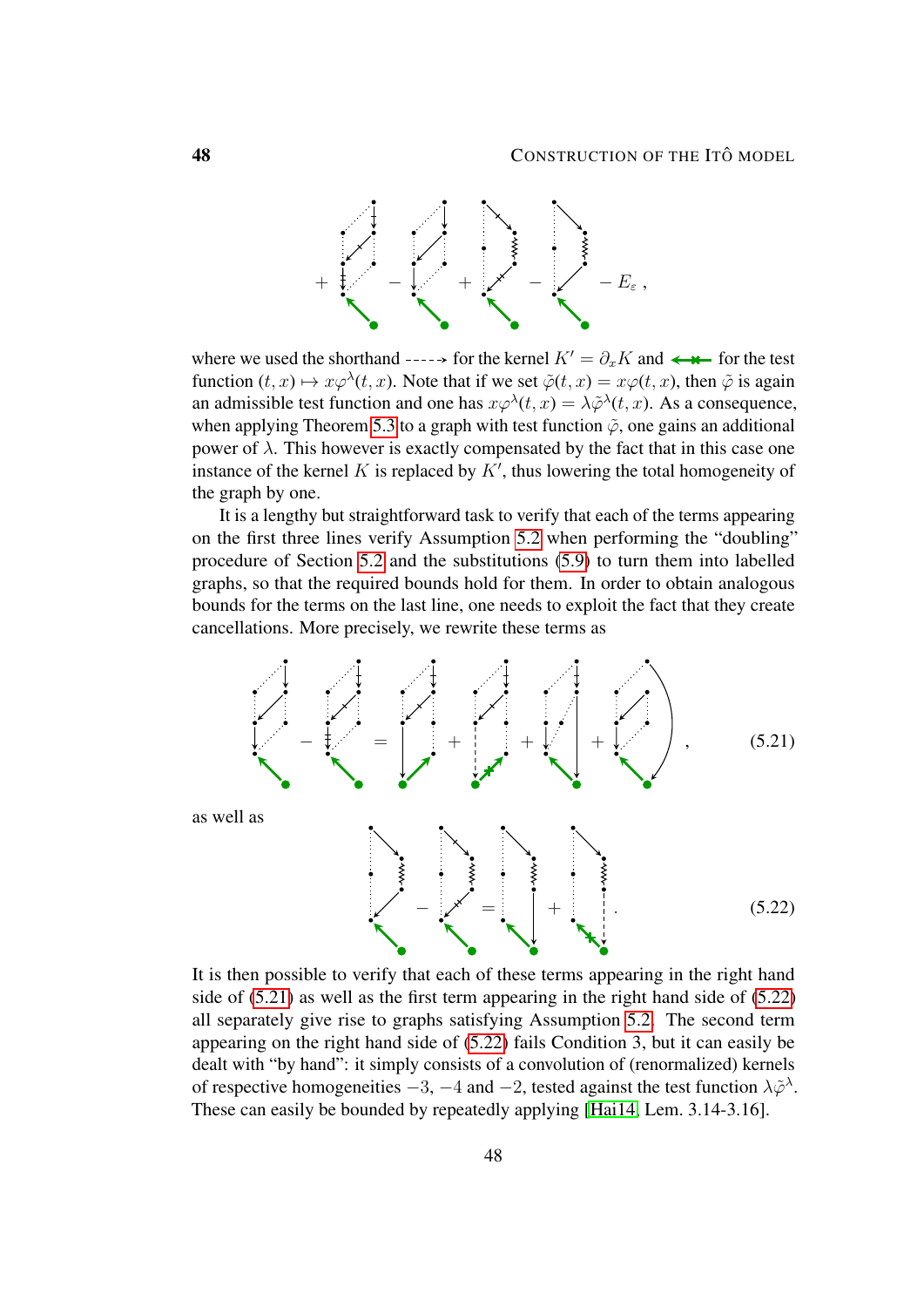$$+ \quad - \quad + \quad - \quad - E_\varepsilon \,,$$

where we used the shorthand for the kernel $K' = \partial_x K$ and for the test function $(t,x) \mapsto x\varphi^\lambda(t,x)$. Note that if we set $\tilde\varphi(t,x) = x\varphi(t,x)$, then $\tilde\varphi$ is again an admissible test function and one has $x\varphi^\lambda(t,x) = \lambda\tilde\varphi^\lambda(t,x)$. As a consequence, when applying Theorem 5.3 to a graph with test function $\tilde\varphi$, one gains an additional power of $\lambda$. This however is exactly compensated by the fact that in this case one instance of the kernel $K$ is replaced by $K'$, thus lowering the total homogeneity of the graph by one.

It is a lengthy but straightforward task to verify that each of the terms appearing on the first three lines verify Assumption 5.2 when performing the "doubling" procedure of Section 5.2 and the substitutions (5.9) to turn them into labelled graphs, so that the required bounds hold for them. In order to obtain analogous bounds for the terms on the last line, one needs to exploit the fact that they create cancellations. More precisely, we rewrite these terms as

$$- \quad = \quad + \quad + \quad + \quad , \tag{5.21}$$

as well as

$$- \quad = \quad + \quad . \tag{5.22}$$

It is then possible to verify that each of these terms appearing in the right hand side of (5.21) as well as the first term appearing in the right hand side of (5.22) all separately give rise to graphs satisfying Assumption 5.2. The second term appearing on the right hand side of (5.22) fails Condition 3, but it can easily be dealt with "by hand": it simply consists of a convolution of (renormalized) kernels of respective homogeneities $-3$, $-4$ and $-2$, tested against the test function $\lambda\tilde\varphi^\lambda$. These can easily be bounded by repeatedly applying [Hai14, Lem. 3.14-3.16].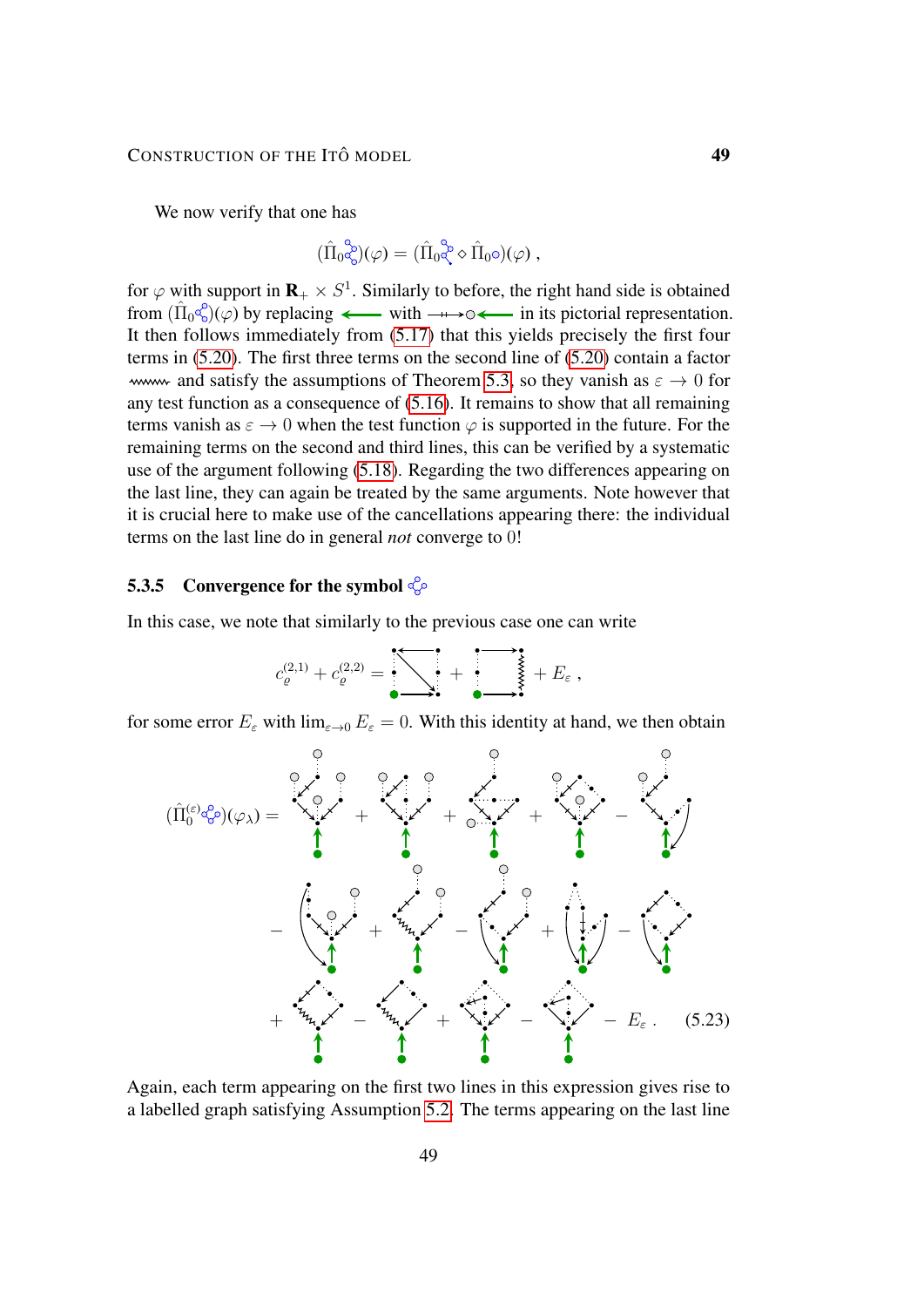We now verify that one has

$$(\hat{\Pi}_0 \,\cdot\,)(\varphi) = (\hat{\Pi}_0 \,\cdot\, \diamond \hat{\Pi}_0 \circ)(\varphi)\;,$$

for $\varphi$ with support in $\mathbf{R}_+ \times S^1$. Similarly to before, the right hand side is obtained from $(\hat{\Pi}_0 \,\cdot\,)(\varphi)$ by replacing $\longleftarrow$ with $\longrightarrow\!\circ\!\longleftarrow$ in its pictorial representation. It then follows immediately from (5.17) that this yields precisely the first four terms in (5.20). The first three terms on the second line of (5.20) contain a factor $\leadsto$ and satisfy the assumptions of Theorem 5.3, so they vanish as $\varepsilon \to 0$ for any test function as a consequence of (5.16). It remains to show that all remaining terms vanish as $\varepsilon \to 0$ when the test function $\varphi$ is supported in the future. For the remaining terms on the second and third lines, this can be verified by a systematic use of the argument following (5.18). Regarding the two differences appearing on the last line, they can again be treated by the same arguments. Note however that it is crucial here to make use of the cancellations appearing there: the individual terms on the last line do in general *not* converge to 0!

### 5.3.5 Convergence for the symbol

In this case, we note that similarly to the previous case one can write

$$c_\varrho^{(2,1)} + c_\varrho^{(2,2)} = [\text{graph}] + [\text{graph}] + E_\varepsilon\;,$$

for some error $E_\varepsilon$ with $\lim_{\varepsilon\to 0} E_\varepsilon = 0$. With this identity at hand, we then obtain

$$(\hat{\Pi}_0^{(\varepsilon)} \,\cdot\,)(\varphi_\lambda) = [\text{graph}] + [\text{graph}] + [\text{graph}] + [\text{graph}] - [\text{graph}]$$
$$- [\text{graph}] + [\text{graph}] - [\text{graph}] + [\text{graph}] - [\text{graph}]$$
$$+ [\text{graph}] - [\text{graph}] + [\text{graph}] - [\text{graph}] - E_\varepsilon\;. \tag{5.23}$$

Again, each term appearing on the first two lines in this expression gives rise to a labelled graph satisfying Assumption 5.2. The terms appearing on the last line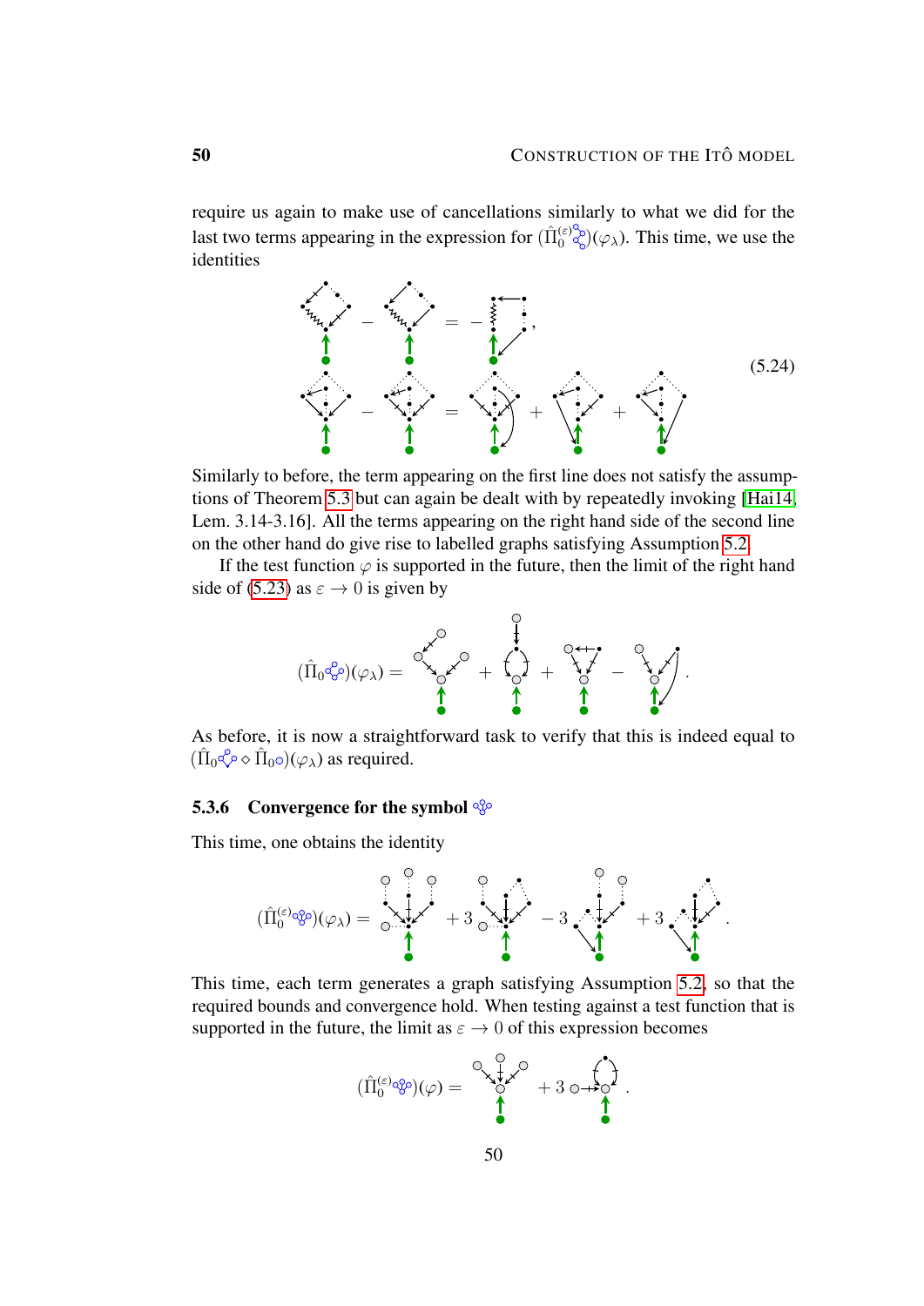require us again to make use of cancellations similarly to what we did for the last two terms appearing in the expression for $(\hat{\Pi}_0^{(\varepsilon)} \cdot)(\varphi_\lambda)$. This time, we use the identities

$$[\text{graph}] - [\text{graph}] = -[\text{graph}], \qquad (5.24)$$
$$[\text{graph}] - [\text{graph}] = [\text{graph}] + [\text{graph}] + [\text{graph}]$$

Similarly to before, the term appearing on the first line does not satisfy the assumptions of Theorem 5.3 but can again be dealt with by repeatedly invoking [Hai14, Lem. 3.14-3.16]. All the terms appearing on the right hand side of the second line on the other hand do give rise to labelled graphs satisfying Assumption 5.2.

If the test function $\varphi$ is supported in the future, then the limit of the right hand side of (5.23) as $\varepsilon \to 0$ is given by

$$(\hat{\Pi}_0 \cdot)(\varphi_\lambda) = [\text{graph}] + [\text{graph}] + [\text{graph}] - [\text{graph}] .$$

As before, it is now a straightforward task to verify that this is indeed equal to $(\hat{\Pi}_0 \cdot \diamond \hat{\Pi}_0 \cdot)(\varphi_\lambda)$ as required.

### 5.3.6 Convergence for the symbol

This time, one obtains the identity

$$(\hat{\Pi}_0^{(\varepsilon)} \cdot)(\varphi_\lambda) = [\text{graph}] + 3\,[\text{graph}] - 3\,[\text{graph}] + 3\,[\text{graph}] .$$

This time, each term generates a graph satisfying Assumption 5.2, so that the required bounds and convergence hold. When testing against a test function that is supported in the future, the limit as $\varepsilon \to 0$ of this expression becomes

$$(\hat{\Pi}_0^{(\varepsilon)} \cdot)(\varphi) = [\text{graph}] + 3\,[\text{graph}] .$$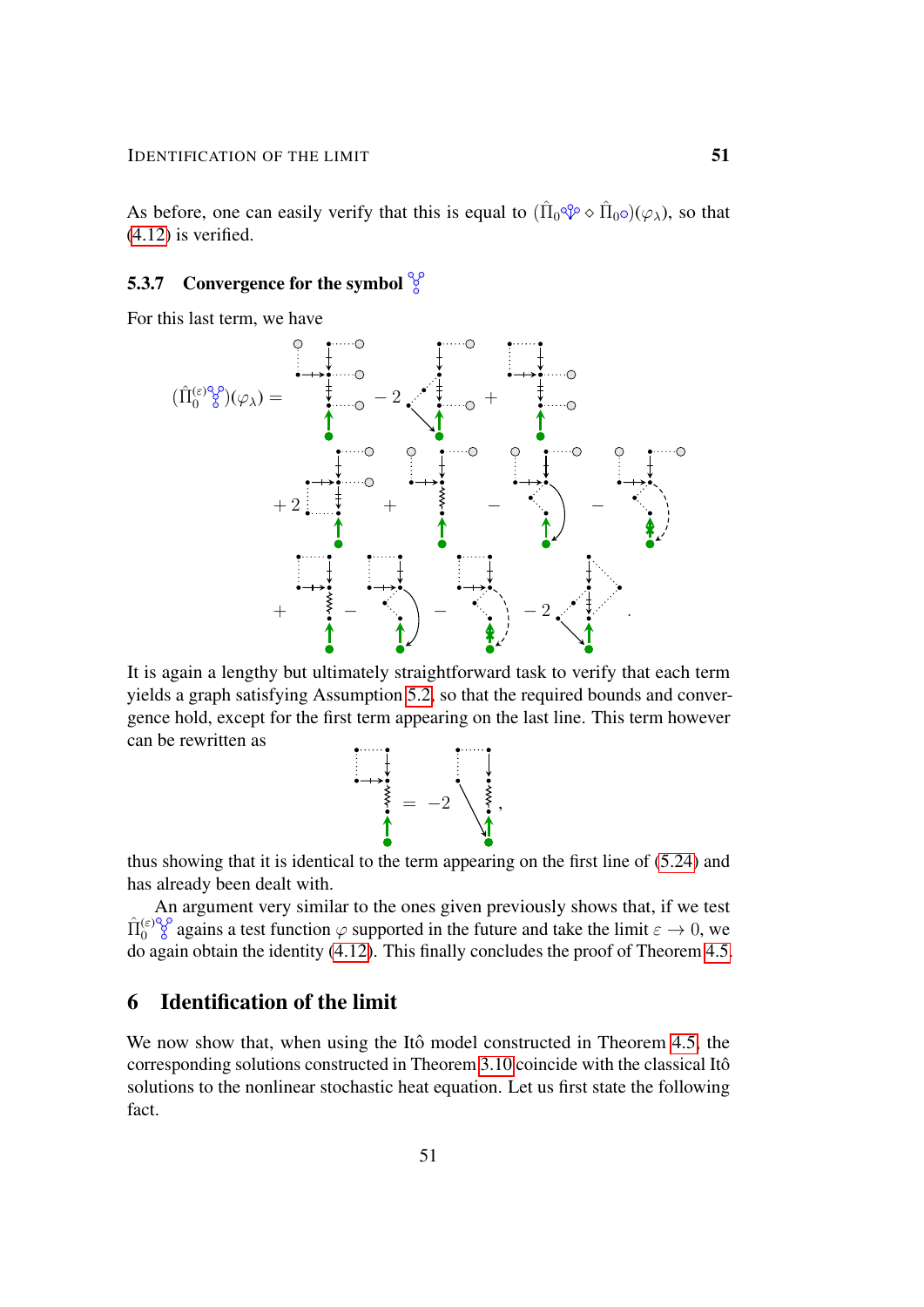As before, one can easily verify that this is equal to $(\hat\Pi_0 \cdot \diamond \hat\Pi_0 \circ)(\varphi_\lambda)$, so that (4.12) is verified.

### 5.3.7 Convergence for the symbol

For this last term, we have

$$(\hat\Pi_0^{(\varepsilon)} \cdot)(\varphi_\lambda) = \cdots$$

It is again a lengthy but ultimately straightforward task to verify that each term yields a graph satisfying Assumption 5.2, so that the required bounds and convergence hold, except for the first term appearing on the last line. This term however can be rewritten as

$$\cdots = -2 \cdots,$$

thus showing that it is identical to the term appearing on the first line of (5.24) and has already been dealt with.

An argument very similar to the ones given previously shows that, if we test $\hat\Pi_0^{(\varepsilon)}$ agains a test function $\varphi$ supported in the future and take the limit $\varepsilon \to 0$, we do again obtain the identity (4.12). This finally concludes the proof of Theorem 4.5.

# 6 Identification of the limit

We now show that, when using the Itô model constructed in Theorem 4.5, the corresponding solutions constructed in Theorem 3.10 coincide with the classical Itô solutions to the nonlinear stochastic heat equation. Let us first state the following fact.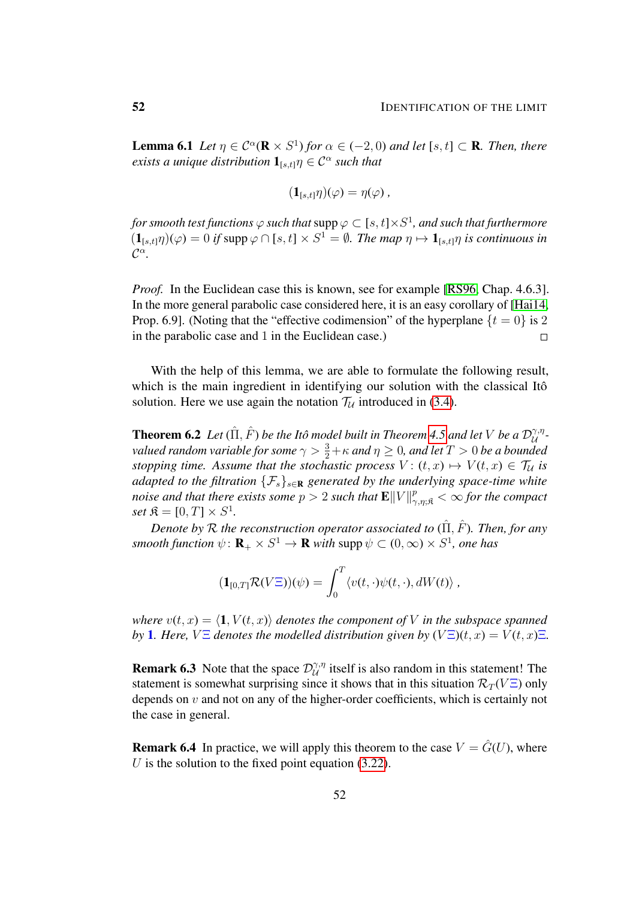**Lemma 6.1** *Let $\eta \in \mathcal{C}^\alpha(\mathbf{R} \times S^1)$ for $\alpha \in (-2, 0)$ and let $[s,t] \subset \mathbf{R}$. Then, there exists a unique distribution $\mathbf{1}_{[s,t]}\eta \in \mathcal{C}^\alpha$ such that*

$$(\mathbf{1}_{[s,t]}\eta)(\varphi) = \eta(\varphi)\;,$$

*for smooth test functions $\varphi$ such that $\operatorname{supp}\varphi \subset [s,t]\times S^1$, and such that furthermore $(\mathbf{1}_{[s,t]}\eta)(\varphi) = 0$ if $\operatorname{supp}\varphi \cap [s,t] \times S^1 = \emptyset$. The map $\eta \mapsto \mathbf{1}_{[s,t]}\eta$ is continuous in $\mathcal{C}^\alpha$.*

*Proof.* In the Euclidean case this is known, see for example [RS96, Chap. 4.6.3]. In the more general parabolic case considered here, it is an easy corollary of [Hai14, Prop. 6.9]. (Noting that the "effective codimension" of the hyperplane $\{t = 0\}$ is 2 in the parabolic case and 1 in the Euclidean case.) □

With the help of this lemma, we are able to formulate the following result, which is the main ingredient in identifying our solution with the classical Itô solution. Here we use again the notation $\mathcal{T}_\mathcal{U}$ introduced in (3.4).

**Theorem 6.2** *Let $(\hat\Pi, \hat F)$ be the Itô model built in Theorem 4.5 and let $V$ be a $\mathcal{D}_\mathcal{U}^{\gamma,\eta}$-valued random variable for some $\gamma > \frac{3}{2}+\kappa$ and $\eta \geq 0$, and let $T > 0$ be a bounded stopping time. Assume that the stochastic process $V\colon (t,x) \mapsto V(t,x) \in \mathcal{T}_\mathcal{U}$ is adapted to the filtration $\{\mathcal{F}_s\}_{s\in\mathbf{R}}$ generated by the underlying space-time white noise and that there exists some $p > 2$ such that $\mathbf{E}\|V\|_{\gamma,\eta;\mathfrak{K}}^p < \infty$ for the compact set $\mathfrak{K} = [0,T] \times S^1$.*

*Denote by $\mathcal{R}$ the reconstruction operator associated to $(\hat\Pi, \hat F)$. Then, for any smooth function $\psi\colon \mathbf{R}_+ \times S^1 \to \mathbf{R}$ with $\operatorname{supp}\psi \subset (0,\infty) \times S^1$, one has*

$$(\mathbf{1}_{[0,T]}\mathcal{R}(V\Xi))(\psi) = \int_0^T \langle v(t,\cdot)\psi(t,\cdot), dW(t)\rangle\;,$$

*where $v(t,x) = \langle \mathbf{1}, V(t,x)\rangle$ denotes the component of $V$ in the subspace spanned by $\mathbf{1}$. Here, $V\Xi$ denotes the modelled distribution given by $(V\Xi)(t,x) = V(t,x)\Xi$.*

**Remark 6.3** Note that the space $\mathcal{D}_\mathcal{U}^{\gamma,\eta}$ itself is also random in this statement! The statement is somewhat surprising since it shows that in this situation $\mathcal{R}_T(V\Xi)$ only depends on $v$ and not on any of the higher-order coefficients, which is certainly not the case in general.

**Remark 6.4** In practice, we will apply this theorem to the case $V = \hat G(U)$, where $U$ is the solution to the fixed point equation (3.22).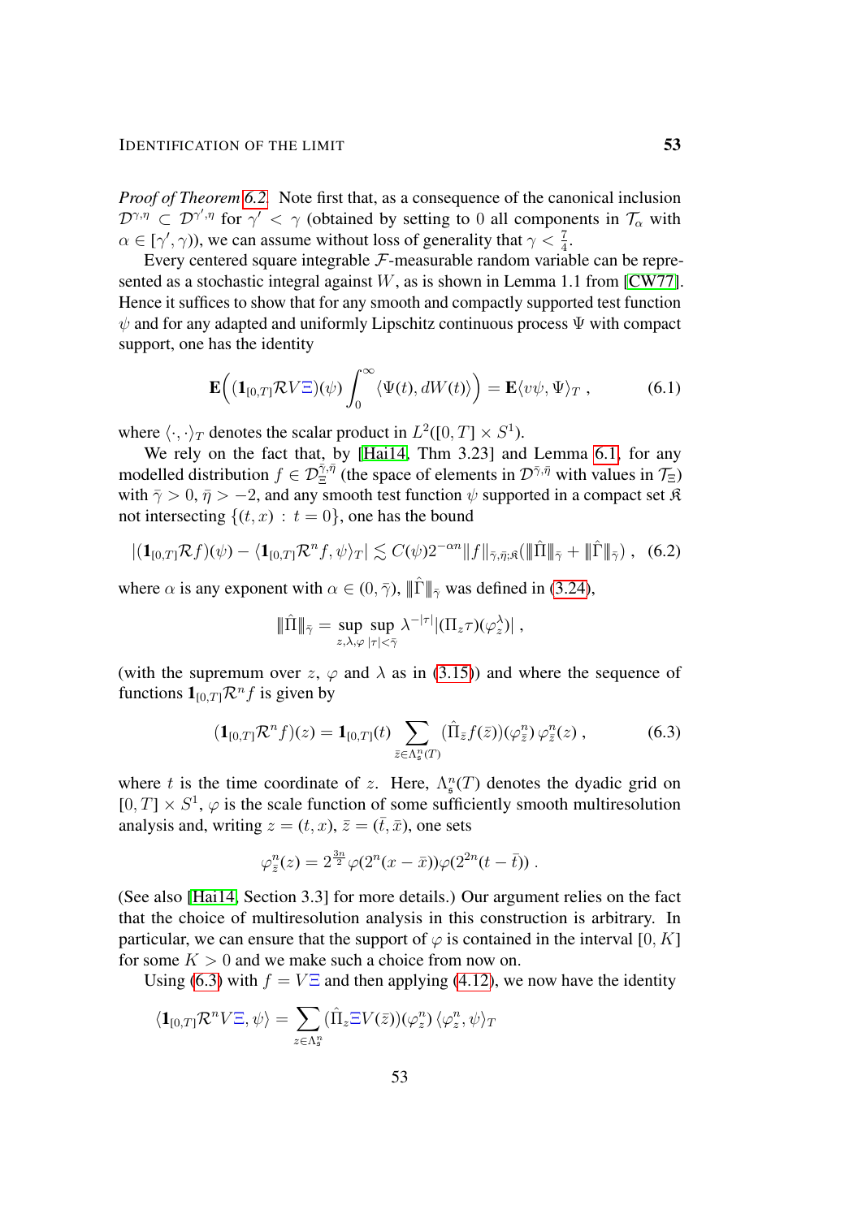*Proof of Theorem 6.2.* Note first that, as a consequence of the canonical inclusion $\mathcal{D}^{\gamma,\eta} \subset \mathcal{D}^{\gamma',\eta}$ for $\gamma' < \gamma$ (obtained by setting to $0$ all components in $\mathcal{T}_\alpha$ with $\alpha \in [\gamma', \gamma)$), we can assume without loss of generality that $\gamma < \frac{7}{4}$.

Every centered square integrable $\mathcal{F}$-measurable random variable can be represented as a stochastic integral against $W$, as is shown in Lemma 1.1 from [CW77]. Hence it suffices to show that for any smooth and compactly supported test function $\psi$ and for any adapted and uniformly Lipschitz continuous process $\Psi$ with compact support, one has the identity

$$\mathbf{E}\Big((\mathbf{1}_{[0,T]}\mathcal{R}V\Xi)(\psi)\int_0^\infty \langle \Psi(t), dW(t)\rangle\Big) = \mathbf{E}\langle v\psi, \Psi\rangle_T\;, \tag{6.1}$$

where $\langle\cdot,\cdot\rangle_T$ denotes the scalar product in $L^2([0,T]\times S^1)$.

We rely on the fact that, by [Hai14, Thm 3.23] and Lemma 6.1, for any modelled distribution $f \in \mathcal{D}^{\bar\gamma,\bar\eta}_\Xi$ (the space of elements in $\mathcal{D}^{\bar\gamma,\bar\eta}$ with values in $\mathcal{T}_\Xi$) with $\bar\gamma > 0$, $\bar\eta > -2$, and any smooth test function $\psi$ supported in a compact set $\mathfrak{K}$ not intersecting $\{(t,x) \,:\, t = 0\}$, one has the bound

$$|(\mathbf{1}_{[0,T]}\mathcal{R}f)(\psi) - \langle \mathbf{1}_{[0,T]}\mathcal{R}^n f, \psi\rangle_T| \lesssim C(\psi)2^{-\alpha n}\|f\|_{\bar\gamma,\bar\eta;\mathfrak{K}}(\|\hat\Pi\|_{\bar\gamma} + \|\hat\Gamma\|_{\bar\gamma})\;, \tag{6.2}$$

where $\alpha$ is any exponent with $\alpha \in (0,\bar\gamma)$, $\|\hat\Gamma\|_{\bar\gamma}$ was defined in (3.24),

$$\|\hat\Pi\|_{\bar\gamma} = \sup_{z,\lambda,\varphi}\sup_{|\tau|<\bar\gamma} \lambda^{-|\tau|}|(\Pi_z\tau)(\varphi_z^\lambda)|\;,$$

(with the supremum over $z$, $\varphi$ and $\lambda$ as in (3.15)) and where the sequence of functions $\mathbf{1}_{[0,T]}\mathcal{R}^n f$ is given by

$$(\mathbf{1}_{[0,T]}\mathcal{R}^n f)(z) = \mathbf{1}_{[0,T]}(t)\sum_{\bar z \in \Lambda_\mathfrak{s}^n(T)} (\hat\Pi_{\bar z} f(\bar z))(\varphi_{\bar z}^n)\,\varphi_{\bar z}^n(z)\;, \tag{6.3}$$

where $t$ is the time coordinate of $z$. Here, $\Lambda_\mathfrak{s}^n(T)$ denotes the dyadic grid on $[0,T]\times S^1$, $\varphi$ is the scale function of some sufficiently smooth multiresolution analysis and, writing $z = (t,x)$, $\bar z = (\bar t, \bar x)$, one sets

$$\varphi_{\bar z}^n(z) = 2^{\frac{3n}{2}}\varphi(2^n(x-\bar x))\varphi(2^{2n}(t-\bar t))\;.$$

(See also [Hai14, Section 3.3] for more details.) Our argument relies on the fact that the choice of multiresolution analysis in this construction is arbitrary. In particular, we can ensure that the support of $\varphi$ is contained in the interval $[0,K]$ for some $K > 0$ and we make such a choice from now on.

Using (6.3) with $f = V\Xi$ and then applying (4.12), we now have the identity

$$\langle \mathbf{1}_{[0,T]}\mathcal{R}^n V\Xi, \psi\rangle = \sum_{z\in\Lambda_\mathfrak{s}^n} (\hat\Pi_z \Xi V(\bar z))(\varphi_z^n)\,\langle \varphi_z^n, \psi\rangle_T$$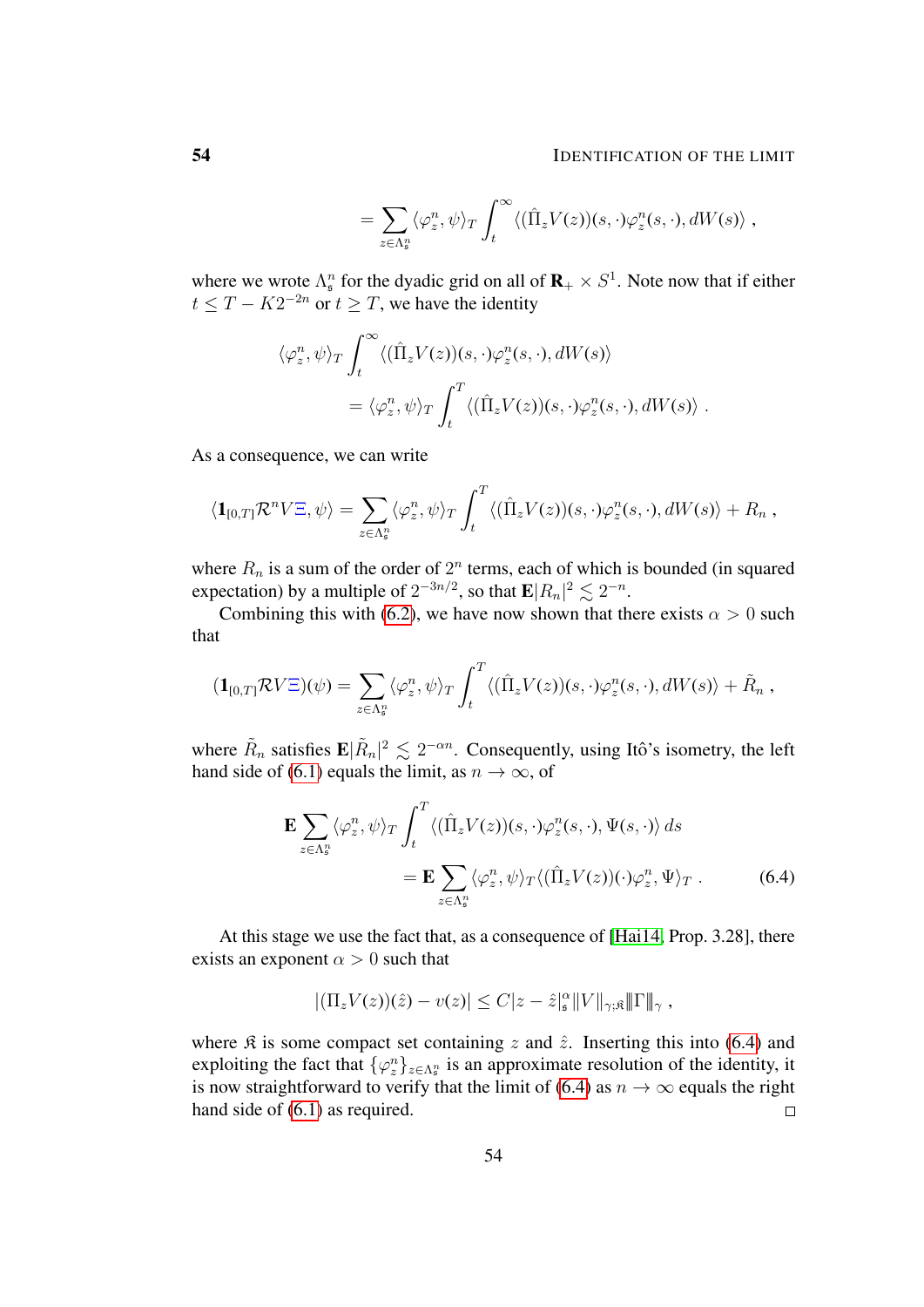$$= \sum_{z \in \Lambda_\mathfrak{s}^n} \langle \varphi_z^n, \psi \rangle_T \int_t^\infty \langle (\hat{\Pi}_z V(z))(s,\cdot) \varphi_z^n(s,\cdot), dW(s) \rangle ,$$

where we wrote $\Lambda_\mathfrak{s}^n$ for the dyadic grid on all of $\mathbf{R}_+ \times S^1$. Note now that if either $t \le T - K2^{-2n}$ or $t \ge T$, we have the identity

$$\langle \varphi_z^n, \psi \rangle_T \int_t^\infty \langle (\hat{\Pi}_z V(z))(s,\cdot) \varphi_z^n(s,\cdot), dW(s) \rangle$$
$$= \langle \varphi_z^n, \psi \rangle_T \int_t^T \langle (\hat{\Pi}_z V(z))(s,\cdot) \varphi_z^n(s,\cdot), dW(s) \rangle .$$

As a consequence, we can write

$$\langle \mathbf{1}_{[0,T]} \mathcal{R}^n V \Xi, \psi \rangle = \sum_{z \in \Lambda_\mathfrak{s}^n} \langle \varphi_z^n, \psi \rangle_T \int_t^T \langle (\hat{\Pi}_z V(z))(s,\cdot) \varphi_z^n(s,\cdot), dW(s) \rangle + R_n ,$$

where $R_n$ is a sum of the order of $2^n$ terms, each of which is bounded (in squared expectation) by a multiple of $2^{-3n/2}$, so that $\mathbf{E}|R_n|^2 \lesssim 2^{-n}$.

Combining this with (6.2), we have now shown that there exists $\alpha > 0$ such that

$$(\mathbf{1}_{[0,T)} \mathcal{R} V \Xi)(\psi) = \sum_{z \in \Lambda_\mathfrak{s}^n} \langle \varphi_z^n, \psi \rangle_T \int_t^T \langle (\hat{\Pi}_z V(z))(s,\cdot) \varphi_z^n(s,\cdot), dW(s) \rangle + \tilde{R}_n ,$$

where $\tilde{R}_n$ satisfies $\mathbf{E}|\tilde{R}_n|^2 \lesssim 2^{-\alpha n}$. Consequently, using Itô's isometry, the left hand side of (6.1) equals the limit, as $n \to \infty$, of

$$\mathbf{E} \sum_{z \in \Lambda_\mathfrak{s}^n} \langle \varphi_z^n, \psi \rangle_T \int_t^T \langle (\hat{\Pi}_z V(z))(s,\cdot) \varphi_z^n(s,\cdot), \Psi(s,\cdot) \rangle \, ds$$
$$= \mathbf{E} \sum_{z \in \Lambda_\mathfrak{s}^n} \langle \varphi_z^n, \psi \rangle_T \langle (\hat{\Pi}_z V(z))(\cdot) \varphi_z^n, \Psi \rangle_T . \tag{6.4}$$

At this stage we use the fact that, as a consequence of [Hai14, Prop. 3.28], there exists an exponent $\alpha > 0$ such that

$$|(\Pi_z V(z))(\hat{z}) - v(z)| \le C |z - \hat{z}|_\mathfrak{s}^\alpha \|V\|_{\gamma;\mathfrak{K}} \|\Gamma\|_\gamma ,$$

where $\mathfrak{K}$ is some compact set containing $z$ and $\hat{z}$. Inserting this into (6.4) and exploiting the fact that $\{\varphi_z^n\}_{z \in \Lambda_\mathfrak{s}^n}$ is an approximate resolution of the identity, it is now straightforward to verify that the limit of (6.4) as $n \to \infty$ equals the right hand side of (6.1) as required. $\square$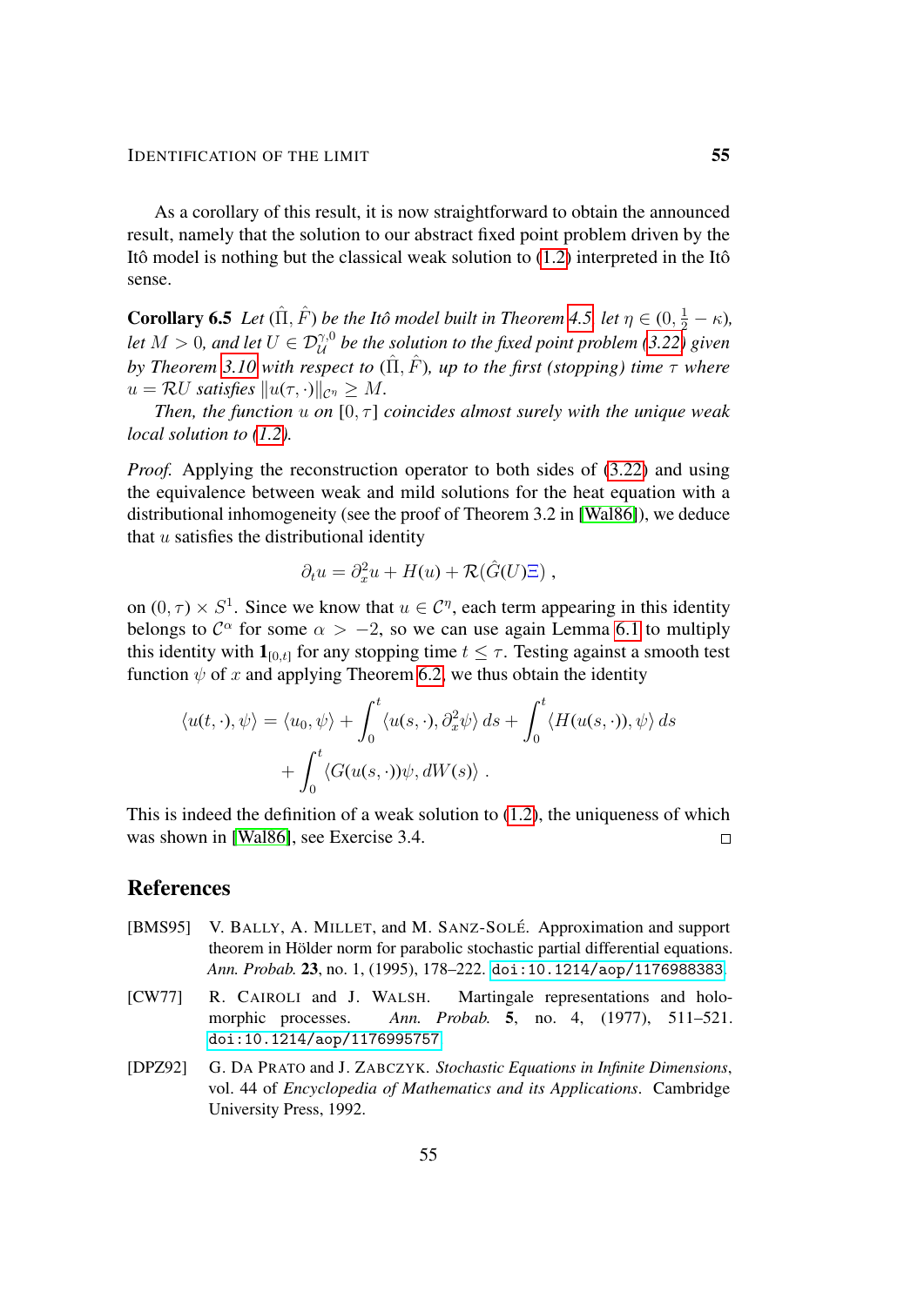As a corollary of this result, it is now straightforward to obtain the announced result, namely that the solution to our abstract fixed point problem driven by the Itô model is nothing but the classical weak solution to (1.2) interpreted in the Itô sense.

**Corollary 6.5** *Let $(\hat{\Pi}, \hat{F})$ be the Itô model built in Theorem 4.5, let $\eta \in (0, \frac{1}{2} - \kappa)$, let $M > 0$, and let $U \in \mathcal{D}_{\mathcal{U}}^{\gamma,0}$ be the solution to the fixed point problem (3.22) given by Theorem 3.10 with respect to $(\hat{\Pi}, \hat{F})$, up to the first (stopping) time $\tau$ where $u = \mathcal{R}U$ satisfies $\|u(\tau, \cdot)\|_{\mathcal{C}^\eta} \geq M$.*

*Then, the function $u$ on $[0, \tau]$ coincides almost surely with the unique weak local solution to (1.2).*

*Proof.* Applying the reconstruction operator to both sides of (3.22) and using the equivalence between weak and mild solutions for the heat equation with a distributional inhomogeneity (see the proof of Theorem 3.2 in [Wal86]), we deduce that $u$ satisfies the distributional identity

$$\partial_t u = \partial_x^2 u + H(u) + \mathcal{R}(\hat{G}(U)\Xi) ,$$

on $(0, \tau) \times S^1$. Since we know that $u \in \mathcal{C}^\eta$, each term appearing in this identity belongs to $\mathcal{C}^\alpha$ for some $\alpha > -2$, so we can use again Lemma 6.1 to multiply this identity with $\mathbf{1}_{[0,t]}$ for any stopping time $t \leq \tau$. Testing against a smooth test function $\psi$ of $x$ and applying Theorem 6.2, we thus obtain the identity

$$\begin{aligned}\langle u(t, \cdot), \psi \rangle = \langle u_0, \psi \rangle + \int_0^t \langle u(s, \cdot), \partial_x^2 \psi \rangle \, ds + \int_0^t \langle H(u(s, \cdot)), \psi \rangle \, ds \\ + \int_0^t \langle G(u(s, \cdot))\psi, dW(s) \rangle \, .\end{aligned}$$

This is indeed the definition of a weak solution to (1.2), the uniqueness of which was shown in [Wal86], see Exercise 3.4. □

## References

[BMS95] V. Bally, A. Millet, and M. Sanz-Solé. Approximation and support theorem in Hölder norm for parabolic stochastic partial differential equations. *Ann. Probab.* **23**, no. 1, (1995), 178–222. doi:10.1214/aop/1176988383.

[CW77] R. Cairoli and J. Walsh. Martingale representations and holomorphic processes. *Ann. Probab.* **5**, no. 4, (1977), 511–521. doi:10.1214/aop/1176995757

[DPZ92] G. Da Prato and J. Zabczyk. *Stochastic Equations in Infinite Dimensions*, vol. 44 of *Encyclopedia of Mathematics and its Applications*. Cambridge University Press, 1992.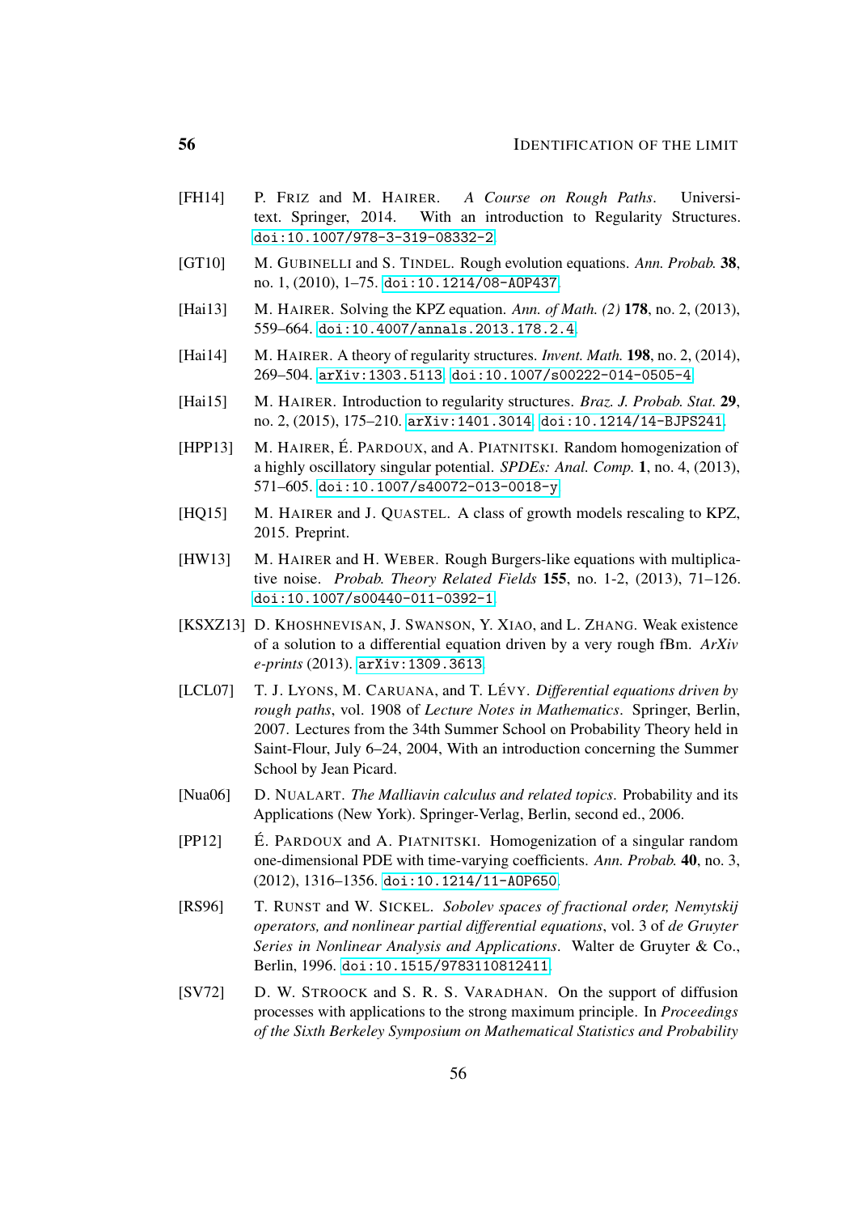[FH14] P. Friz and M. Hairer. *A Course on Rough Paths*. Universitext. Springer, 2014. With an introduction to Regularity Structures. doi:10.1007/978-3-319-08332-2.

[GT10] M. Gubinelli and S. Tindel. Rough evolution equations. *Ann. Probab.* **38**, no. 1, (2010), 1–75. doi:10.1214/08-AOP437.

[Hai13] M. Hairer. Solving the KPZ equation. *Ann. of Math. (2)* **178**, no. 2, (2013), 559–664. doi:10.4007/annals.2013.178.2.4.

[Hai14] M. Hairer. A theory of regularity structures. *Invent. Math.* **198**, no. 2, (2014), 269–504. arXiv:1303.5113. doi:10.1007/s00222-014-0505-4.

[Hai15] M. Hairer. Introduction to regularity structures. *Braz. J. Probab. Stat.* **29**, no. 2, (2015), 175–210. arXiv:1401.3014. doi:10.1214/14-BJPS241.

[HPP13] M. Hairer, É. Pardoux, and A. Piatnitski. Random homogenization of a highly oscillatory singular potential. *SPDEs: Anal. Comp.* **1**, no. 4, (2013), 571–605. doi:10.1007/s40072-013-0018-y.

[HQ15] M. Hairer and J. Quastel. A class of growth models rescaling to KPZ, 2015. Preprint.

[HW13] M. Hairer and H. Weber. Rough Burgers-like equations with multiplicative noise. *Probab. Theory Related Fields* **155**, no. 1-2, (2013), 71–126. doi:10.1007/s00440-011-0392-1.

[KSXZ13] D. Khoshnevisan, J. Swanson, Y. Xiao, and L. Zhang. Weak existence of a solution to a differential equation driven by a very rough fBm. *ArXiv e-prints* (2013). arXiv:1309.3613.

[LCL07] T. J. Lyons, M. Caruana, and T. Lévy. *Differential equations driven by rough paths*, vol. 1908 of *Lecture Notes in Mathematics*. Springer, Berlin, 2007. Lectures from the 34th Summer School on Probability Theory held in Saint-Flour, July 6–24, 2004, With an introduction concerning the Summer School by Jean Picard.

[Nua06] D. Nualart. *The Malliavin calculus and related topics*. Probability and its Applications (New York). Springer-Verlag, Berlin, second ed., 2006.

[PP12] É. Pardoux and A. Piatnitski. Homogenization of a singular random one-dimensional PDE with time-varying coefficients. *Ann. Probab.* **40**, no. 3, (2012), 1316–1356. doi:10.1214/11-AOP650.

[RS96] T. Runst and W. Sickel. *Sobolev spaces of fractional order, Nemytskij operators, and nonlinear partial differential equations*, vol. 3 of *de Gruyter Series in Nonlinear Analysis and Applications*. Walter de Gruyter & Co., Berlin, 1996. doi:10.1515/9783110812411.

[SV72] D. W. Stroock and S. R. S. Varadhan. On the support of diffusion processes with applications to the strong maximum principle. In *Proceedings of the Sixth Berkeley Symposium on Mathematical Statistics and Probability*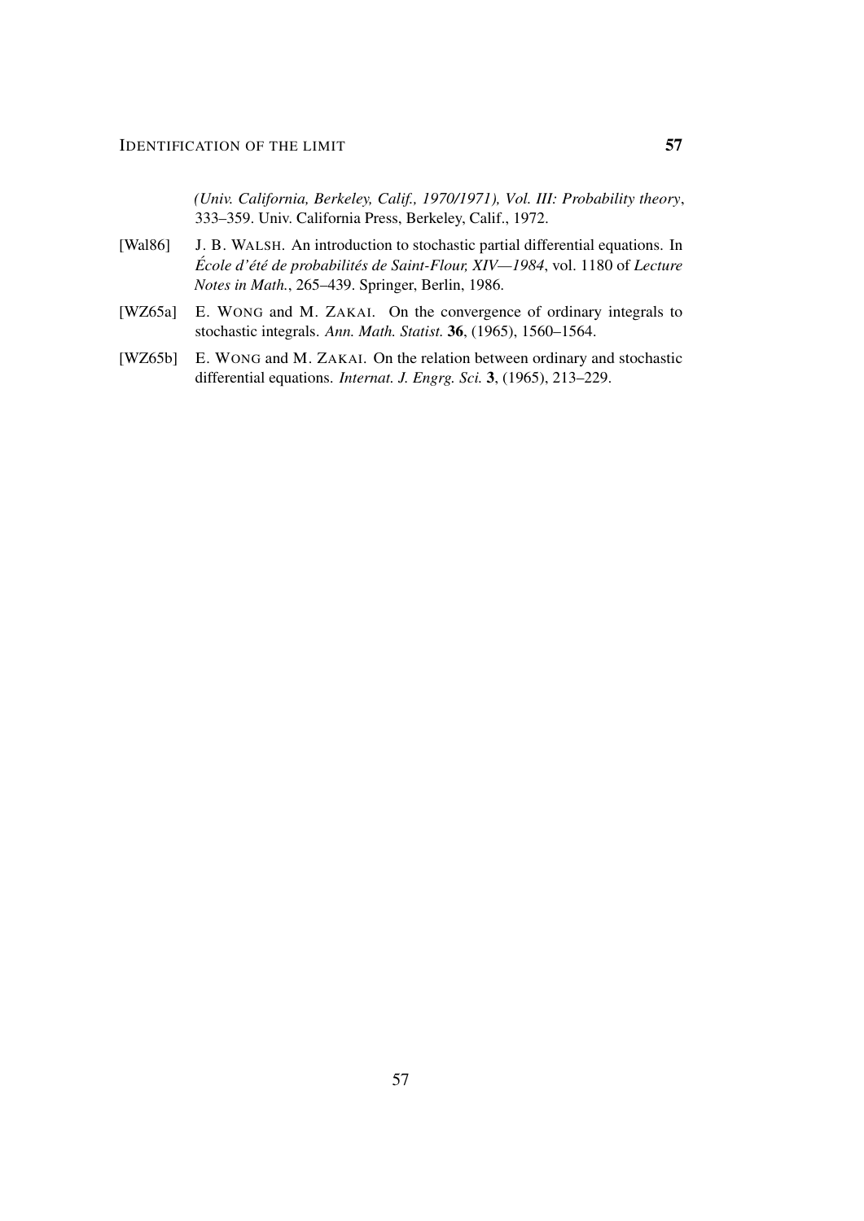*(Univ. California, Berkeley, Calif., 1970/1971), Vol. III: Probability theory*, 333–359. Univ. California Press, Berkeley, Calif., 1972.

[Wal86] J. B. WALSH. An introduction to stochastic partial differential equations. In *École d'été de probabilités de Saint-Flour, XIV—1984*, vol. 1180 of *Lecture Notes in Math.*, 265–439. Springer, Berlin, 1986.

[WZ65a] E. WONG and M. ZAKAI. On the convergence of ordinary integrals to stochastic integrals. *Ann. Math. Statist.* **36**, (1965), 1560–1564.

[WZ65b] E. WONG and M. ZAKAI. On the relation between ordinary and stochastic differential equations. *Internat. J. Engrg. Sci.* **3**, (1965), 213–229.